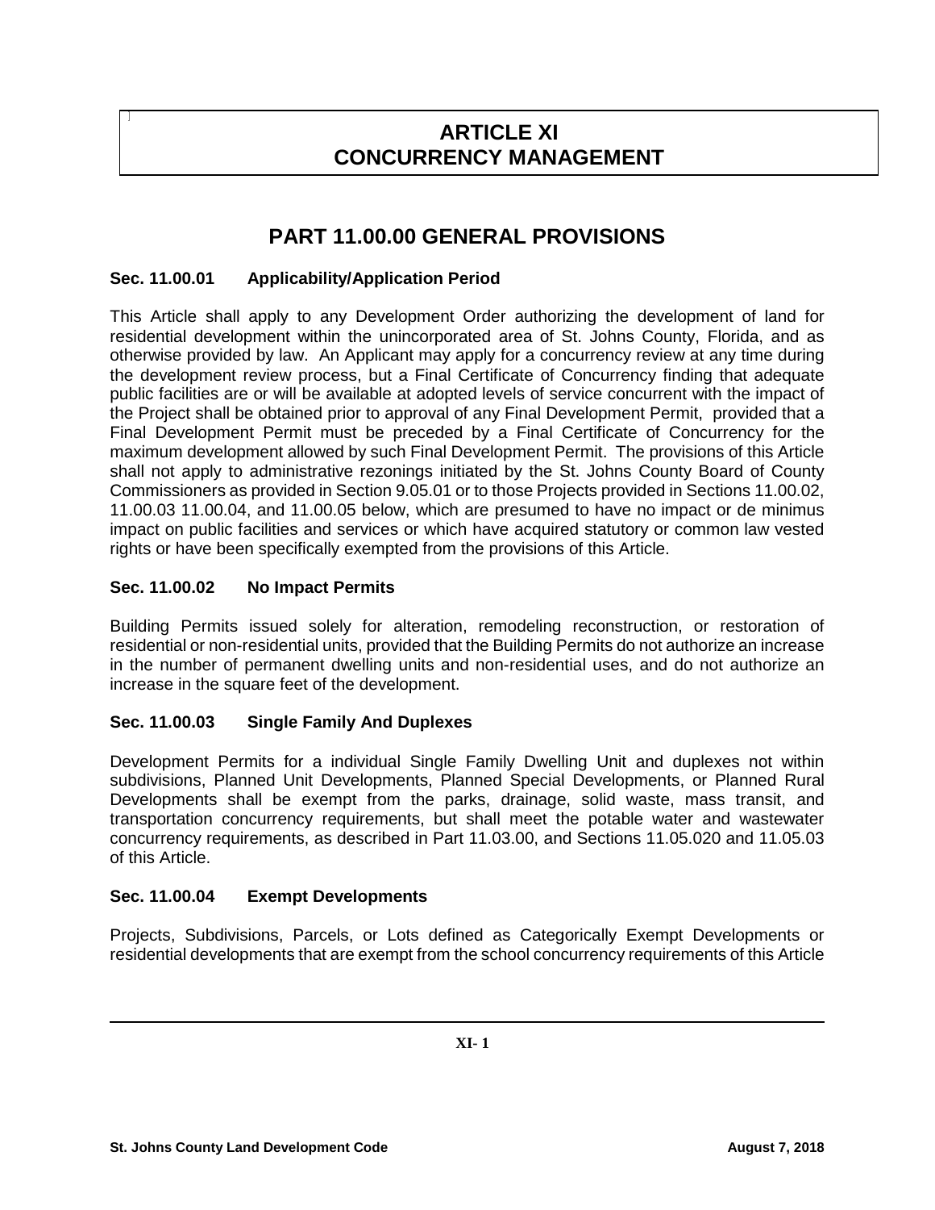# ARTICLE XI
# CONCURRENCY MANAGEMENT

## PART 11.00.00 GENERAL PROVISIONS

### Sec. 11.00.01 Applicability/Application Period

This Article shall apply to any Development Order authorizing the development of land for residential development within the unincorporated area of St. Johns County, Florida, and as otherwise provided by law. An Applicant may apply for a concurrency review at any time during the development review process, but a Final Certificate of Concurrency finding that adequate public facilities are or will be available at adopted levels of service concurrent with the impact of the Project shall be obtained prior to approval of any Final Development Permit, provided that a Final Development Permit must be preceded by a Final Certificate of Concurrency for the maximum development allowed by such Final Development Permit. The provisions of this Article shall not apply to administrative rezonings initiated by the St. Johns County Board of County Commissioners as provided in Section 9.05.01 or to those Projects provided in Sections 11.00.02, 11.00.03 11.00.04, and 11.00.05 below, which are presumed to have no impact or de minimus impact on public facilities and services or which have acquired statutory or common law vested rights or have been specifically exempted from the provisions of this Article.

### Sec. 11.00.02 No Impact Permits

Building Permits issued solely for alteration, remodeling reconstruction, or restoration of residential or non-residential units, provided that the Building Permits do not authorize an increase in the number of permanent dwelling units and non-residential uses, and do not authorize an increase in the square feet of the development.

### Sec. 11.00.03 Single Family And Duplexes

Development Permits for a individual Single Family Dwelling Unit and duplexes not within subdivisions, Planned Unit Developments, Planned Special Developments, or Planned Rural Developments shall be exempt from the parks, drainage, solid waste, mass transit, and transportation concurrency requirements, but shall meet the potable water and wastewater concurrency requirements, as described in Part 11.03.00, and Sections 11.05.020 and 11.05.03 of this Article.

### Sec. 11.00.04 Exempt Developments

Projects, Subdivisions, Parcels, or Lots defined as Categorically Exempt Developments or residential developments that are exempt from the school concurrency requirements of this Article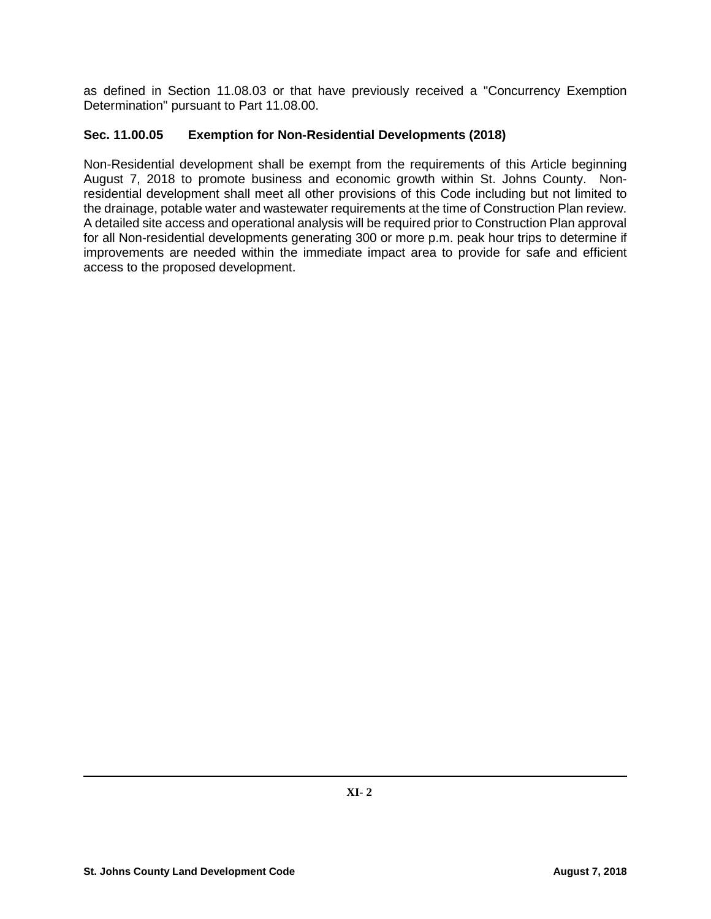as defined in Section 11.08.03 or that have previously received a "Concurrency Exemption Determination" pursuant to Part 11.08.00.

### Sec. 11.00.05 Exemption for Non-Residential Developments (2018)

Non-Residential development shall be exempt from the requirements of this Article beginning August 7, 2018 to promote business and economic growth within St. Johns County. Non-residential development shall meet all other provisions of this Code including but not limited to the drainage, potable water and wastewater requirements at the time of Construction Plan review. A detailed site access and operational analysis will be required prior to Construction Plan approval for all Non-residential developments generating 300 or more p.m. peak hour trips to determine if improvements are needed within the immediate impact area to provide for safe and efficient access to the proposed development.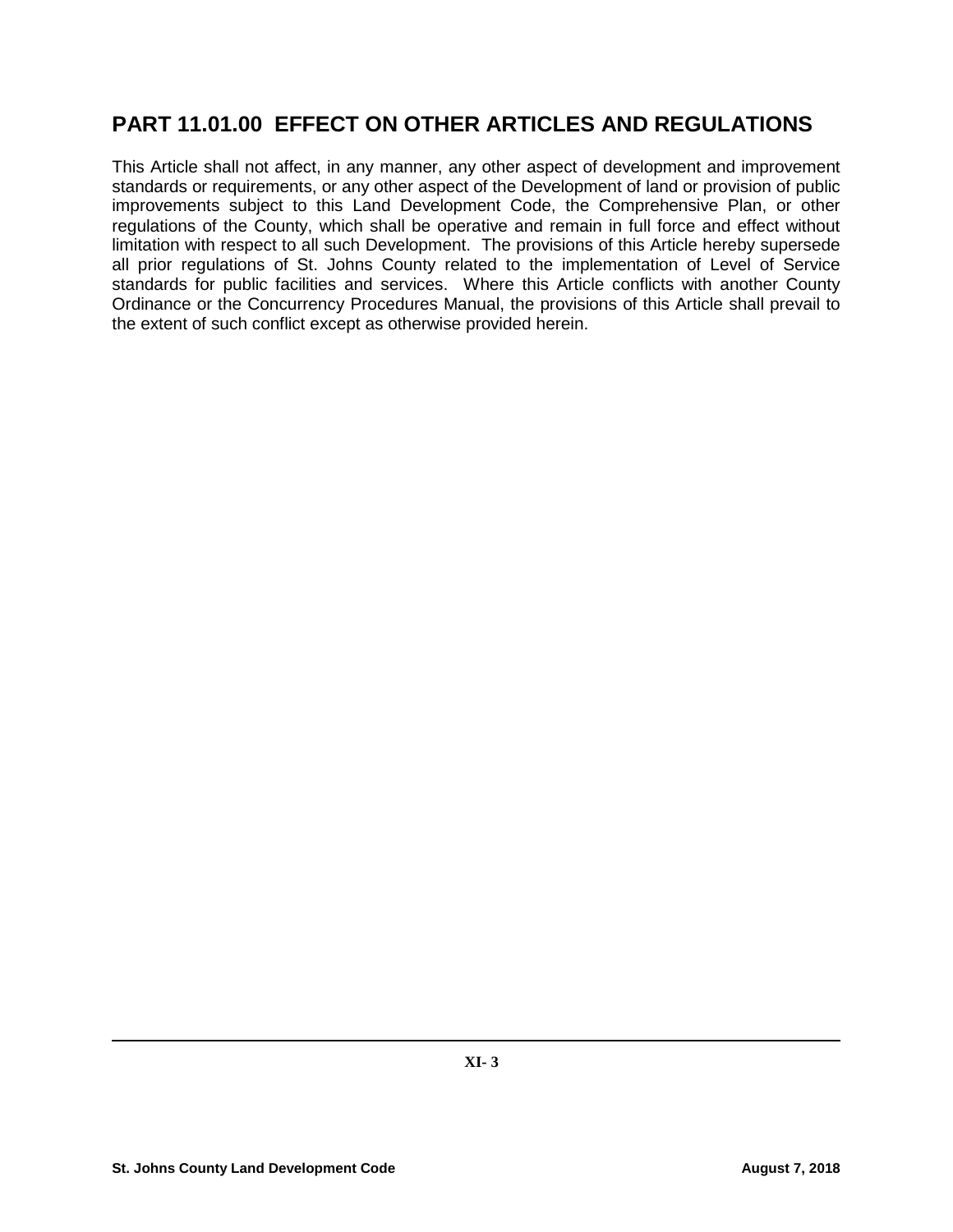## PART 11.01.00 EFFECT ON OTHER ARTICLES AND REGULATIONS

This Article shall not affect, in any manner, any other aspect of development and improvement standards or requirements, or any other aspect of the Development of land or provision of public improvements subject to this Land Development Code, the Comprehensive Plan, or other regulations of the County, which shall be operative and remain in full force and effect without limitation with respect to all such Development. The provisions of this Article hereby supersede all prior regulations of St. Johns County related to the implementation of Level of Service standards for public facilities and services. Where this Article conflicts with another County Ordinance or the Concurrency Procedures Manual, the provisions of this Article shall prevail to the extent of such conflict except as otherwise provided herein.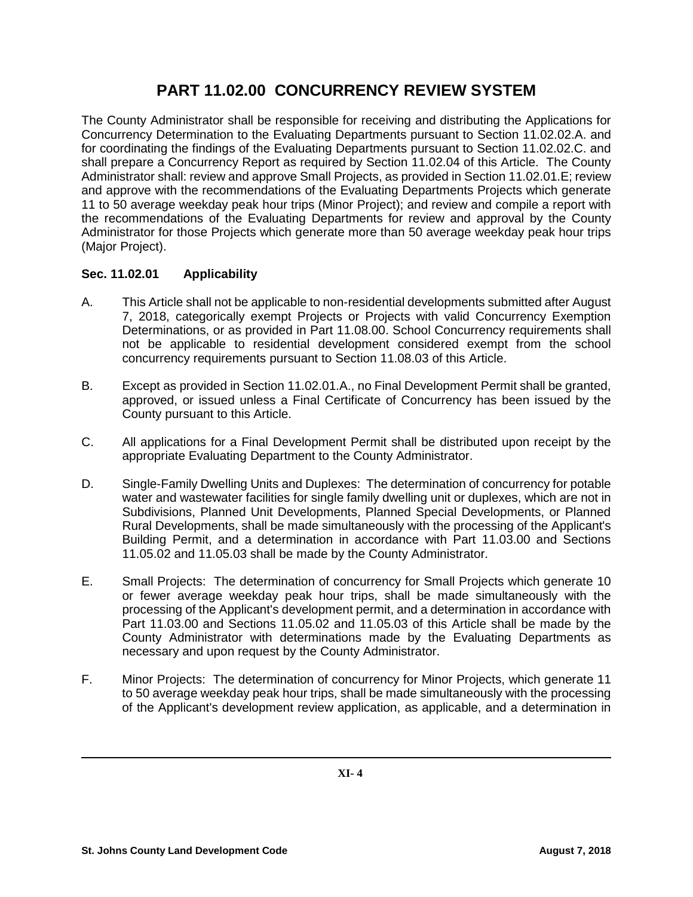# PART 11.02.00 CONCURRENCY REVIEW SYSTEM

The County Administrator shall be responsible for receiving and distributing the Applications for Concurrency Determination to the Evaluating Departments pursuant to Section 11.02.02.A. and for coordinating the findings of the Evaluating Departments pursuant to Section 11.02.02.C. and shall prepare a Concurrency Report as required by Section 11.02.04 of this Article. The County Administrator shall: review and approve Small Projects, as provided in Section 11.02.01.E; review and approve with the recommendations of the Evaluating Departments Projects which generate 11 to 50 average weekday peak hour trips (Minor Project); and review and compile a report with the recommendations of the Evaluating Departments for review and approval by the County Administrator for those Projects which generate more than 50 average weekday peak hour trips (Major Project).

### Sec. 11.02.01 Applicability

A. This Article shall not be applicable to non-residential developments submitted after August 7, 2018, categorically exempt Projects or Projects with valid Concurrency Exemption Determinations, or as provided in Part 11.08.00. School Concurrency requirements shall not be applicable to residential development considered exempt from the school concurrency requirements pursuant to Section 11.08.03 of this Article.

B. Except as provided in Section 11.02.01.A., no Final Development Permit shall be granted, approved, or issued unless a Final Certificate of Concurrency has been issued by the County pursuant to this Article.

C. All applications for a Final Development Permit shall be distributed upon receipt by the appropriate Evaluating Department to the County Administrator.

D. Single-Family Dwelling Units and Duplexes: The determination of concurrency for potable water and wastewater facilities for single family dwelling unit or duplexes, which are not in Subdivisions, Planned Unit Developments, Planned Special Developments, or Planned Rural Developments, shall be made simultaneously with the processing of the Applicant's Building Permit, and a determination in accordance with Part 11.03.00 and Sections 11.05.02 and 11.05.03 shall be made by the County Administrator.

E. Small Projects: The determination of concurrency for Small Projects which generate 10 or fewer average weekday peak hour trips, shall be made simultaneously with the processing of the Applicant's development permit, and a determination in accordance with Part 11.03.00 and Sections 11.05.02 and 11.05.03 of this Article shall be made by the County Administrator with determinations made by the Evaluating Departments as necessary and upon request by the County Administrator.

F. Minor Projects: The determination of concurrency for Minor Projects, which generate 11 to 50 average weekday peak hour trips, shall be made simultaneously with the processing of the Applicant's development review application, as applicable, and a determination in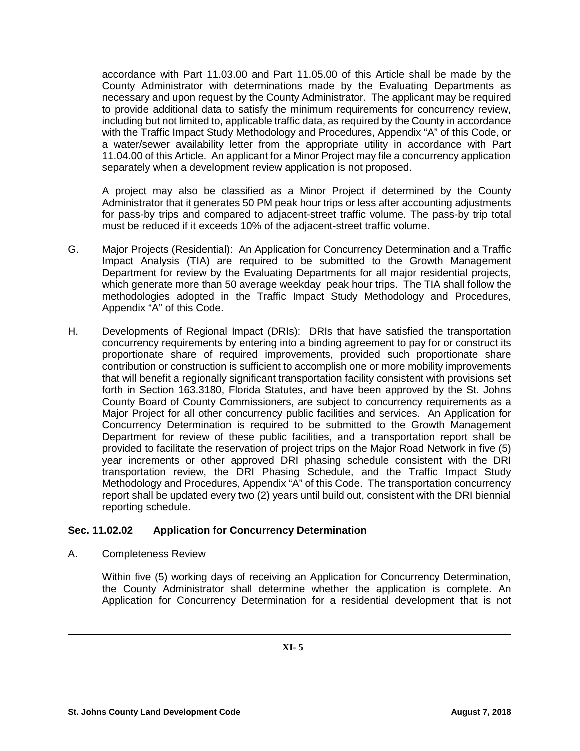accordance with Part 11.03.00 and Part 11.05.00 of this Article shall be made by the County Administrator with determinations made by the Evaluating Departments as necessary and upon request by the County Administrator. The applicant may be required to provide additional data to satisfy the minimum requirements for concurrency review, including but not limited to, applicable traffic data, as required by the County in accordance with the Traffic Impact Study Methodology and Procedures, Appendix "A" of this Code, or a water/sewer availability letter from the appropriate utility in accordance with Part 11.04.00 of this Article. An applicant for a Minor Project may file a concurrency application separately when a development review application is not proposed.

A project may also be classified as a Minor Project if determined by the County Administrator that it generates 50 PM peak hour trips or less after accounting adjustments for pass-by trips and compared to adjacent-street traffic volume. The pass-by trip total must be reduced if it exceeds 10% of the adjacent-street traffic volume.

G. Major Projects (Residential): An Application for Concurrency Determination and a Traffic Impact Analysis (TIA) are required to be submitted to the Growth Management Department for review by the Evaluating Departments for all major residential projects, which generate more than 50 average weekday peak hour trips. The TIA shall follow the methodologies adopted in the Traffic Impact Study Methodology and Procedures, Appendix "A" of this Code.

H. Developments of Regional Impact (DRIs): DRIs that have satisfied the transportation concurrency requirements by entering into a binding agreement to pay for or construct its proportionate share of required improvements, provided such proportionate share contribution or construction is sufficient to accomplish one or more mobility improvements that will benefit a regionally significant transportation facility consistent with provisions set forth in Section 163.3180, Florida Statutes, and have been approved by the St. Johns County Board of County Commissioners, are subject to concurrency requirements as a Major Project for all other concurrency public facilities and services. An Application for Concurrency Determination is required to be submitted to the Growth Management Department for review of these public facilities, and a transportation report shall be provided to facilitate the reservation of project trips on the Major Road Network in five (5) year increments or other approved DRI phasing schedule consistent with the DRI transportation review, the DRI Phasing Schedule, and the Traffic Impact Study Methodology and Procedures, Appendix "A" of this Code. The transportation concurrency report shall be updated every two (2) years until build out, consistent with the DRI biennial reporting schedule.

### Sec. 11.02.02 Application for Concurrency Determination

A. Completeness Review

Within five (5) working days of receiving an Application for Concurrency Determination, the County Administrator shall determine whether the application is complete. An Application for Concurrency Determination for a residential development that is not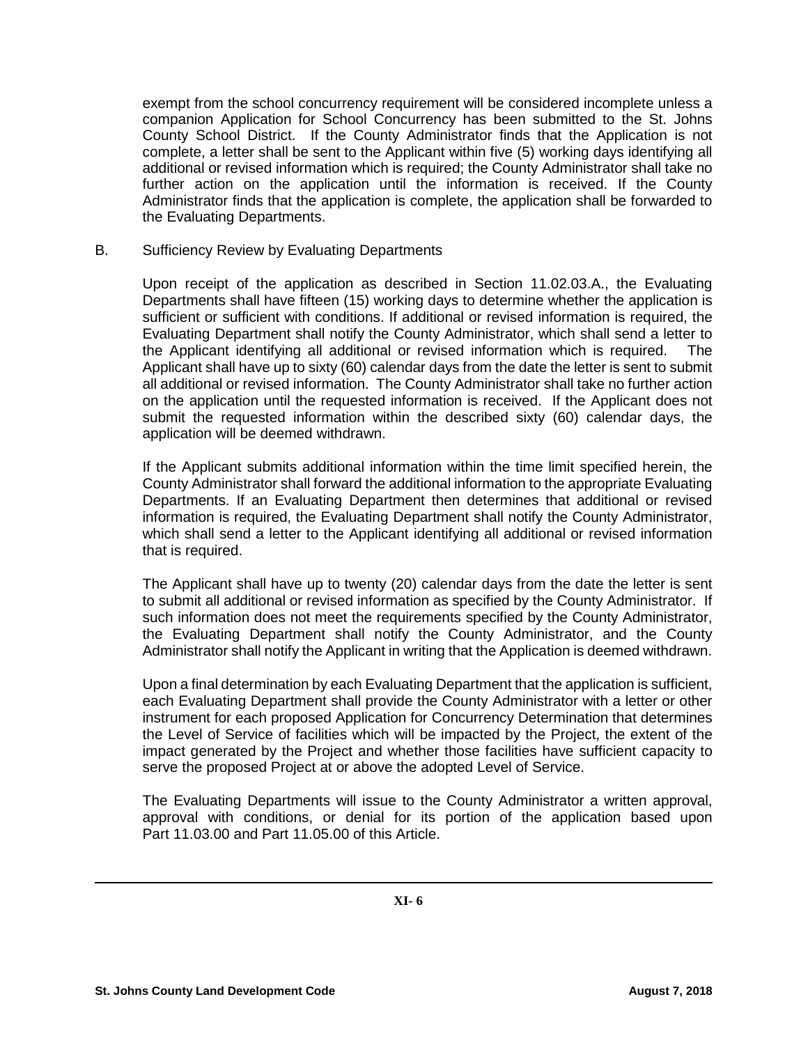exempt from the school concurrency requirement will be considered incomplete unless a companion Application for School Concurrency has been submitted to the St. Johns County School District. If the County Administrator finds that the Application is not complete, a letter shall be sent to the Applicant within five (5) working days identifying all additional or revised information which is required; the County Administrator shall take no further action on the application until the information is received. If the County Administrator finds that the application is complete, the application shall be forwarded to the Evaluating Departments.

B. Sufficiency Review by Evaluating Departments

Upon receipt of the application as described in Section 11.02.03.A., the Evaluating Departments shall have fifteen (15) working days to determine whether the application is sufficient or sufficient with conditions. If additional or revised information is required, the Evaluating Department shall notify the County Administrator, which shall send a letter to the Applicant identifying all additional or revised information which is required. The Applicant shall have up to sixty (60) calendar days from the date the letter is sent to submit all additional or revised information. The County Administrator shall take no further action on the application until the requested information is received. If the Applicant does not submit the requested information within the described sixty (60) calendar days, the application will be deemed withdrawn.

If the Applicant submits additional information within the time limit specified herein, the County Administrator shall forward the additional information to the appropriate Evaluating Departments. If an Evaluating Department then determines that additional or revised information is required, the Evaluating Department shall notify the County Administrator, which shall send a letter to the Applicant identifying all additional or revised information that is required.

The Applicant shall have up to twenty (20) calendar days from the date the letter is sent to submit all additional or revised information as specified by the County Administrator. If such information does not meet the requirements specified by the County Administrator, the Evaluating Department shall notify the County Administrator, and the County Administrator shall notify the Applicant in writing that the Application is deemed withdrawn.

Upon a final determination by each Evaluating Department that the application is sufficient, each Evaluating Department shall provide the County Administrator with a letter or other instrument for each proposed Application for Concurrency Determination that determines the Level of Service of facilities which will be impacted by the Project, the extent of the impact generated by the Project and whether those facilities have sufficient capacity to serve the proposed Project at or above the adopted Level of Service.

The Evaluating Departments will issue to the County Administrator a written approval, approval with conditions, or denial for its portion of the application based upon Part 11.03.00 and Part 11.05.00 of this Article.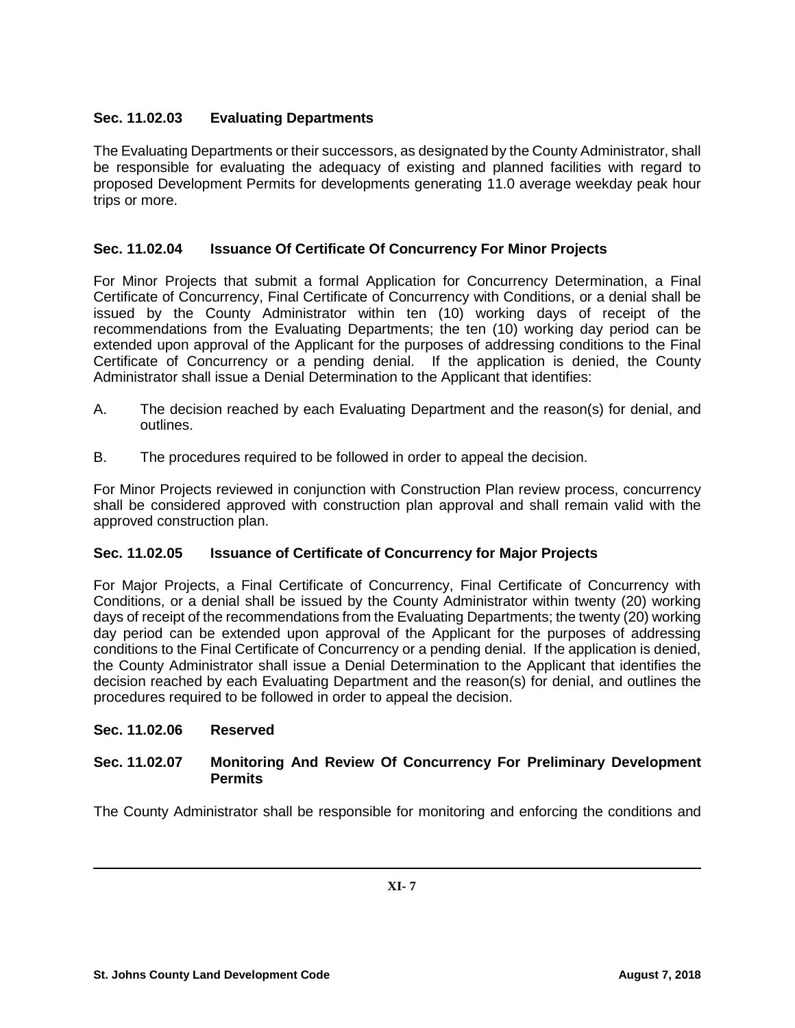### Sec. 11.02.03 Evaluating Departments

The Evaluating Departments or their successors, as designated by the County Administrator, shall be responsible for evaluating the adequacy of existing and planned facilities with regard to proposed Development Permits for developments generating 11.0 average weekday peak hour trips or more.

### Sec. 11.02.04 Issuance Of Certificate Of Concurrency For Minor Projects

For Minor Projects that submit a formal Application for Concurrency Determination, a Final Certificate of Concurrency, Final Certificate of Concurrency with Conditions, or a denial shall be issued by the County Administrator within ten (10) working days of receipt of the recommendations from the Evaluating Departments; the ten (10) working day period can be extended upon approval of the Applicant for the purposes of addressing conditions to the Final Certificate of Concurrency or a pending denial. If the application is denied, the County Administrator shall issue a Denial Determination to the Applicant that identifies:

A. The decision reached by each Evaluating Department and the reason(s) for denial, and outlines.

B. The procedures required to be followed in order to appeal the decision.

For Minor Projects reviewed in conjunction with Construction Plan review process, concurrency shall be considered approved with construction plan approval and shall remain valid with the approved construction plan.

### Sec. 11.02.05 Issuance of Certificate of Concurrency for Major Projects

For Major Projects, a Final Certificate of Concurrency, Final Certificate of Concurrency with Conditions, or a denial shall be issued by the County Administrator within twenty (20) working days of receipt of the recommendations from the Evaluating Departments; the twenty (20) working day period can be extended upon approval of the Applicant for the purposes of addressing conditions to the Final Certificate of Concurrency or a pending denial. If the application is denied, the County Administrator shall issue a Denial Determination to the Applicant that identifies the decision reached by each Evaluating Department and the reason(s) for denial, and outlines the procedures required to be followed in order to appeal the decision.

### Sec. 11.02.06 Reserved

### Sec. 11.02.07 Monitoring And Review Of Concurrency For Preliminary Development Permits

The County Administrator shall be responsible for monitoring and enforcing the conditions and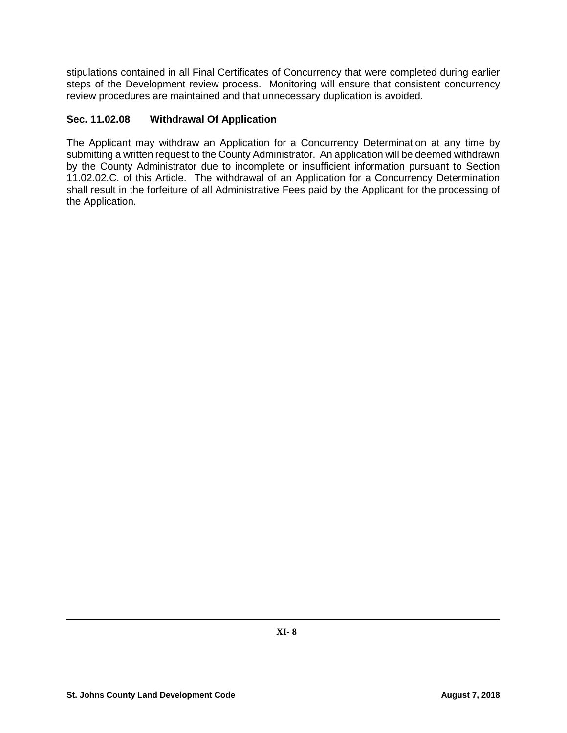stipulations contained in all Final Certificates of Concurrency that were completed during earlier steps of the Development review process. Monitoring will ensure that consistent concurrency review procedures are maintained and that unnecessary duplication is avoided.

### Sec. 11.02.08 Withdrawal Of Application

The Applicant may withdraw an Application for a Concurrency Determination at any time by submitting a written request to the County Administrator. An application will be deemed withdrawn by the County Administrator due to incomplete or insufficient information pursuant to Section 11.02.02.C. of this Article. The withdrawal of an Application for a Concurrency Determination shall result in the forfeiture of all Administrative Fees paid by the Applicant for the processing of the Application.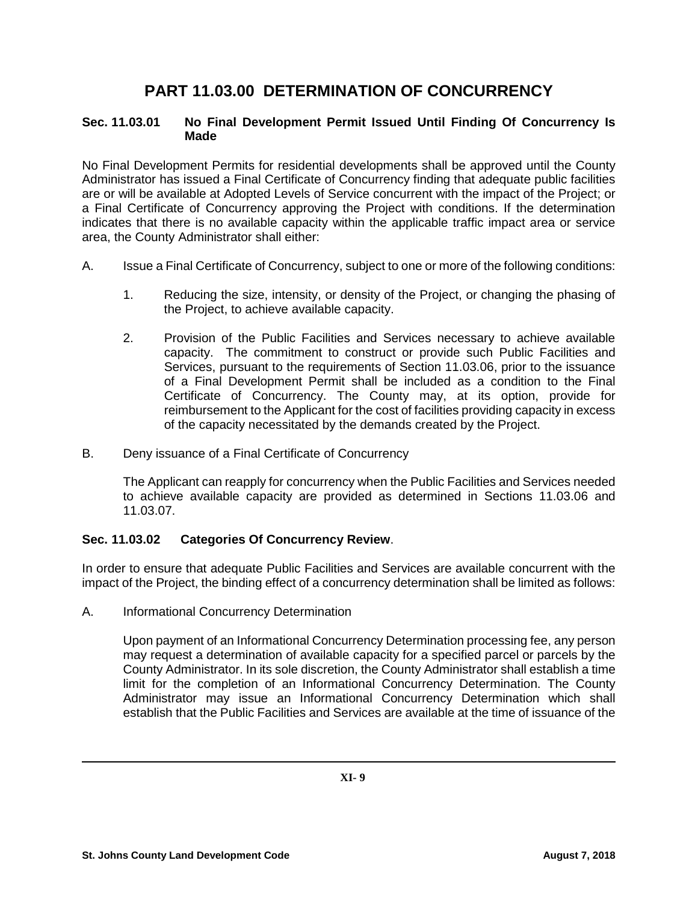# PART 11.03.00 DETERMINATION OF CONCURRENCY

### Sec. 11.03.01 No Final Development Permit Issued Until Finding Of Concurrency Is Made

No Final Development Permits for residential developments shall be approved until the County Administrator has issued a Final Certificate of Concurrency finding that adequate public facilities are or will be available at Adopted Levels of Service concurrent with the impact of the Project; or a Final Certificate of Concurrency approving the Project with conditions. If the determination indicates that there is no available capacity within the applicable traffic impact area or service area, the County Administrator shall either:

A. Issue a Final Certificate of Concurrency, subject to one or more of the following conditions:

1. Reducing the size, intensity, or density of the Project, or changing the phasing of the Project, to achieve available capacity.

2. Provision of the Public Facilities and Services necessary to achieve available capacity. The commitment to construct or provide such Public Facilities and Services, pursuant to the requirements of Section 11.03.06, prior to the issuance of a Final Development Permit shall be included as a condition to the Final Certificate of Concurrency. The County may, at its option, provide for reimbursement to the Applicant for the cost of facilities providing capacity in excess of the capacity necessitated by the demands created by the Project.

B. Deny issuance of a Final Certificate of Concurrency

The Applicant can reapply for concurrency when the Public Facilities and Services needed to achieve available capacity are provided as determined in Sections 11.03.06 and 11.03.07.

### Sec. 11.03.02 Categories Of Concurrency Review.

In order to ensure that adequate Public Facilities and Services are available concurrent with the impact of the Project, the binding effect of a concurrency determination shall be limited as follows:

A. Informational Concurrency Determination

Upon payment of an Informational Concurrency Determination processing fee, any person may request a determination of available capacity for a specified parcel or parcels by the County Administrator. In its sole discretion, the County Administrator shall establish a time limit for the completion of an Informational Concurrency Determination. The County Administrator may issue an Informational Concurrency Determination which shall establish that the Public Facilities and Services are available at the time of issuance of the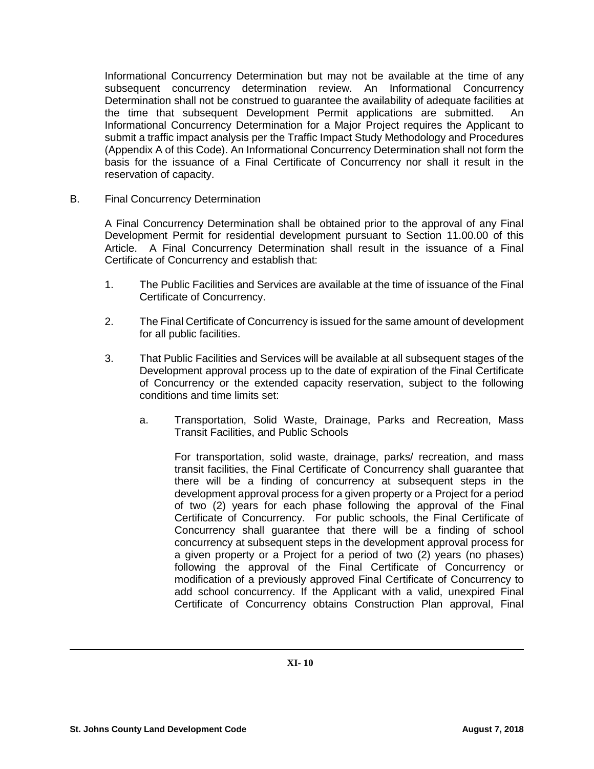Informational Concurrency Determination but may not be available at the time of any subsequent concurrency determination review. An Informational Concurrency Determination shall not be construed to guarantee the availability of adequate facilities at the time that subsequent Development Permit applications are submitted. An Informational Concurrency Determination for a Major Project requires the Applicant to submit a traffic impact analysis per the Traffic Impact Study Methodology and Procedures (Appendix A of this Code). An Informational Concurrency Determination shall not form the basis for the issuance of a Final Certificate of Concurrency nor shall it result in the reservation of capacity.

B. Final Concurrency Determination

A Final Concurrency Determination shall be obtained prior to the approval of any Final Development Permit for residential development pursuant to Section 11.00.00 of this Article. A Final Concurrency Determination shall result in the issuance of a Final Certificate of Concurrency and establish that:

1. The Public Facilities and Services are available at the time of issuance of the Final Certificate of Concurrency.

2. The Final Certificate of Concurrency is issued for the same amount of development for all public facilities.

3. That Public Facilities and Services will be available at all subsequent stages of the Development approval process up to the date of expiration of the Final Certificate of Concurrency or the extended capacity reservation, subject to the following conditions and time limits set:

   a. Transportation, Solid Waste, Drainage, Parks and Recreation, Mass Transit Facilities, and Public Schools

      For transportation, solid waste, drainage, parks/ recreation, and mass transit facilities, the Final Certificate of Concurrency shall guarantee that there will be a finding of concurrency at subsequent steps in the development approval process for a given property or a Project for a period of two (2) years for each phase following the approval of the Final Certificate of Concurrency. For public schools, the Final Certificate of Concurrency shall guarantee that there will be a finding of school concurrency at subsequent steps in the development approval process for a given property or a Project for a period of two (2) years (no phases) following the approval of the Final Certificate of Concurrency or modification of a previously approved Final Certificate of Concurrency to add school concurrency. If the Applicant with a valid, unexpired Final Certificate of Concurrency obtains Construction Plan approval, Final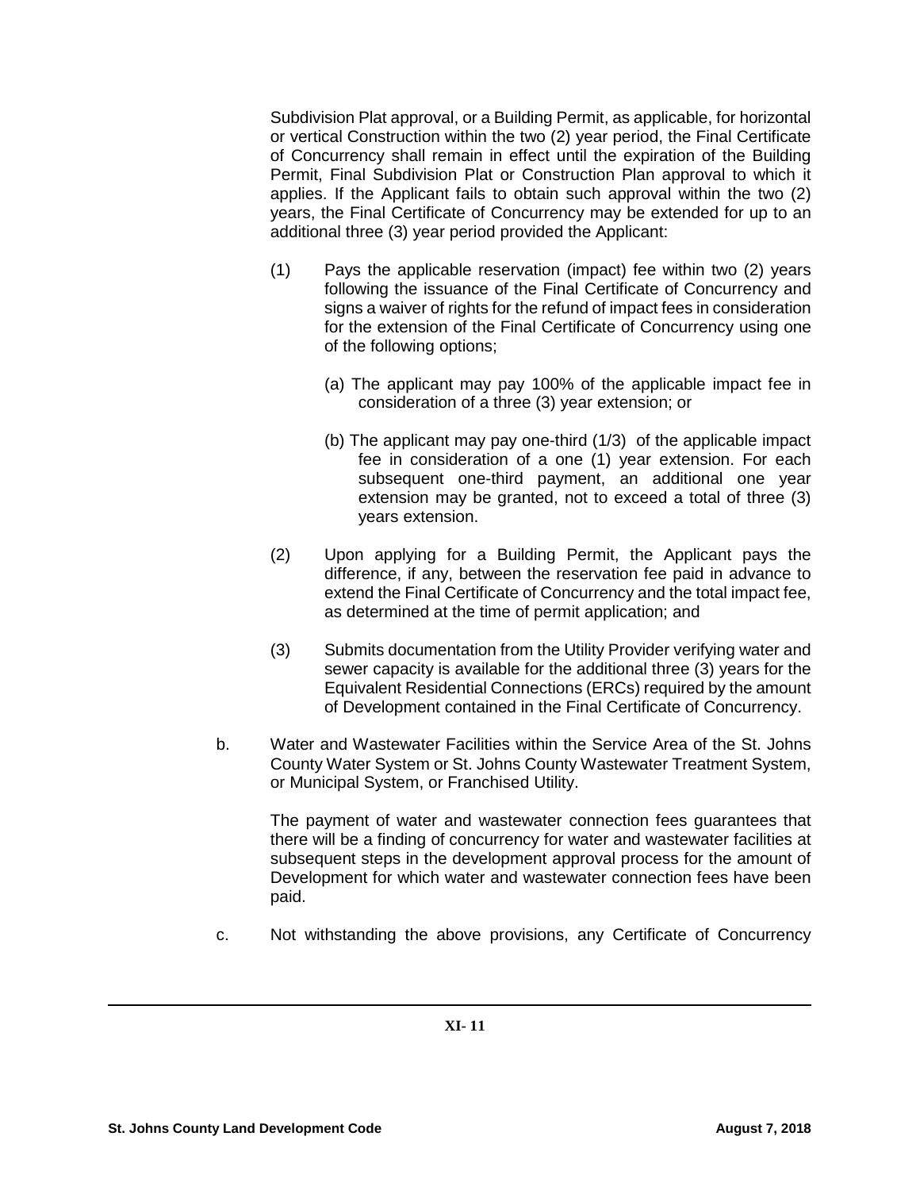Subdivision Plat approval, or a Building Permit, as applicable, for horizontal or vertical Construction within the two (2) year period, the Final Certificate of Concurrency shall remain in effect until the expiration of the Building Permit, Final Subdivision Plat or Construction Plan approval to which it applies. If the Applicant fails to obtain such approval within the two (2) years, the Final Certificate of Concurrency may be extended for up to an additional three (3) year period provided the Applicant:

(1) Pays the applicable reservation (impact) fee within two (2) years following the issuance of the Final Certificate of Concurrency and signs a waiver of rights for the refund of impact fees in consideration for the extension of the Final Certificate of Concurrency using one of the following options;

  (a) The applicant may pay 100% of the applicable impact fee in consideration of a three (3) year extension; or

  (b) The applicant may pay one-third (1/3) of the applicable impact fee in consideration of a one (1) year extension. For each subsequent one-third payment, an additional one year extension may be granted, not to exceed a total of three (3) years extension.

(2) Upon applying for a Building Permit, the Applicant pays the difference, if any, between the reservation fee paid in advance to extend the Final Certificate of Concurrency and the total impact fee, as determined at the time of permit application; and

(3) Submits documentation from the Utility Provider verifying water and sewer capacity is available for the additional three (3) years for the Equivalent Residential Connections (ERCs) required by the amount of Development contained in the Final Certificate of Concurrency.

b. Water and Wastewater Facilities within the Service Area of the St. Johns County Water System or St. Johns County Wastewater Treatment System, or Municipal System, or Franchised Utility.

The payment of water and wastewater connection fees guarantees that there will be a finding of concurrency for water and wastewater facilities at subsequent steps in the development approval process for the amount of Development for which water and wastewater connection fees have been paid.

c. Not withstanding the above provisions, any Certificate of Concurrency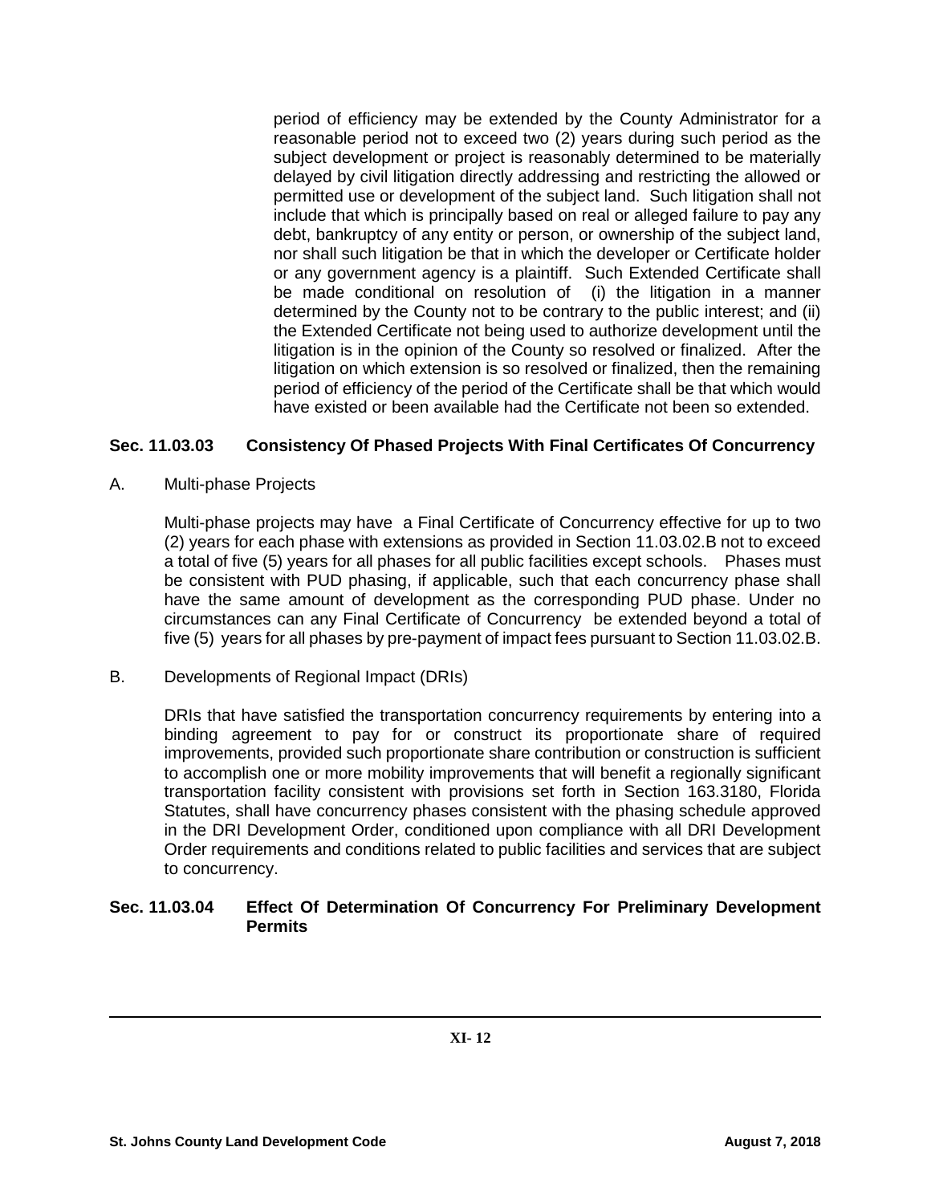period of efficiency may be extended by the County Administrator for a reasonable period not to exceed two (2) years during such period as the subject development or project is reasonably determined to be materially delayed by civil litigation directly addressing and restricting the allowed or permitted use or development of the subject land. Such litigation shall not include that which is principally based on real or alleged failure to pay any debt, bankruptcy of any entity or person, or ownership of the subject land, nor shall such litigation be that in which the developer or Certificate holder or any government agency is a plaintiff. Such Extended Certificate shall be made conditional on resolution of (i) the litigation in a manner determined by the County not to be contrary to the public interest; and (ii) the Extended Certificate not being used to authorize development until the litigation is in the opinion of the County so resolved or finalized. After the litigation on which extension is so resolved or finalized, then the remaining period of efficiency of the period of the Certificate shall be that which would have existed or been available had the Certificate not been so extended.

### Sec. 11.03.03 Consistency Of Phased Projects With Final Certificates Of Concurrency

A. Multi-phase Projects

Multi-phase projects may have a Final Certificate of Concurrency effective for up to two (2) years for each phase with extensions as provided in Section 11.03.02.B not to exceed a total of five (5) years for all phases for all public facilities except schools. Phases must be consistent with PUD phasing, if applicable, such that each concurrency phase shall have the same amount of development as the corresponding PUD phase. Under no circumstances can any Final Certificate of Concurrency be extended beyond a total of five (5) years for all phases by pre-payment of impact fees pursuant to Section 11.03.02.B.

B. Developments of Regional Impact (DRIs)

DRIs that have satisfied the transportation concurrency requirements by entering into a binding agreement to pay for or construct its proportionate share of required improvements, provided such proportionate share contribution or construction is sufficient to accomplish one or more mobility improvements that will benefit a regionally significant transportation facility consistent with provisions set forth in Section 163.3180, Florida Statutes, shall have concurrency phases consistent with the phasing schedule approved in the DRI Development Order, conditioned upon compliance with all DRI Development Order requirements and conditions related to public facilities and services that are subject to concurrency.

### Sec. 11.03.04 Effect Of Determination Of Concurrency For Preliminary Development Permits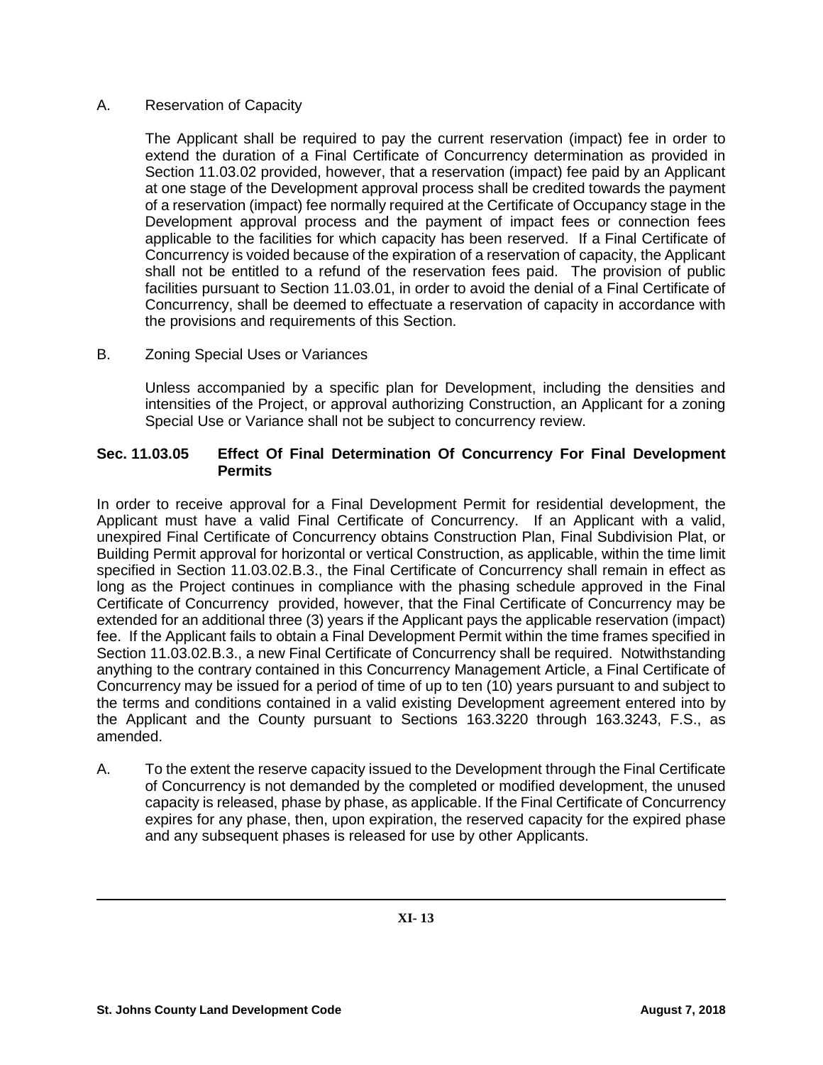A. Reservation of Capacity

The Applicant shall be required to pay the current reservation (impact) fee in order to extend the duration of a Final Certificate of Concurrency determination as provided in Section 11.03.02 provided, however, that a reservation (impact) fee paid by an Applicant at one stage of the Development approval process shall be credited towards the payment of a reservation (impact) fee normally required at the Certificate of Occupancy stage in the Development approval process and the payment of impact fees or connection fees applicable to the facilities for which capacity has been reserved. If a Final Certificate of Concurrency is voided because of the expiration of a reservation of capacity, the Applicant shall not be entitled to a refund of the reservation fees paid. The provision of public facilities pursuant to Section 11.03.01, in order to avoid the denial of a Final Certificate of Concurrency, shall be deemed to effectuate a reservation of capacity in accordance with the provisions and requirements of this Section.

B. Zoning Special Uses or Variances

Unless accompanied by a specific plan for Development, including the densities and intensities of the Project, or approval authorizing Construction, an Applicant for a zoning Special Use or Variance shall not be subject to concurrency review.

### Sec. 11.03.05 Effect Of Final Determination Of Concurrency For Final Development Permits

In order to receive approval for a Final Development Permit for residential development, the Applicant must have a valid Final Certificate of Concurrency. If an Applicant with a valid, unexpired Final Certificate of Concurrency obtains Construction Plan, Final Subdivision Plat, or Building Permit approval for horizontal or vertical Construction, as applicable, within the time limit specified in Section 11.03.02.B.3., the Final Certificate of Concurrency shall remain in effect as long as the Project continues in compliance with the phasing schedule approved in the Final Certificate of Concurrency provided, however, that the Final Certificate of Concurrency may be extended for an additional three (3) years if the Applicant pays the applicable reservation (impact) fee. If the Applicant fails to obtain a Final Development Permit within the time frames specified in Section 11.03.02.B.3., a new Final Certificate of Concurrency shall be required. Notwithstanding anything to the contrary contained in this Concurrency Management Article, a Final Certificate of Concurrency may be issued for a period of time of up to ten (10) years pursuant to and subject to the terms and conditions contained in a valid existing Development agreement entered into by the Applicant and the County pursuant to Sections 163.3220 through 163.3243, F.S., as amended.

A. To the extent the reserve capacity issued to the Development through the Final Certificate of Concurrency is not demanded by the completed or modified development, the unused capacity is released, phase by phase, as applicable. If the Final Certificate of Concurrency expires for any phase, then, upon expiration, the reserved capacity for the expired phase and any subsequent phases is released for use by other Applicants.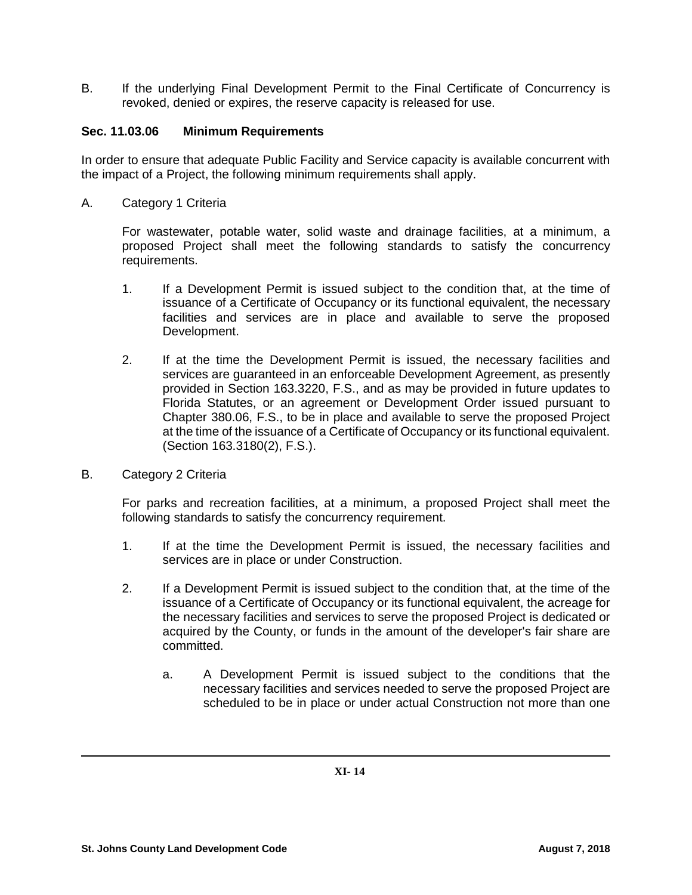B. If the underlying Final Development Permit to the Final Certificate of Concurrency is revoked, denied or expires, the reserve capacity is released for use.

### Sec. 11.03.06 Minimum Requirements

In order to ensure that adequate Public Facility and Service capacity is available concurrent with the impact of a Project, the following minimum requirements shall apply.

A. Category 1 Criteria

For wastewater, potable water, solid waste and drainage facilities, at a minimum, a proposed Project shall meet the following standards to satisfy the concurrency requirements.

1. If a Development Permit is issued subject to the condition that, at the time of issuance of a Certificate of Occupancy or its functional equivalent, the necessary facilities and services are in place and available to serve the proposed Development.

2. If at the time the Development Permit is issued, the necessary facilities and services are guaranteed in an enforceable Development Agreement, as presently provided in Section 163.3220, F.S., and as may be provided in future updates to Florida Statutes, or an agreement or Development Order issued pursuant to Chapter 380.06, F.S., to be in place and available to serve the proposed Project at the time of the issuance of a Certificate of Occupancy or its functional equivalent. (Section 163.3180(2), F.S.).

B. Category 2 Criteria

For parks and recreation facilities, at a minimum, a proposed Project shall meet the following standards to satisfy the concurrency requirement.

1. If at the time the Development Permit is issued, the necessary facilities and services are in place or under Construction.

2. If a Development Permit is issued subject to the condition that, at the time of the issuance of a Certificate of Occupancy or its functional equivalent, the acreage for the necessary facilities and services to serve the proposed Project is dedicated or acquired by the County, or funds in the amount of the developer's fair share are committed.

   a. A Development Permit is issued subject to the conditions that the necessary facilities and services needed to serve the proposed Project are scheduled to be in place or under actual Construction not more than one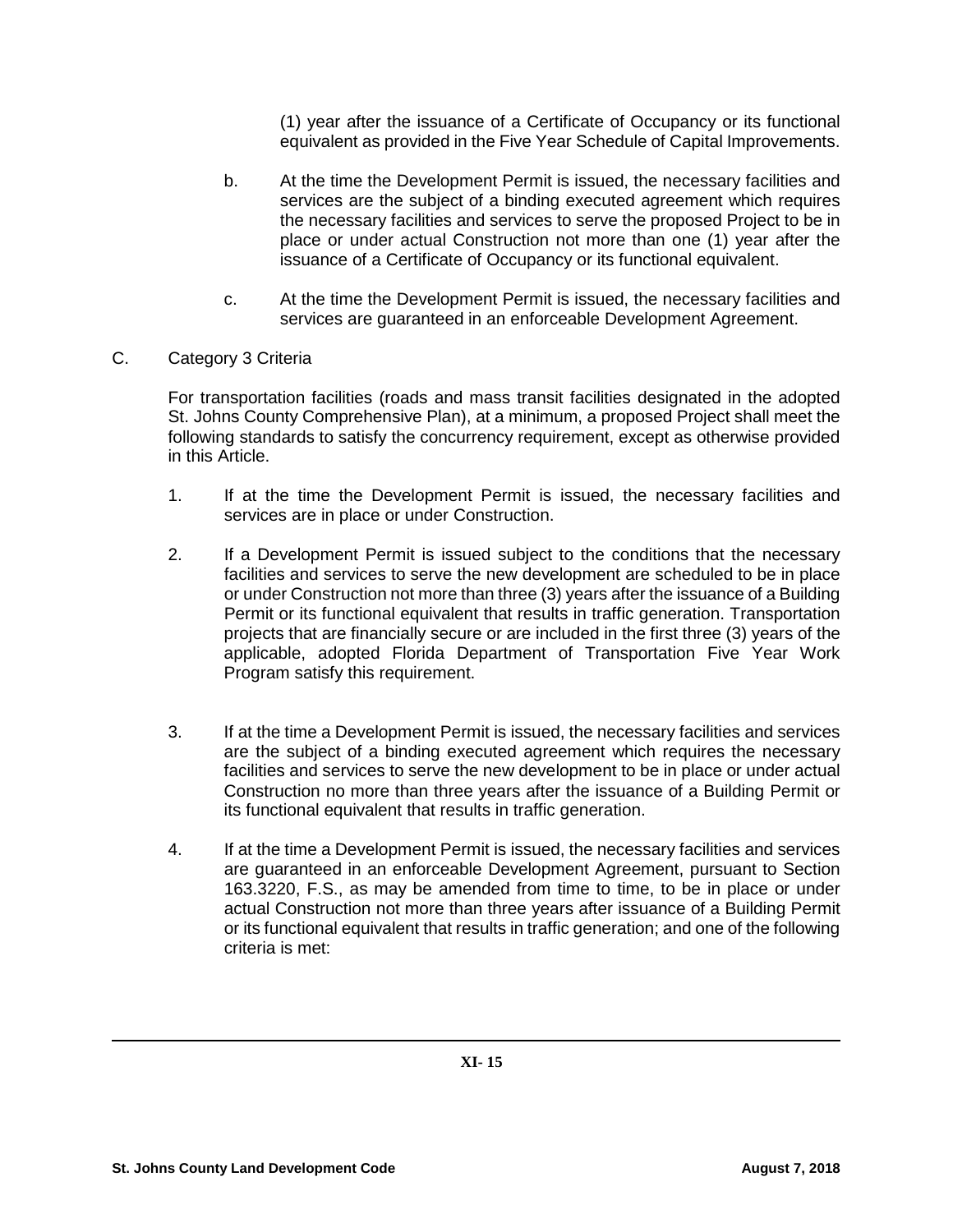(1) year after the issuance of a Certificate of Occupancy or its functional equivalent as provided in the Five Year Schedule of Capital Improvements.

b. At the time the Development Permit is issued, the necessary facilities and services are the subject of a binding executed agreement which requires the necessary facilities and services to serve the proposed Project to be in place or under actual Construction not more than one (1) year after the issuance of a Certificate of Occupancy or its functional equivalent.

c. At the time the Development Permit is issued, the necessary facilities and services are guaranteed in an enforceable Development Agreement.

C. Category 3 Criteria

For transportation facilities (roads and mass transit facilities designated in the adopted St. Johns County Comprehensive Plan), at a minimum, a proposed Project shall meet the following standards to satisfy the concurrency requirement, except as otherwise provided in this Article.

1. If at the time the Development Permit is issued, the necessary facilities and services are in place or under Construction.

2. If a Development Permit is issued subject to the conditions that the necessary facilities and services to serve the new development are scheduled to be in place or under Construction not more than three (3) years after the issuance of a Building Permit or its functional equivalent that results in traffic generation. Transportation projects that are financially secure or are included in the first three (3) years of the applicable, adopted Florida Department of Transportation Five Year Work Program satisfy this requirement.

3. If at the time a Development Permit is issued, the necessary facilities and services are the subject of a binding executed agreement which requires the necessary facilities and services to serve the new development to be in place or under actual Construction no more than three years after the issuance of a Building Permit or its functional equivalent that results in traffic generation.

4. If at the time a Development Permit is issued, the necessary facilities and services are guaranteed in an enforceable Development Agreement, pursuant to Section 163.3220, F.S., as may be amended from time to time, to be in place or under actual Construction not more than three years after issuance of a Building Permit or its functional equivalent that results in traffic generation; and one of the following criteria is met: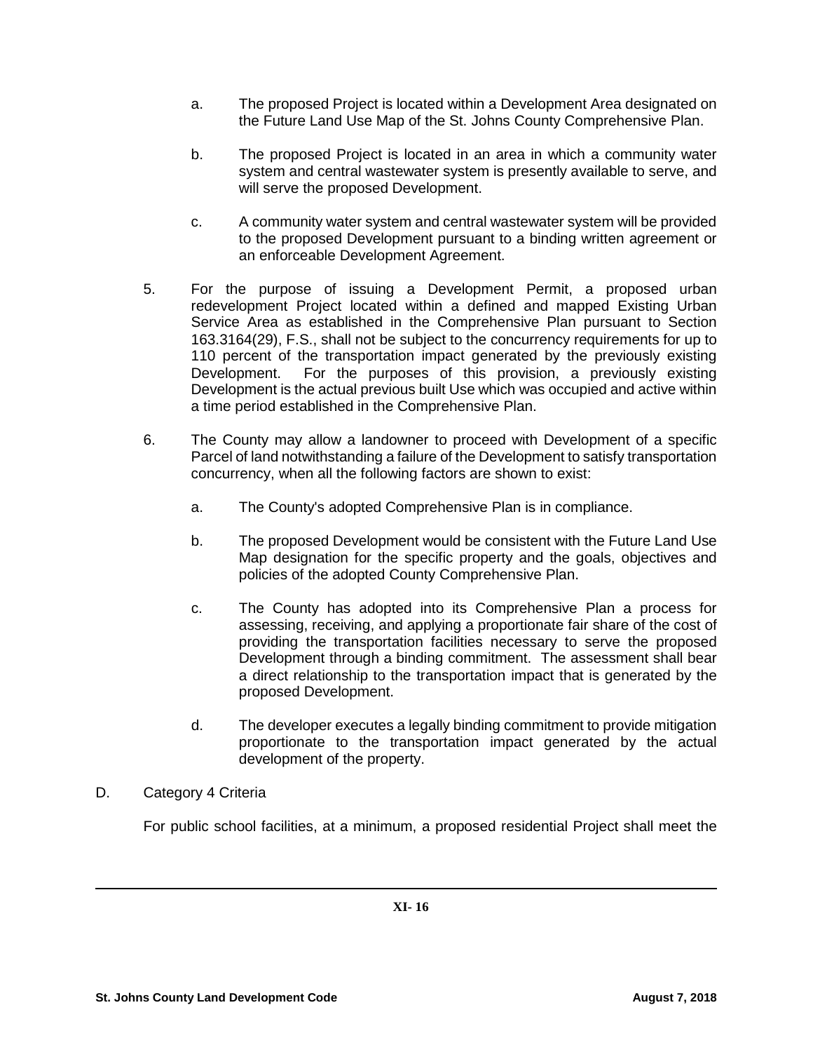a. The proposed Project is located within a Development Area designated on the Future Land Use Map of the St. Johns County Comprehensive Plan.

b. The proposed Project is located in an area in which a community water system and central wastewater system is presently available to serve, and will serve the proposed Development.

c. A community water system and central wastewater system will be provided to the proposed Development pursuant to a binding written agreement or an enforceable Development Agreement.

5. For the purpose of issuing a Development Permit, a proposed urban redevelopment Project located within a defined and mapped Existing Urban Service Area as established in the Comprehensive Plan pursuant to Section 163.3164(29), F.S., shall not be subject to the concurrency requirements for up to 110 percent of the transportation impact generated by the previously existing Development. For the purposes of this provision, a previously existing Development is the actual previous built Use which was occupied and active within a time period established in the Comprehensive Plan.

6. The County may allow a landowner to proceed with Development of a specific Parcel of land notwithstanding a failure of the Development to satisfy transportation concurrency, when all the following factors are shown to exist:

   a. The County's adopted Comprehensive Plan is in compliance.

   b. The proposed Development would be consistent with the Future Land Use Map designation for the specific property and the goals, objectives and policies of the adopted County Comprehensive Plan.

   c. The County has adopted into its Comprehensive Plan a process for assessing, receiving, and applying a proportionate fair share of the cost of providing the transportation facilities necessary to serve the proposed Development through a binding commitment. The assessment shall bear a direct relationship to the transportation impact that is generated by the proposed Development.

   d. The developer executes a legally binding commitment to provide mitigation proportionate to the transportation impact generated by the actual development of the property.

D. Category 4 Criteria

For public school facilities, at a minimum, a proposed residential Project shall meet the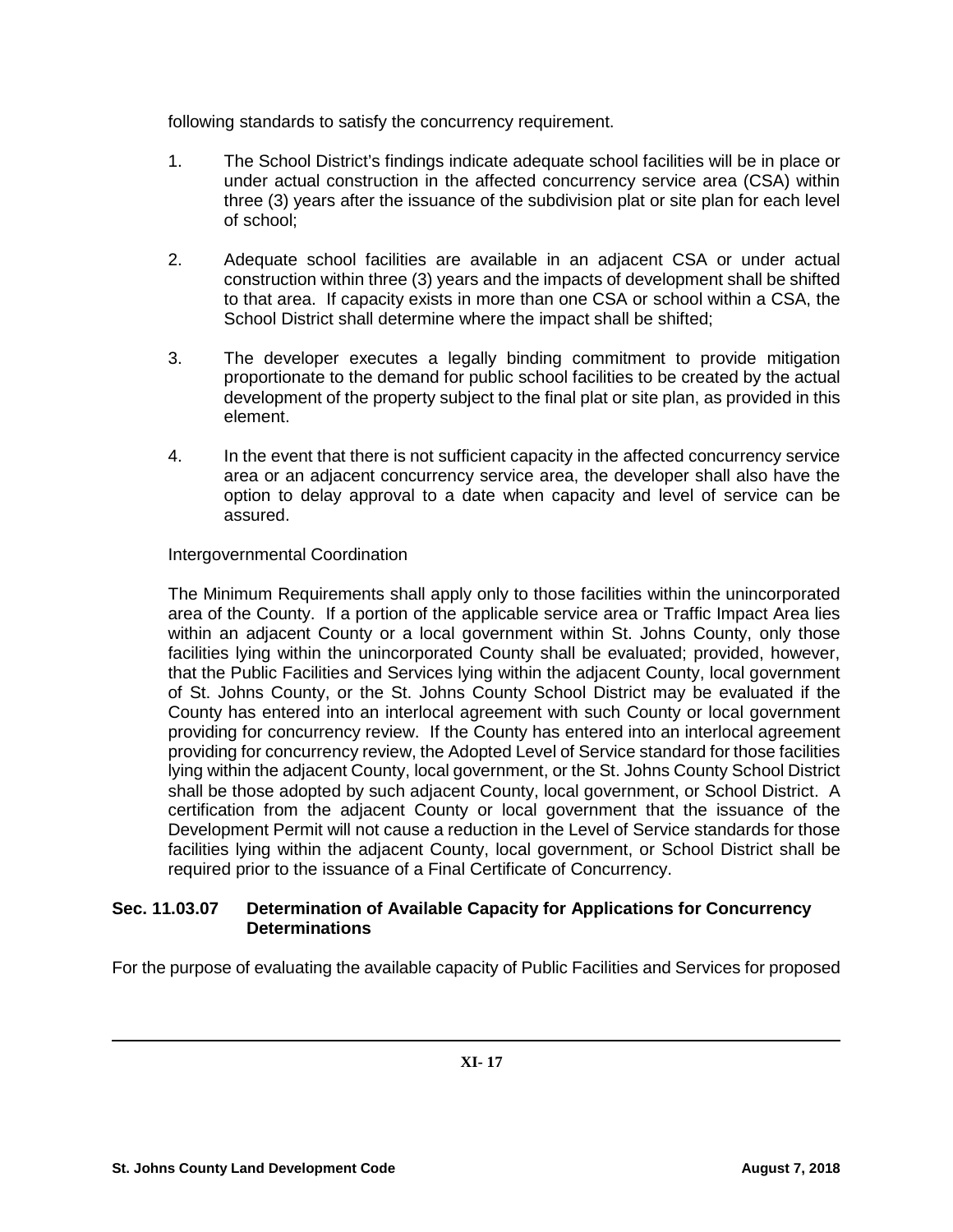following standards to satisfy the concurrency requirement.

1. The School District's findings indicate adequate school facilities will be in place or under actual construction in the affected concurrency service area (CSA) within three (3) years after the issuance of the subdivision plat or site plan for each level of school;

2. Adequate school facilities are available in an adjacent CSA or under actual construction within three (3) years and the impacts of development shall be shifted to that area. If capacity exists in more than one CSA or school within a CSA, the School District shall determine where the impact shall be shifted;

3. The developer executes a legally binding commitment to provide mitigation proportionate to the demand for public school facilities to be created by the actual development of the property subject to the final plat or site plan, as provided in this element.

4. In the event that there is not sufficient capacity in the affected concurrency service area or an adjacent concurrency service area, the developer shall also have the option to delay approval to a date when capacity and level of service can be assured.

Intergovernmental Coordination

The Minimum Requirements shall apply only to those facilities within the unincorporated area of the County. If a portion of the applicable service area or Traffic Impact Area lies within an adjacent County or a local government within St. Johns County, only those facilities lying within the unincorporated County shall be evaluated; provided, however, that the Public Facilities and Services lying within the adjacent County, local government of St. Johns County, or the St. Johns County School District may be evaluated if the County has entered into an interlocal agreement with such County or local government providing for concurrency review. If the County has entered into an interlocal agreement providing for concurrency review, the Adopted Level of Service standard for those facilities lying within the adjacent County, local government, or the St. Johns County School District shall be those adopted by such adjacent County, local government, or School District. A certification from the adjacent County or local government that the issuance of the Development Permit will not cause a reduction in the Level of Service standards for those facilities lying within the adjacent County, local government, or School District shall be required prior to the issuance of a Final Certificate of Concurrency.

### Sec. 11.03.07 Determination of Available Capacity for Applications for Concurrency Determinations

For the purpose of evaluating the available capacity of Public Facilities and Services for proposed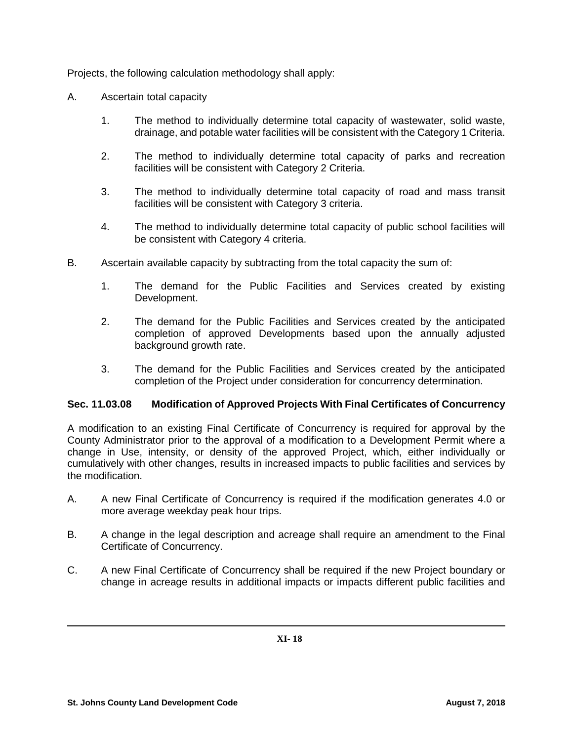Projects, the following calculation methodology shall apply:

A. Ascertain total capacity

   1. The method to individually determine total capacity of wastewater, solid waste, drainage, and potable water facilities will be consistent with the Category 1 Criteria.

   2. The method to individually determine total capacity of parks and recreation facilities will be consistent with Category 2 Criteria.

   3. The method to individually determine total capacity of road and mass transit facilities will be consistent with Category 3 criteria.

   4. The method to individually determine total capacity of public school facilities will be consistent with Category 4 criteria.

B. Ascertain available capacity by subtracting from the total capacity the sum of:

   1. The demand for the Public Facilities and Services created by existing Development.

   2. The demand for the Public Facilities and Services created by the anticipated completion of approved Developments based upon the annually adjusted background growth rate.

   3. The demand for the Public Facilities and Services created by the anticipated completion of the Project under consideration for concurrency determination.

### Sec. 11.03.08 Modification of Approved Projects With Final Certificates of Concurrency

A modification to an existing Final Certificate of Concurrency is required for approval by the County Administrator prior to the approval of a modification to a Development Permit where a change in Use, intensity, or density of the approved Project, which, either individually or cumulatively with other changes, results in increased impacts to public facilities and services by the modification.

A. A new Final Certificate of Concurrency is required if the modification generates 4.0 or more average weekday peak hour trips.

B. A change in the legal description and acreage shall require an amendment to the Final Certificate of Concurrency.

C. A new Final Certificate of Concurrency shall be required if the new Project boundary or change in acreage results in additional impacts or impacts different public facilities and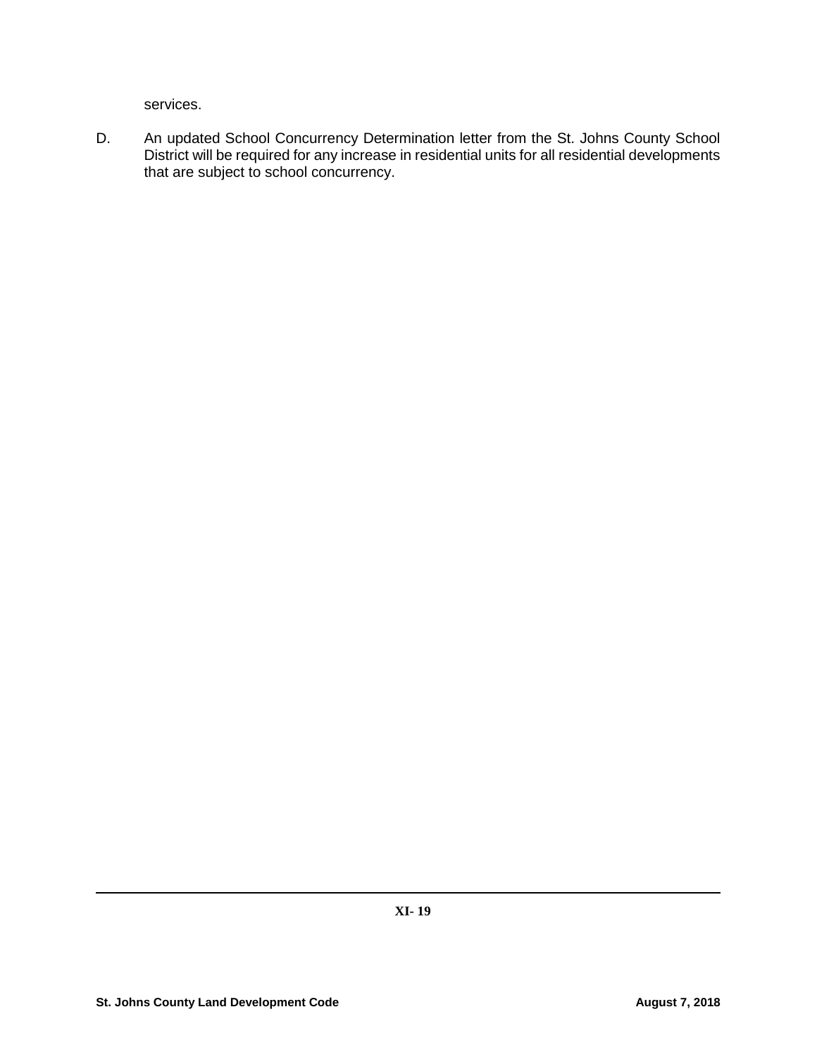services.

D. An updated School Concurrency Determination letter from the St. Johns County School District will be required for any increase in residential units for all residential developments that are subject to school concurrency.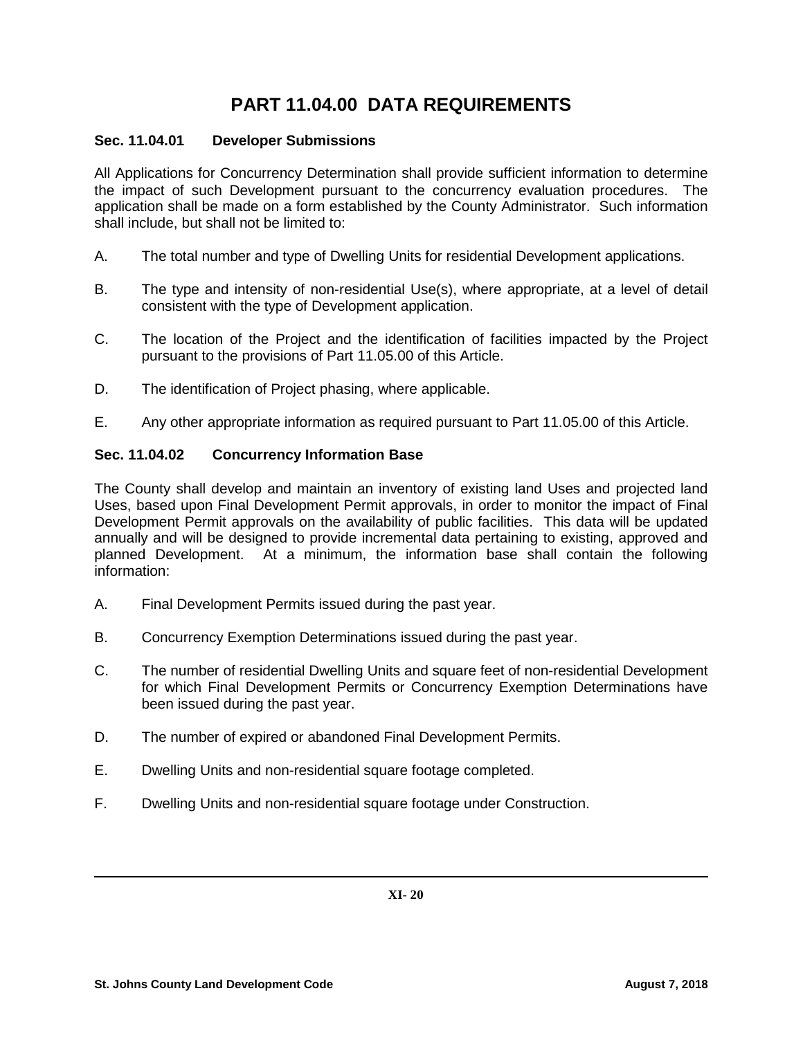# PART 11.04.00 DATA REQUIREMENTS

### Sec. 11.04.01 Developer Submissions

All Applications for Concurrency Determination shall provide sufficient information to determine the impact of such Development pursuant to the concurrency evaluation procedures. The application shall be made on a form established by the County Administrator. Such information shall include, but shall not be limited to:

A. The total number and type of Dwelling Units for residential Development applications.

B. The type and intensity of non-residential Use(s), where appropriate, at a level of detail consistent with the type of Development application.

C. The location of the Project and the identification of facilities impacted by the Project pursuant to the provisions of Part 11.05.00 of this Article.

D. The identification of Project phasing, where applicable.

E. Any other appropriate information as required pursuant to Part 11.05.00 of this Article.

### Sec. 11.04.02 Concurrency Information Base

The County shall develop and maintain an inventory of existing land Uses and projected land Uses, based upon Final Development Permit approvals, in order to monitor the impact of Final Development Permit approvals on the availability of public facilities. This data will be updated annually and will be designed to provide incremental data pertaining to existing, approved and planned Development. At a minimum, the information base shall contain the following information:

A. Final Development Permits issued during the past year.

B. Concurrency Exemption Determinations issued during the past year.

C. The number of residential Dwelling Units and square feet of non-residential Development for which Final Development Permits or Concurrency Exemption Determinations have been issued during the past year.

D. The number of expired or abandoned Final Development Permits.

E. Dwelling Units and non-residential square footage completed.

F. Dwelling Units and non-residential square footage under Construction.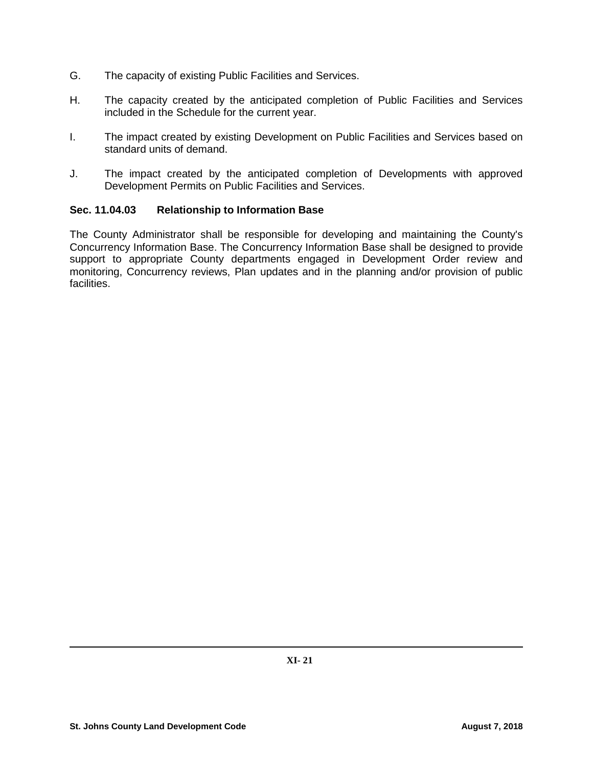G. The capacity of existing Public Facilities and Services.

H. The capacity created by the anticipated completion of Public Facilities and Services included in the Schedule for the current year.

I. The impact created by existing Development on Public Facilities and Services based on standard units of demand.

J. The impact created by the anticipated completion of Developments with approved Development Permits on Public Facilities and Services.

### Sec. 11.04.03 Relationship to Information Base

The County Administrator shall be responsible for developing and maintaining the County's Concurrency Information Base. The Concurrency Information Base shall be designed to provide support to appropriate County departments engaged in Development Order review and monitoring, Concurrency reviews, Plan updates and in the planning and/or provision of public facilities.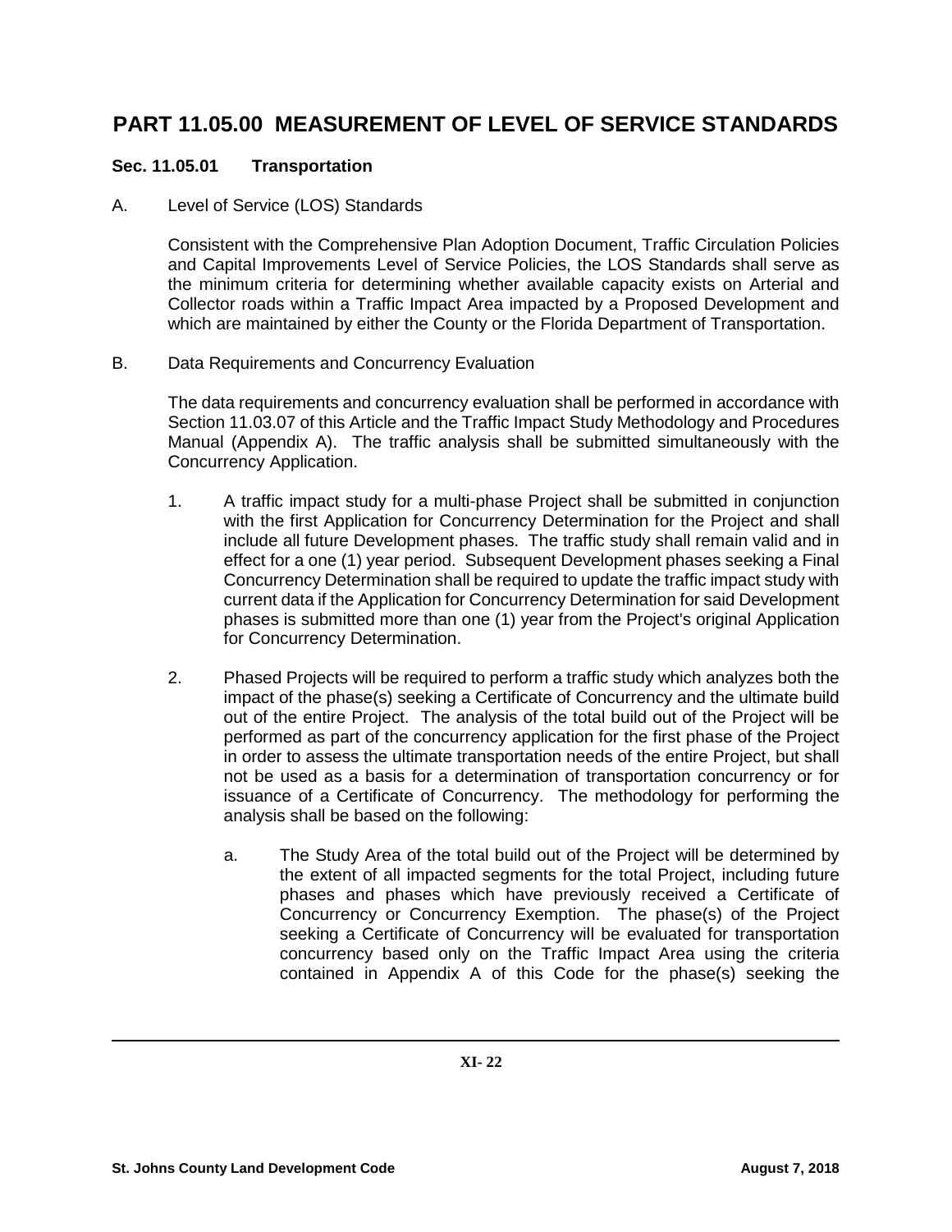# PART 11.05.00 MEASUREMENT OF LEVEL OF SERVICE STANDARDS

### Sec. 11.05.01 Transportation

A. Level of Service (LOS) Standards

Consistent with the Comprehensive Plan Adoption Document, Traffic Circulation Policies and Capital Improvements Level of Service Policies, the LOS Standards shall serve as the minimum criteria for determining whether available capacity exists on Arterial and Collector roads within a Traffic Impact Area impacted by a Proposed Development and which are maintained by either the County or the Florida Department of Transportation.

B. Data Requirements and Concurrency Evaluation

The data requirements and concurrency evaluation shall be performed in accordance with Section 11.03.07 of this Article and the Traffic Impact Study Methodology and Procedures Manual (Appendix A). The traffic analysis shall be submitted simultaneously with the Concurrency Application.

1. A traffic impact study for a multi-phase Project shall be submitted in conjunction with the first Application for Concurrency Determination for the Project and shall include all future Development phases. The traffic study shall remain valid and in effect for a one (1) year period. Subsequent Development phases seeking a Final Concurrency Determination shall be required to update the traffic impact study with current data if the Application for Concurrency Determination for said Development phases is submitted more than one (1) year from the Project's original Application for Concurrency Determination.

2. Phased Projects will be required to perform a traffic study which analyzes both the impact of the phase(s) seeking a Certificate of Concurrency and the ultimate build out of the entire Project. The analysis of the total build out of the Project will be performed as part of the concurrency application for the first phase of the Project in order to assess the ultimate transportation needs of the entire Project, but shall not be used as a basis for a determination of transportation concurrency or for issuance of a Certificate of Concurrency. The methodology for performing the analysis shall be based on the following:

   a. The Study Area of the total build out of the Project will be determined by the extent of all impacted segments for the total Project, including future phases and phases which have previously received a Certificate of Concurrency or Concurrency Exemption. The phase(s) of the Project seeking a Certificate of Concurrency will be evaluated for transportation concurrency based only on the Traffic Impact Area using the criteria contained in Appendix A of this Code for the phase(s) seeking the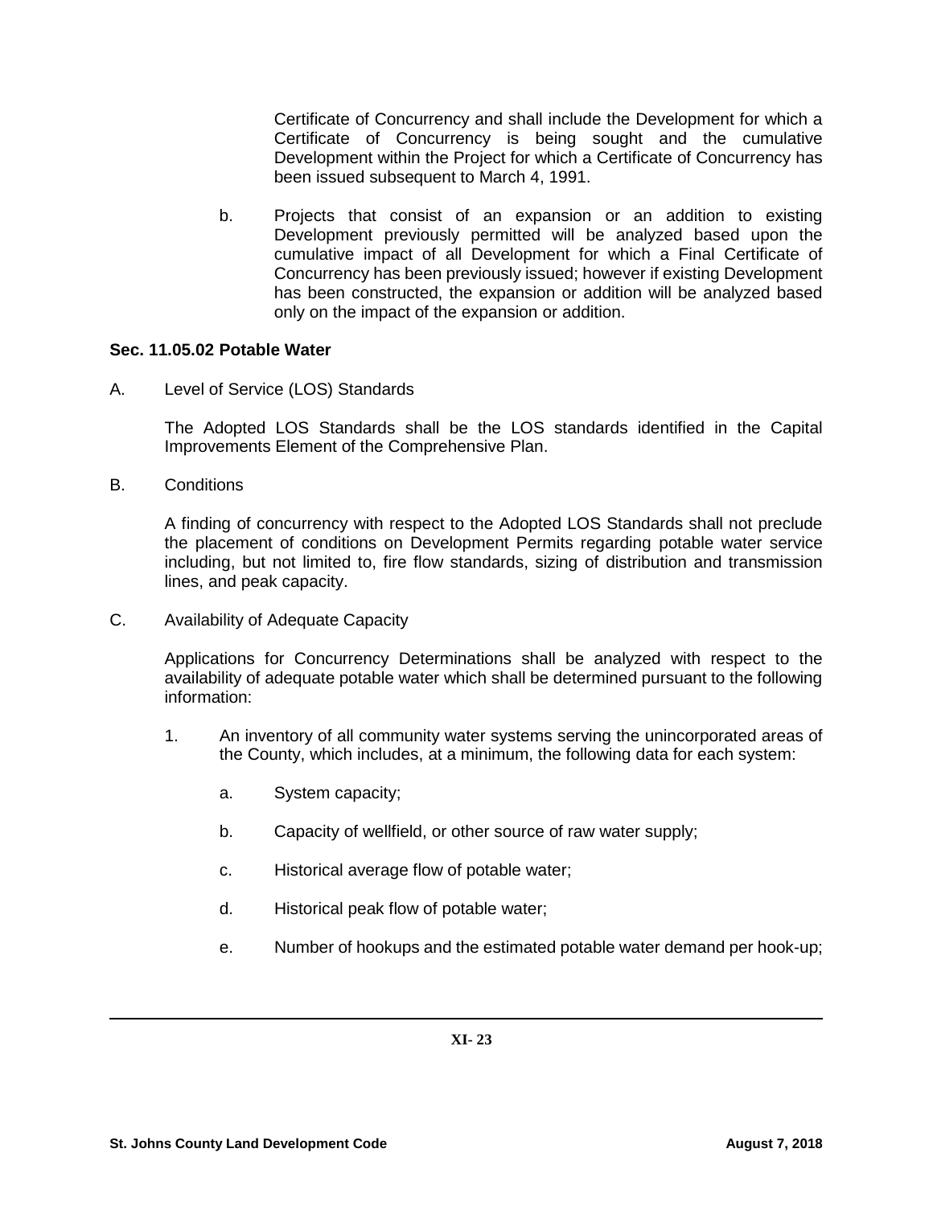Certificate of Concurrency and shall include the Development for which a Certificate of Concurrency is being sought and the cumulative Development within the Project for which a Certificate of Concurrency has been issued subsequent to March 4, 1991.

b. Projects that consist of an expansion or an addition to existing Development previously permitted will be analyzed based upon the cumulative impact of all Development for which a Final Certificate of Concurrency has been previously issued; however if existing Development has been constructed, the expansion or addition will be analyzed based only on the impact of the expansion or addition.

### Sec. 11.05.02 Potable Water

A. Level of Service (LOS) Standards

The Adopted LOS Standards shall be the LOS standards identified in the Capital Improvements Element of the Comprehensive Plan.

B. Conditions

A finding of concurrency with respect to the Adopted LOS Standards shall not preclude the placement of conditions on Development Permits regarding potable water service including, but not limited to, fire flow standards, sizing of distribution and transmission lines, and peak capacity.

C. Availability of Adequate Capacity

Applications for Concurrency Determinations shall be analyzed with respect to the availability of adequate potable water which shall be determined pursuant to the following information:

1. An inventory of all community water systems serving the unincorporated areas of the County, which includes, at a minimum, the following data for each system:

   a. System capacity;

   b. Capacity of wellfield, or other source of raw water supply;

   c. Historical average flow of potable water;

   d. Historical peak flow of potable water;

   e. Number of hookups and the estimated potable water demand per hook-up;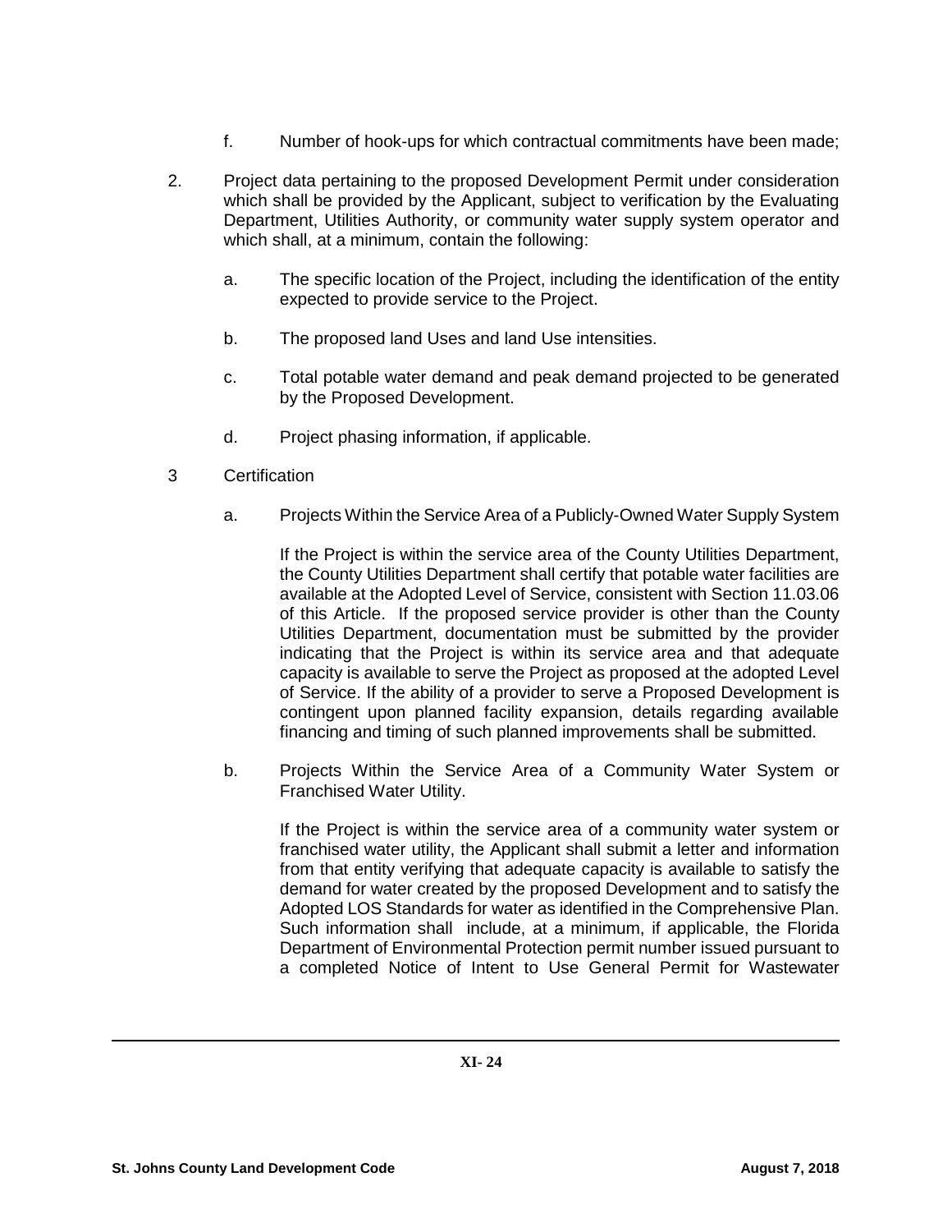f. Number of hook-ups for which contractual commitments have been made;

2. Project data pertaining to the proposed Development Permit under consideration which shall be provided by the Applicant, subject to verification by the Evaluating Department, Utilities Authority, or community water supply system operator and which shall, at a minimum, contain the following:

   a. The specific location of the Project, including the identification of the entity expected to provide service to the Project.

   b. The proposed land Uses and land Use intensities.

   c. Total potable water demand and peak demand projected to be generated by the Proposed Development.

   d. Project phasing information, if applicable.

3 Certification

   a. Projects Within the Service Area of a Publicly-Owned Water Supply System

      If the Project is within the service area of the County Utilities Department, the County Utilities Department shall certify that potable water facilities are available at the Adopted Level of Service, consistent with Section 11.03.06 of this Article. If the proposed service provider is other than the County Utilities Department, documentation must be submitted by the provider indicating that the Project is within its service area and that adequate capacity is available to serve the Project as proposed at the adopted Level of Service. If the ability of a provider to serve a Proposed Development is contingent upon planned facility expansion, details regarding available financing and timing of such planned improvements shall be submitted.

   b. Projects Within the Service Area of a Community Water System or Franchised Water Utility.

      If the Project is within the service area of a community water system or franchised water utility, the Applicant shall submit a letter and information from that entity verifying that adequate capacity is available to satisfy the demand for water created by the proposed Development and to satisfy the Adopted LOS Standards for water as identified in the Comprehensive Plan. Such information shall include, at a minimum, if applicable, the Florida Department of Environmental Protection permit number issued pursuant to a completed Notice of Intent to Use General Permit for Wastewater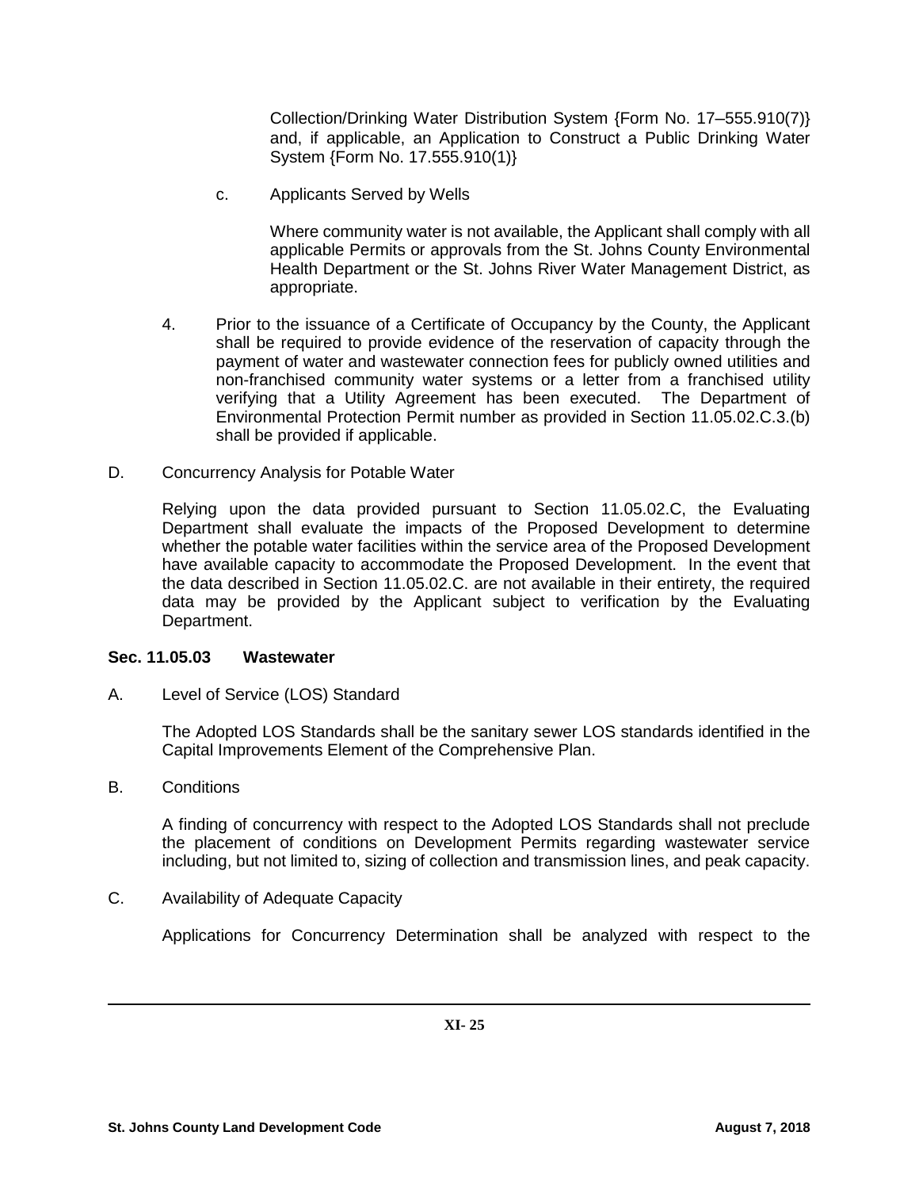Collection/Drinking Water Distribution System {Form No. 17–555.910(7)} and, if applicable, an Application to Construct a Public Drinking Water System {Form No. 17.555.910(1)}

c. Applicants Served by Wells

Where community water is not available, the Applicant shall comply with all applicable Permits or approvals from the St. Johns County Environmental Health Department or the St. Johns River Water Management District, as appropriate.

4. Prior to the issuance of a Certificate of Occupancy by the County, the Applicant shall be required to provide evidence of the reservation of capacity through the payment of water and wastewater connection fees for publicly owned utilities and non-franchised community water systems or a letter from a franchised utility verifying that a Utility Agreement has been executed. The Department of Environmental Protection Permit number as provided in Section 11.05.02.C.3.(b) shall be provided if applicable.

D. Concurrency Analysis for Potable Water

Relying upon the data provided pursuant to Section 11.05.02.C, the Evaluating Department shall evaluate the impacts of the Proposed Development to determine whether the potable water facilities within the service area of the Proposed Development have available capacity to accommodate the Proposed Development. In the event that the data described in Section 11.05.02.C. are not available in their entirety, the required data may be provided by the Applicant subject to verification by the Evaluating Department.

**Sec. 11.05.03 Wastewater**

A. Level of Service (LOS) Standard

The Adopted LOS Standards shall be the sanitary sewer LOS standards identified in the Capital Improvements Element of the Comprehensive Plan.

B. Conditions

A finding of concurrency with respect to the Adopted LOS Standards shall not preclude the placement of conditions on Development Permits regarding wastewater service including, but not limited to, sizing of collection and transmission lines, and peak capacity.

C. Availability of Adequate Capacity

Applications for Concurrency Determination shall be analyzed with respect to the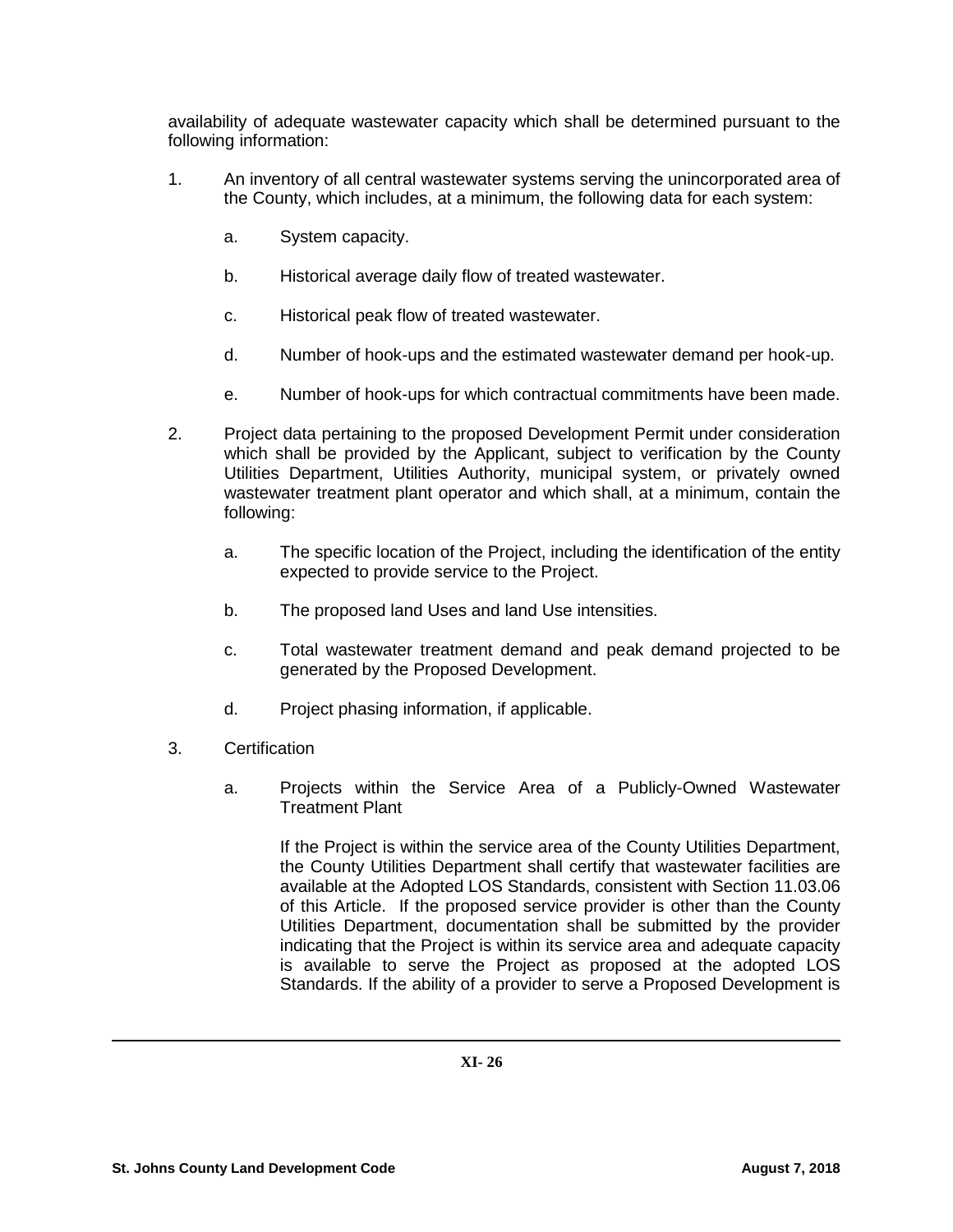availability of adequate wastewater capacity which shall be determined pursuant to the following information:

1. An inventory of all central wastewater systems serving the unincorporated area of the County, which includes, at a minimum, the following data for each system:

   a. System capacity.

   b. Historical average daily flow of treated wastewater.

   c. Historical peak flow of treated wastewater.

   d. Number of hook-ups and the estimated wastewater demand per hook-up.

   e. Number of hook-ups for which contractual commitments have been made.

2. Project data pertaining to the proposed Development Permit under consideration which shall be provided by the Applicant, subject to verification by the County Utilities Department, Utilities Authority, municipal system, or privately owned wastewater treatment plant operator and which shall, at a minimum, contain the following:

   a. The specific location of the Project, including the identification of the entity expected to provide service to the Project.

   b. The proposed land Uses and land Use intensities.

   c. Total wastewater treatment demand and peak demand projected to be generated by the Proposed Development.

   d. Project phasing information, if applicable.

3. Certification

   a. Projects within the Service Area of a Publicly-Owned Wastewater Treatment Plant

      If the Project is within the service area of the County Utilities Department, the County Utilities Department shall certify that wastewater facilities are available at the Adopted LOS Standards, consistent with Section 11.03.06 of this Article. If the proposed service provider is other than the County Utilities Department, documentation shall be submitted by the provider indicating that the Project is within its service area and adequate capacity is available to serve the Project as proposed at the adopted LOS Standards. If the ability of a provider to serve a Proposed Development is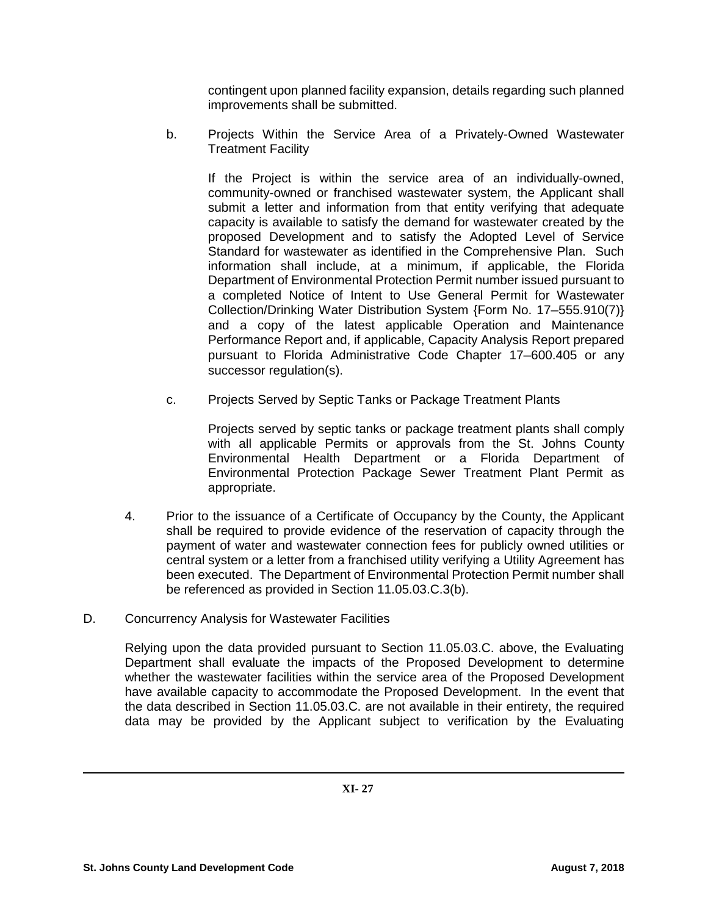contingent upon planned facility expansion, details regarding such planned improvements shall be submitted.

b. Projects Within the Service Area of a Privately-Owned Wastewater Treatment Facility

If the Project is within the service area of an individually-owned, community-owned or franchised wastewater system, the Applicant shall submit a letter and information from that entity verifying that adequate capacity is available to satisfy the demand for wastewater created by the proposed Development and to satisfy the Adopted Level of Service Standard for wastewater as identified in the Comprehensive Plan. Such information shall include, at a minimum, if applicable, the Florida Department of Environmental Protection Permit number issued pursuant to a completed Notice of Intent to Use General Permit for Wastewater Collection/Drinking Water Distribution System {Form No. 17–555.910(7)} and a copy of the latest applicable Operation and Maintenance Performance Report and, if applicable, Capacity Analysis Report prepared pursuant to Florida Administrative Code Chapter 17–600.405 or any successor regulation(s).

c. Projects Served by Septic Tanks or Package Treatment Plants

Projects served by septic tanks or package treatment plants shall comply with all applicable Permits or approvals from the St. Johns County Environmental Health Department or a Florida Department of Environmental Protection Package Sewer Treatment Plant Permit as appropriate.

4. Prior to the issuance of a Certificate of Occupancy by the County, the Applicant shall be required to provide evidence of the reservation of capacity through the payment of water and wastewater connection fees for publicly owned utilities or central system or a letter from a franchised utility verifying a Utility Agreement has been executed. The Department of Environmental Protection Permit number shall be referenced as provided in Section 11.05.03.C.3(b).

D. Concurrency Analysis for Wastewater Facilities

Relying upon the data provided pursuant to Section 11.05.03.C. above, the Evaluating Department shall evaluate the impacts of the Proposed Development to determine whether the wastewater facilities within the service area of the Proposed Development have available capacity to accommodate the Proposed Development. In the event that the data described in Section 11.05.03.C. are not available in their entirety, the required data may be provided by the Applicant subject to verification by the Evaluating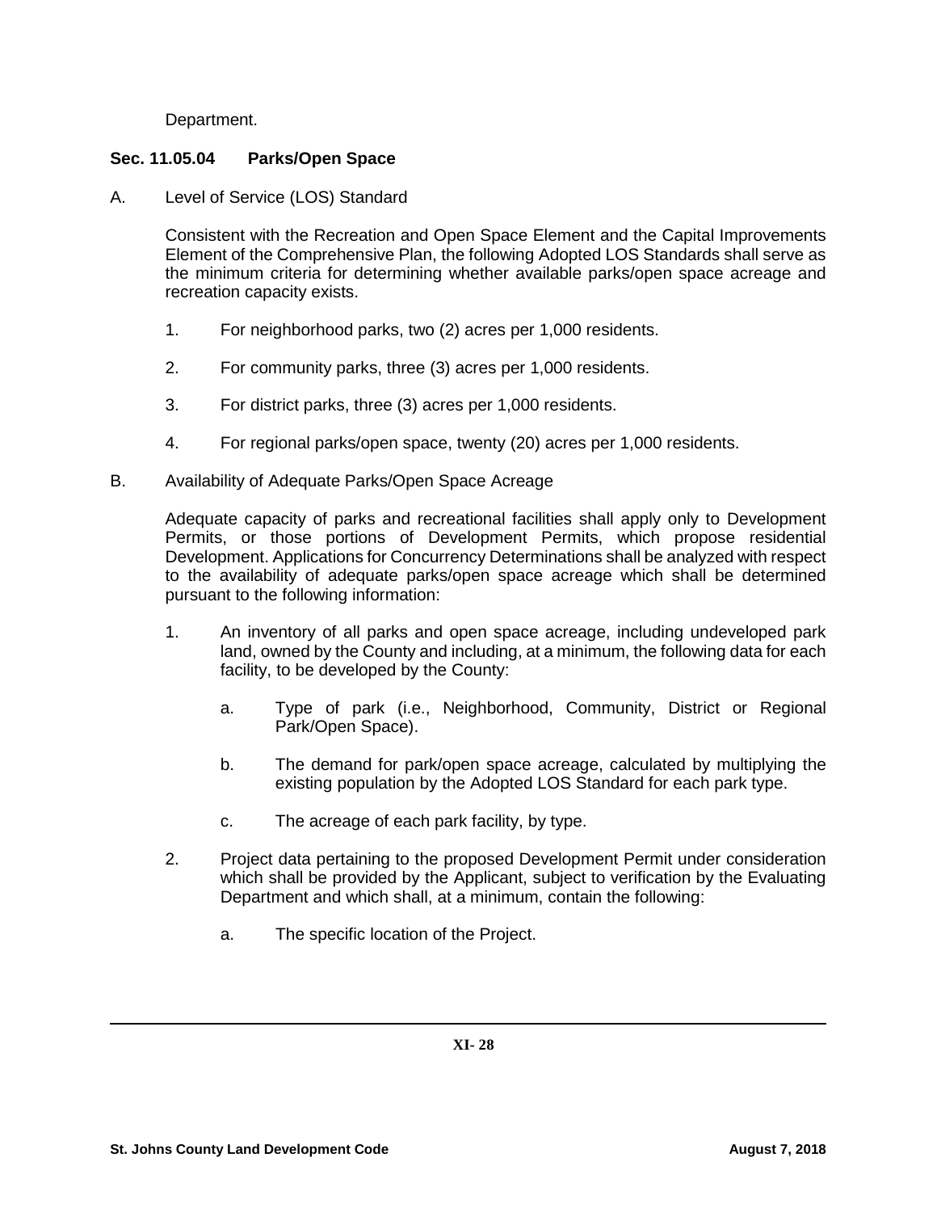Department.

### Sec. 11.05.04 Parks/Open Space

A. Level of Service (LOS) Standard

Consistent with the Recreation and Open Space Element and the Capital Improvements Element of the Comprehensive Plan, the following Adopted LOS Standards shall serve as the minimum criteria for determining whether available parks/open space acreage and recreation capacity exists.

1. For neighborhood parks, two (2) acres per 1,000 residents.
2. For community parks, three (3) acres per 1,000 residents.
3. For district parks, three (3) acres per 1,000 residents.
4. For regional parks/open space, twenty (20) acres per 1,000 residents.

B. Availability of Adequate Parks/Open Space Acreage

Adequate capacity of parks and recreational facilities shall apply only to Development Permits, or those portions of Development Permits, which propose residential Development. Applications for Concurrency Determinations shall be analyzed with respect to the availability of adequate parks/open space acreage which shall be determined pursuant to the following information:

1. An inventory of all parks and open space acreage, including undeveloped park land, owned by the County and including, at a minimum, the following data for each facility, to be developed by the County:
    a. Type of park (i.e., Neighborhood, Community, District or Regional Park/Open Space).
    b. The demand for park/open space acreage, calculated by multiplying the existing population by the Adopted LOS Standard for each park type.
    c. The acreage of each park facility, by type.
2. Project data pertaining to the proposed Development Permit under consideration which shall be provided by the Applicant, subject to verification by the Evaluating Department and which shall, at a minimum, contain the following:
    a. The specific location of the Project.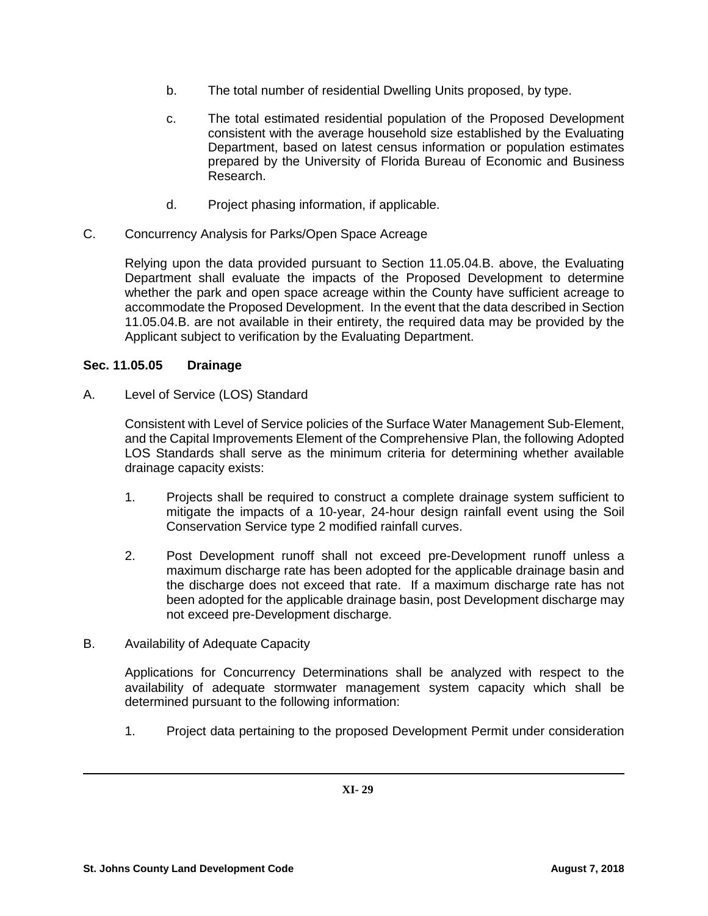b. The total number of residential Dwelling Units proposed, by type.

c. The total estimated residential population of the Proposed Development consistent with the average household size established by the Evaluating Department, based on latest census information or population estimates prepared by the University of Florida Bureau of Economic and Business Research.

d. Project phasing information, if applicable.

C. Concurrency Analysis for Parks/Open Space Acreage

Relying upon the data provided pursuant to Section 11.05.04.B. above, the Evaluating Department shall evaluate the impacts of the Proposed Development to determine whether the park and open space acreage within the County have sufficient acreage to accommodate the Proposed Development. In the event that the data described in Section 11.05.04.B. are not available in their entirety, the required data may be provided by the Applicant subject to verification by the Evaluating Department.

### Sec. 11.05.05 Drainage

A. Level of Service (LOS) Standard

Consistent with Level of Service policies of the Surface Water Management Sub-Element, and the Capital Improvements Element of the Comprehensive Plan, the following Adopted LOS Standards shall serve as the minimum criteria for determining whether available drainage capacity exists:

1. Projects shall be required to construct a complete drainage system sufficient to mitigate the impacts of a 10-year, 24-hour design rainfall event using the Soil Conservation Service type 2 modified rainfall curves.

2. Post Development runoff shall not exceed pre-Development runoff unless a maximum discharge rate has been adopted for the applicable drainage basin and the discharge does not exceed that rate. If a maximum discharge rate has not been adopted for the applicable drainage basin, post Development discharge may not exceed pre-Development discharge.

B. Availability of Adequate Capacity

Applications for Concurrency Determinations shall be analyzed with respect to the availability of adequate stormwater management system capacity which shall be determined pursuant to the following information:

1. Project data pertaining to the proposed Development Permit under consideration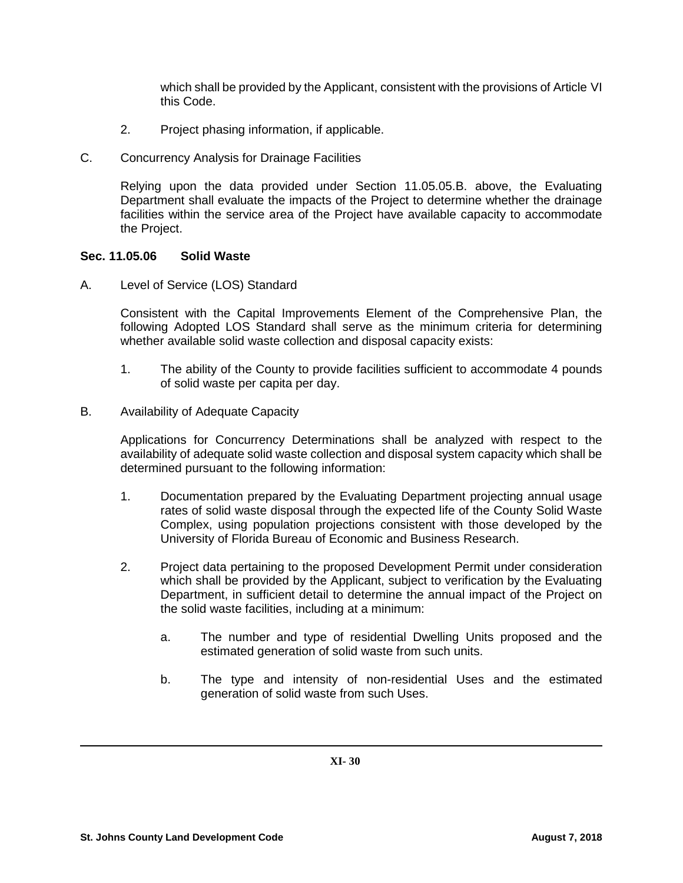which shall be provided by the Applicant, consistent with the provisions of Article VI this Code.

2. Project phasing information, if applicable.

C. Concurrency Analysis for Drainage Facilities

Relying upon the data provided under Section 11.05.05.B. above, the Evaluating Department shall evaluate the impacts of the Project to determine whether the drainage facilities within the service area of the Project have available capacity to accommodate the Project.

### Sec. 11.05.06 Solid Waste

A. Level of Service (LOS) Standard

Consistent with the Capital Improvements Element of the Comprehensive Plan, the following Adopted LOS Standard shall serve as the minimum criteria for determining whether available solid waste collection and disposal capacity exists:

1. The ability of the County to provide facilities sufficient to accommodate 4 pounds of solid waste per capita per day.

B. Availability of Adequate Capacity

Applications for Concurrency Determinations shall be analyzed with respect to the availability of adequate solid waste collection and disposal system capacity which shall be determined pursuant to the following information:

1. Documentation prepared by the Evaluating Department projecting annual usage rates of solid waste disposal through the expected life of the County Solid Waste Complex, using population projections consistent with those developed by the University of Florida Bureau of Economic and Business Research.

2. Project data pertaining to the proposed Development Permit under consideration which shall be provided by the Applicant, subject to verification by the Evaluating Department, in sufficient detail to determine the annual impact of the Project on the solid waste facilities, including at a minimum:

   a. The number and type of residential Dwelling Units proposed and the estimated generation of solid waste from such units.

   b. The type and intensity of non-residential Uses and the estimated generation of solid waste from such Uses.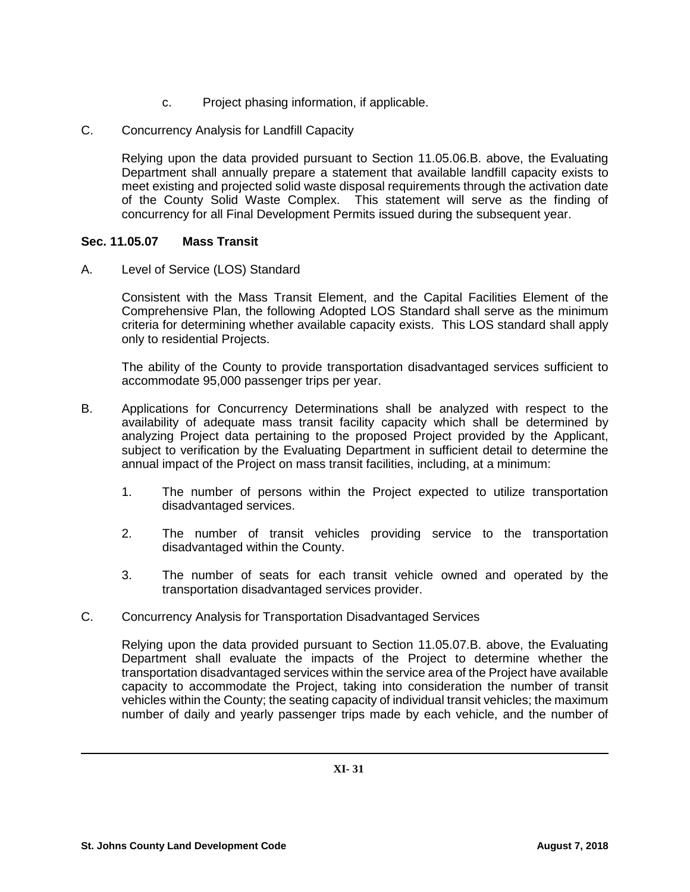c. Project phasing information, if applicable.

C. Concurrency Analysis for Landfill Capacity

Relying upon the data provided pursuant to Section 11.05.06.B. above, the Evaluating Department shall annually prepare a statement that available landfill capacity exists to meet existing and projected solid waste disposal requirements through the activation date of the County Solid Waste Complex. This statement will serve as the finding of concurrency for all Final Development Permits issued during the subsequent year.

### Sec. 11.05.07 Mass Transit

A. Level of Service (LOS) Standard

Consistent with the Mass Transit Element, and the Capital Facilities Element of the Comprehensive Plan, the following Adopted LOS Standard shall serve as the minimum criteria for determining whether available capacity exists. This LOS standard shall apply only to residential Projects.

The ability of the County to provide transportation disadvantaged services sufficient to accommodate 95,000 passenger trips per year.

B. Applications for Concurrency Determinations shall be analyzed with respect to the availability of adequate mass transit facility capacity which shall be determined by analyzing Project data pertaining to the proposed Project provided by the Applicant, subject to verification by the Evaluating Department in sufficient detail to determine the annual impact of the Project on mass transit facilities, including, at a minimum:

1. The number of persons within the Project expected to utilize transportation disadvantaged services.

2. The number of transit vehicles providing service to the transportation disadvantaged within the County.

3. The number of seats for each transit vehicle owned and operated by the transportation disadvantaged services provider.

C. Concurrency Analysis for Transportation Disadvantaged Services

Relying upon the data provided pursuant to Section 11.05.07.B. above, the Evaluating Department shall evaluate the impacts of the Project to determine whether the transportation disadvantaged services within the service area of the Project have available capacity to accommodate the Project, taking into consideration the number of transit vehicles within the County; the seating capacity of individual transit vehicles; the maximum number of daily and yearly passenger trips made by each vehicle, and the number of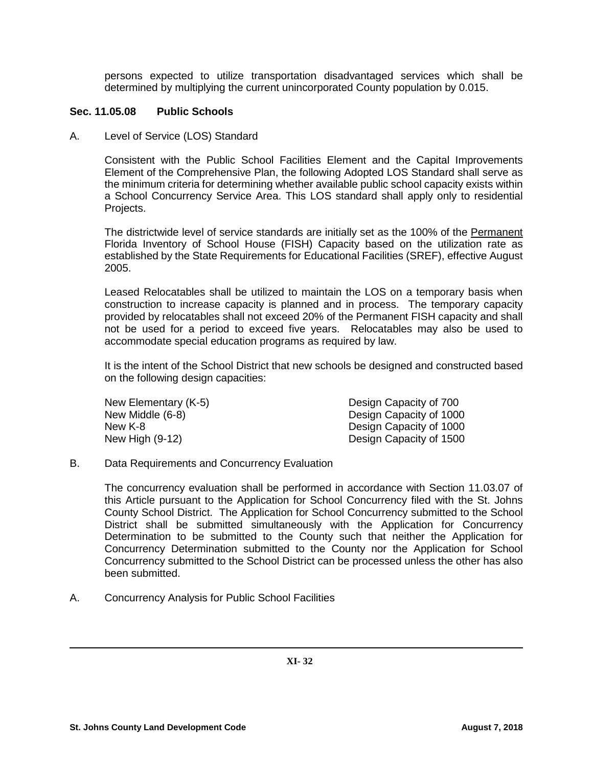persons expected to utilize transportation disadvantaged services which shall be determined by multiplying the current unincorporated County population by 0.015.

### Sec. 11.05.08 Public Schools

A. Level of Service (LOS) Standard

Consistent with the Public School Facilities Element and the Capital Improvements Element of the Comprehensive Plan, the following Adopted LOS Standard shall serve as the minimum criteria for determining whether available public school capacity exists within a School Concurrency Service Area. This LOS standard shall apply only to residential Projects.

The districtwide level of service standards are initially set as the 100% of the Permanent Florida Inventory of School House (FISH) Capacity based on the utilization rate as established by the State Requirements for Educational Facilities (SREF), effective August 2005.

Leased Relocatables shall be utilized to maintain the LOS on a temporary basis when construction to increase capacity is planned and in process. The temporary capacity provided by relocatables shall not exceed 20% of the Permanent FISH capacity and shall not be used for a period to exceed five years. Relocatables may also be used to accommodate special education programs as required by law.

It is the intent of the School District that new schools be designed and constructed based on the following design capacities:

| | |
|---|---|
| New Elementary (K-5) | Design Capacity of 700 |
| New Middle (6-8) | Design Capacity of 1000 |
| New K-8 | Design Capacity of 1000 |
| New High (9-12) | Design Capacity of 1500 |

B. Data Requirements and Concurrency Evaluation

The concurrency evaluation shall be performed in accordance with Section 11.03.07 of this Article pursuant to the Application for School Concurrency filed with the St. Johns County School District. The Application for School Concurrency submitted to the School District shall be submitted simultaneously with the Application for Concurrency Determination to be submitted to the County such that neither the Application for Concurrency Determination submitted to the County nor the Application for School Concurrency submitted to the School District can be processed unless the other has also been submitted.

A. Concurrency Analysis for Public School Facilities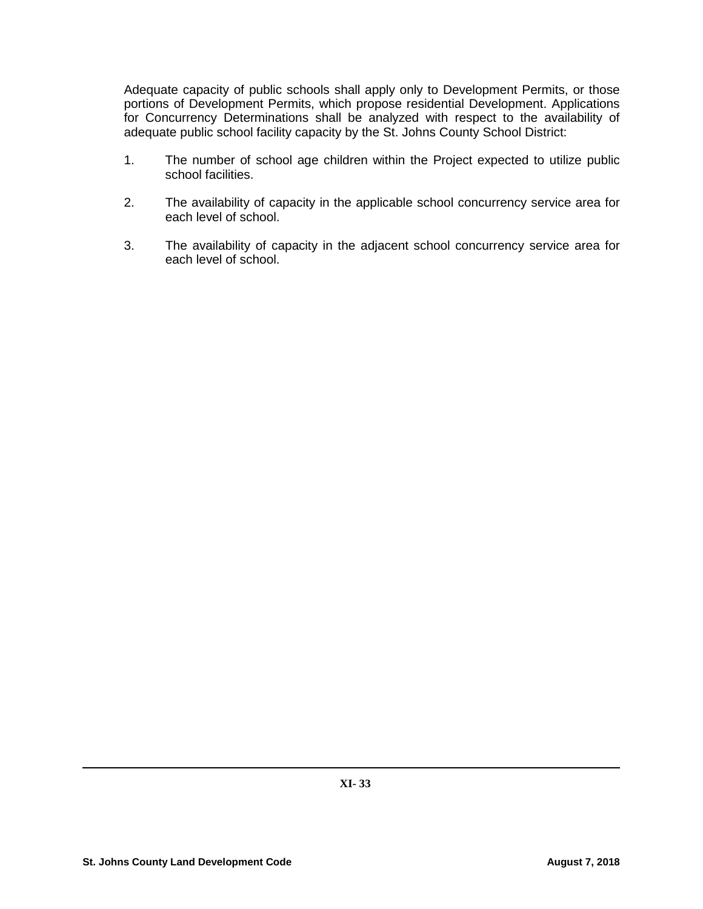Adequate capacity of public schools shall apply only to Development Permits, or those portions of Development Permits, which propose residential Development. Applications for Concurrency Determinations shall be analyzed with respect to the availability of adequate public school facility capacity by the St. Johns County School District:

1. The number of school age children within the Project expected to utilize public school facilities.

2. The availability of capacity in the applicable school concurrency service area for each level of school.

3. The availability of capacity in the adjacent school concurrency service area for each level of school.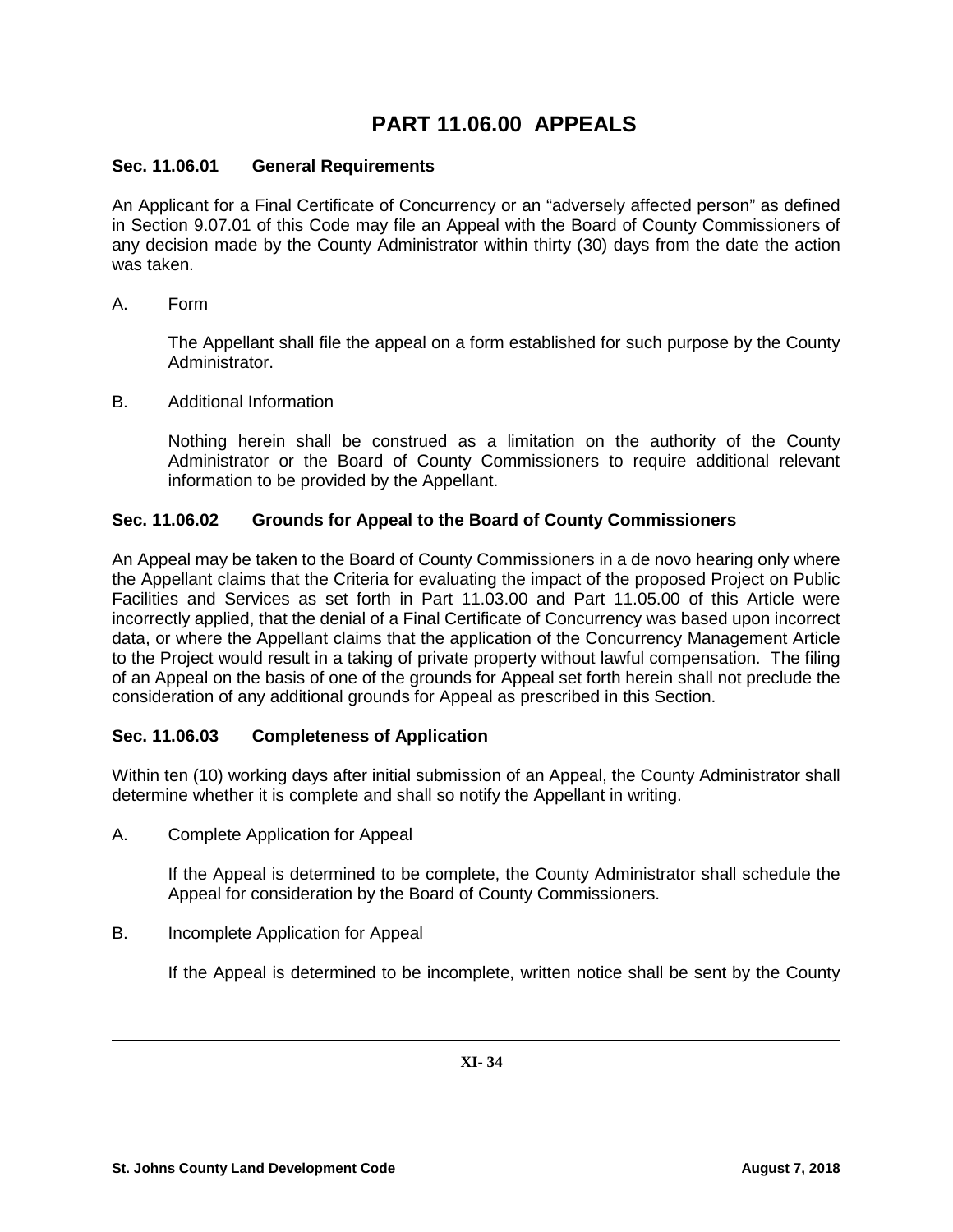# PART 11.06.00 APPEALS

### Sec. 11.06.01 General Requirements

An Applicant for a Final Certificate of Concurrency or an "adversely affected person" as defined in Section 9.07.01 of this Code may file an Appeal with the Board of County Commissioners of any decision made by the County Administrator within thirty (30) days from the date the action was taken.

A. Form

The Appellant shall file the appeal on a form established for such purpose by the County Administrator.

B. Additional Information

Nothing herein shall be construed as a limitation on the authority of the County Administrator or the Board of County Commissioners to require additional relevant information to be provided by the Appellant.

### Sec. 11.06.02 Grounds for Appeal to the Board of County Commissioners

An Appeal may be taken to the Board of County Commissioners in a de novo hearing only where the Appellant claims that the Criteria for evaluating the impact of the proposed Project on Public Facilities and Services as set forth in Part 11.03.00 and Part 11.05.00 of this Article were incorrectly applied, that the denial of a Final Certificate of Concurrency was based upon incorrect data, or where the Appellant claims that the application of the Concurrency Management Article to the Project would result in a taking of private property without lawful compensation. The filing of an Appeal on the basis of one of the grounds for Appeal set forth herein shall not preclude the consideration of any additional grounds for Appeal as prescribed in this Section.

### Sec. 11.06.03 Completeness of Application

Within ten (10) working days after initial submission of an Appeal, the County Administrator shall determine whether it is complete and shall so notify the Appellant in writing.

A. Complete Application for Appeal

If the Appeal is determined to be complete, the County Administrator shall schedule the Appeal for consideration by the Board of County Commissioners.

B. Incomplete Application for Appeal

If the Appeal is determined to be incomplete, written notice shall be sent by the County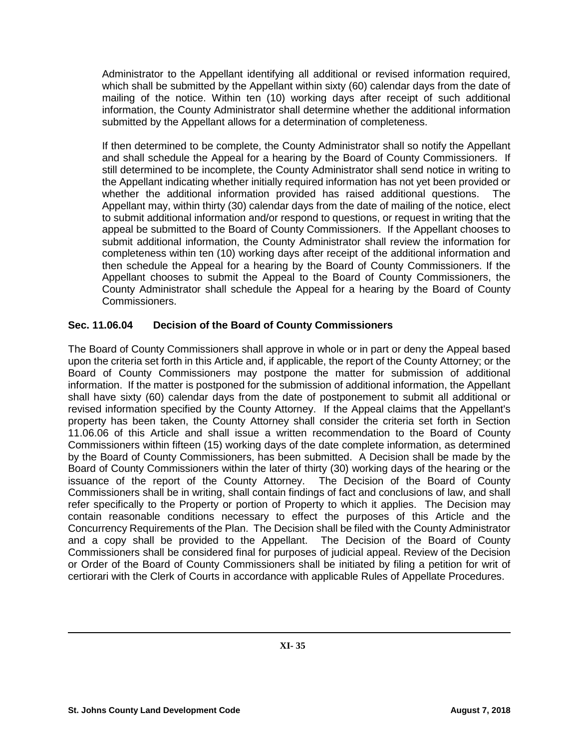Administrator to the Appellant identifying all additional or revised information required, which shall be submitted by the Appellant within sixty (60) calendar days from the date of mailing of the notice. Within ten (10) working days after receipt of such additional information, the County Administrator shall determine whether the additional information submitted by the Appellant allows for a determination of completeness.

If then determined to be complete, the County Administrator shall so notify the Appellant and shall schedule the Appeal for a hearing by the Board of County Commissioners. If still determined to be incomplete, the County Administrator shall send notice in writing to the Appellant indicating whether initially required information has not yet been provided or whether the additional information provided has raised additional questions. The Appellant may, within thirty (30) calendar days from the date of mailing of the notice, elect to submit additional information and/or respond to questions, or request in writing that the appeal be submitted to the Board of County Commissioners. If the Appellant chooses to submit additional information, the County Administrator shall review the information for completeness within ten (10) working days after receipt of the additional information and then schedule the Appeal for a hearing by the Board of County Commissioners. If the Appellant chooses to submit the Appeal to the Board of County Commissioners, the County Administrator shall schedule the Appeal for a hearing by the Board of County Commissioners.

### Sec. 11.06.04 Decision of the Board of County Commissioners

The Board of County Commissioners shall approve in whole or in part or deny the Appeal based upon the criteria set forth in this Article and, if applicable, the report of the County Attorney; or the Board of County Commissioners may postpone the matter for submission of additional information. If the matter is postponed for the submission of additional information, the Appellant shall have sixty (60) calendar days from the date of postponement to submit all additional or revised information specified by the County Attorney. If the Appeal claims that the Appellant's property has been taken, the County Attorney shall consider the criteria set forth in Section 11.06.06 of this Article and shall issue a written recommendation to the Board of County Commissioners within fifteen (15) working days of the date complete information, as determined by the Board of County Commissioners, has been submitted. A Decision shall be made by the Board of County Commissioners within the later of thirty (30) working days of the hearing or the issuance of the report of the County Attorney. The Decision of the Board of County Commissioners shall be in writing, shall contain findings of fact and conclusions of law, and shall refer specifically to the Property or portion of Property to which it applies. The Decision may contain reasonable conditions necessary to effect the purposes of this Article and the Concurrency Requirements of the Plan. The Decision shall be filed with the County Administrator and a copy shall be provided to the Appellant. The Decision of the Board of County Commissioners shall be considered final for purposes of judicial appeal. Review of the Decision or Order of the Board of County Commissioners shall be initiated by filing a petition for writ of certiorari with the Clerk of Courts in accordance with applicable Rules of Appellate Procedures.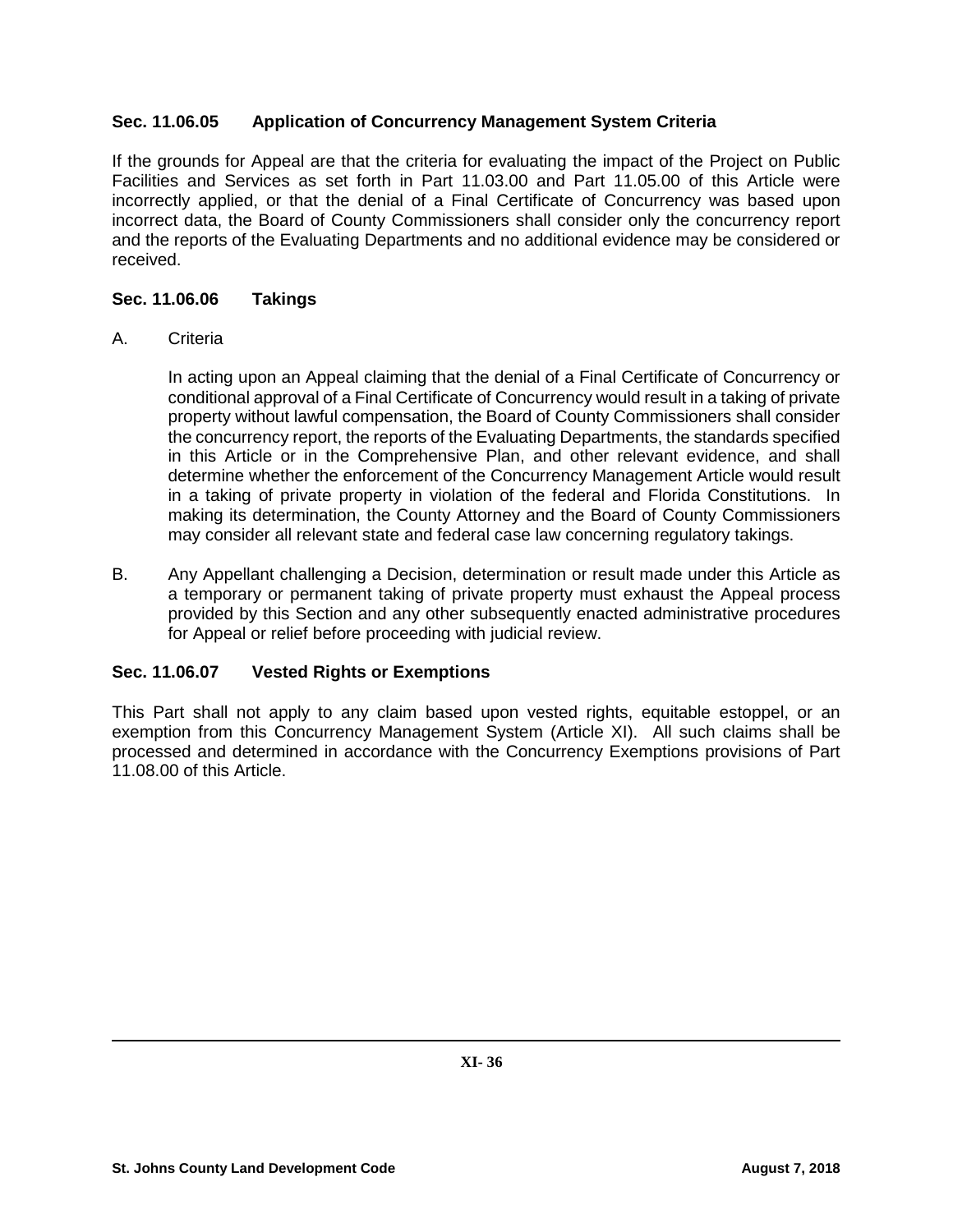### Sec. 11.06.05 Application of Concurrency Management System Criteria

If the grounds for Appeal are that the criteria for evaluating the impact of the Project on Public Facilities and Services as set forth in Part 11.03.00 and Part 11.05.00 of this Article were incorrectly applied, or that the denial of a Final Certificate of Concurrency was based upon incorrect data, the Board of County Commissioners shall consider only the concurrency report and the reports of the Evaluating Departments and no additional evidence may be considered or received.

### Sec. 11.06.06 Takings

A. Criteria

In acting upon an Appeal claiming that the denial of a Final Certificate of Concurrency or conditional approval of a Final Certificate of Concurrency would result in a taking of private property without lawful compensation, the Board of County Commissioners shall consider the concurrency report, the reports of the Evaluating Departments, the standards specified in this Article or in the Comprehensive Plan, and other relevant evidence, and shall determine whether the enforcement of the Concurrency Management Article would result in a taking of private property in violation of the federal and Florida Constitutions. In making its determination, the County Attorney and the Board of County Commissioners may consider all relevant state and federal case law concerning regulatory takings.

B. Any Appellant challenging a Decision, determination or result made under this Article as a temporary or permanent taking of private property must exhaust the Appeal process provided by this Section and any other subsequently enacted administrative procedures for Appeal or relief before proceeding with judicial review.

### Sec. 11.06.07 Vested Rights or Exemptions

This Part shall not apply to any claim based upon vested rights, equitable estoppel, or an exemption from this Concurrency Management System (Article XI). All such claims shall be processed and determined in accordance with the Concurrency Exemptions provisions of Part 11.08.00 of this Article.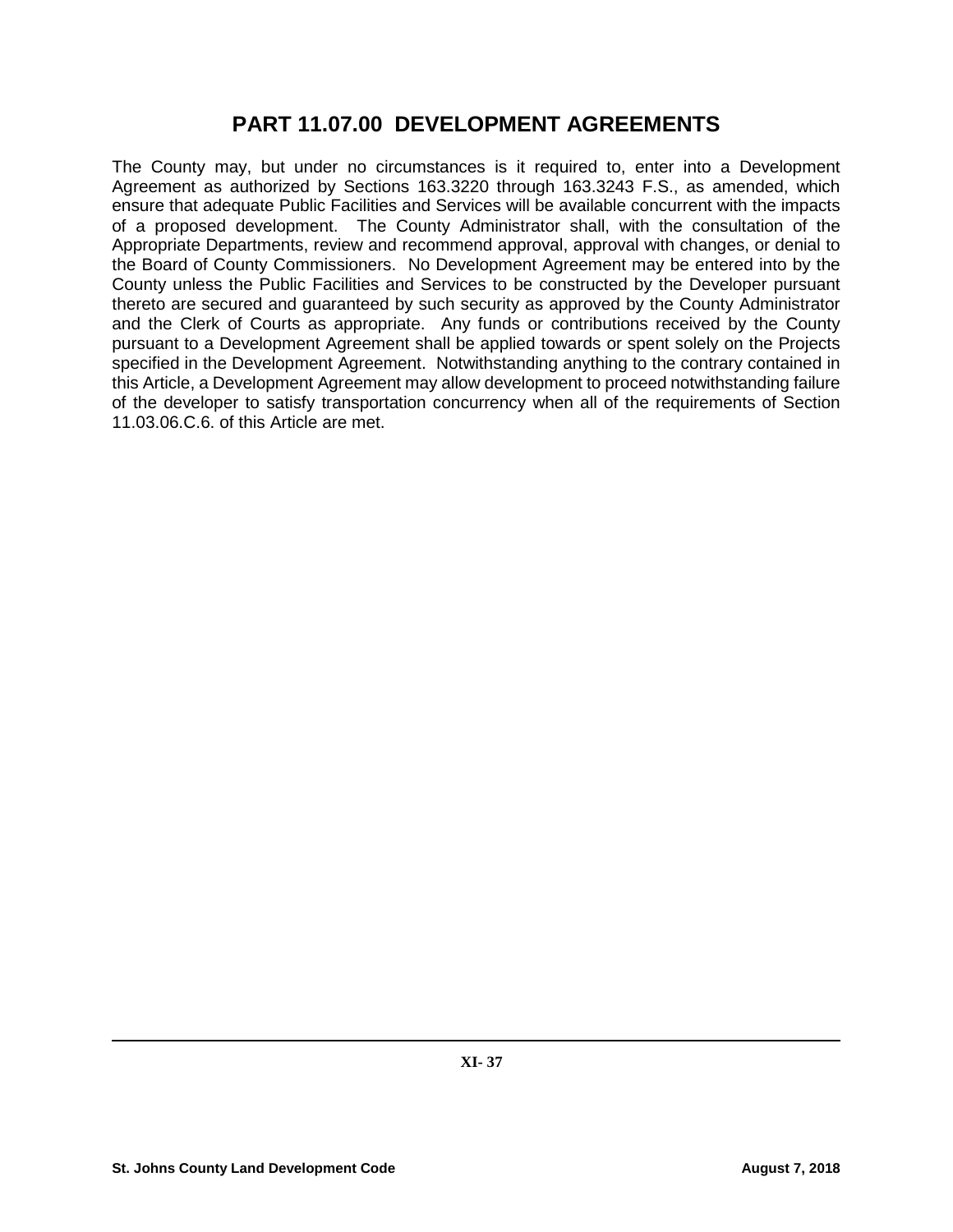# PART 11.07.00 DEVELOPMENT AGREEMENTS

The County may, but under no circumstances is it required to, enter into a Development Agreement as authorized by Sections 163.3220 through 163.3243 F.S., as amended, which ensure that adequate Public Facilities and Services will be available concurrent with the impacts of a proposed development. The County Administrator shall, with the consultation of the Appropriate Departments, review and recommend approval, approval with changes, or denial to the Board of County Commissioners. No Development Agreement may be entered into by the County unless the Public Facilities and Services to be constructed by the Developer pursuant thereto are secured and guaranteed by such security as approved by the County Administrator and the Clerk of Courts as appropriate. Any funds or contributions received by the County pursuant to a Development Agreement shall be applied towards or spent solely on the Projects specified in the Development Agreement. Notwithstanding anything to the contrary contained in this Article, a Development Agreement may allow development to proceed notwithstanding failure of the developer to satisfy transportation concurrency when all of the requirements of Section 11.03.06.C.6. of this Article are met.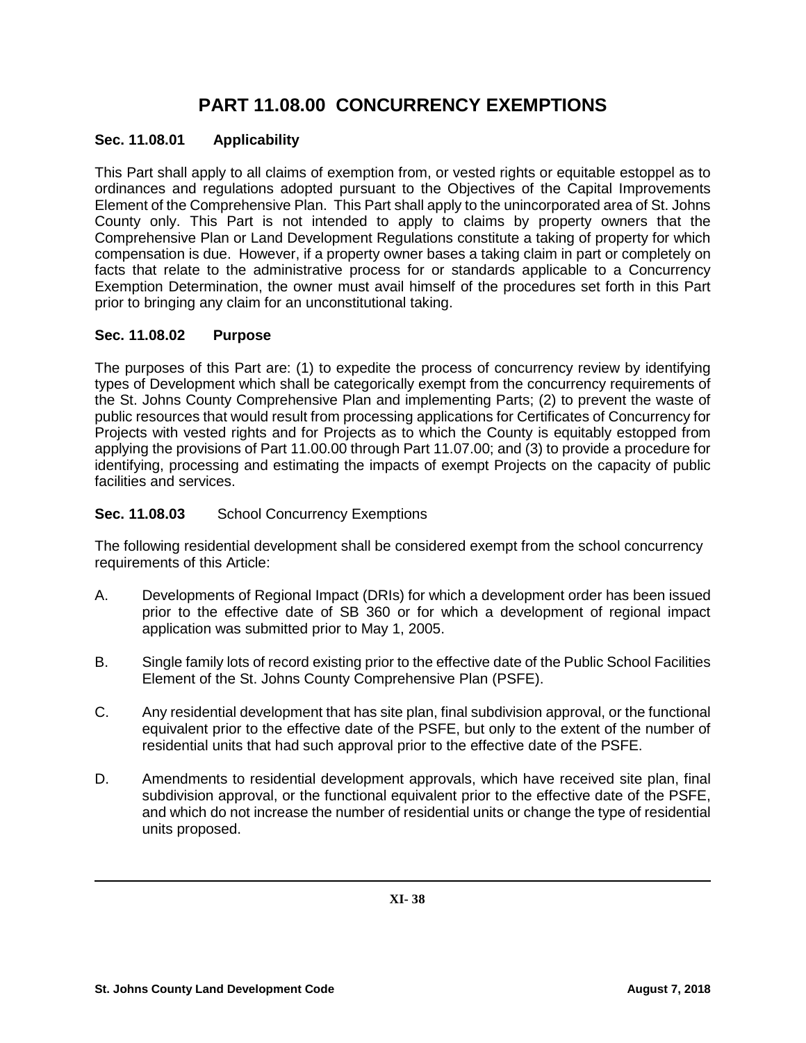# PART 11.08.00 CONCURRENCY EXEMPTIONS

### Sec. 11.08.01 Applicability

This Part shall apply to all claims of exemption from, or vested rights or equitable estoppel as to ordinances and regulations adopted pursuant to the Objectives of the Capital Improvements Element of the Comprehensive Plan. This Part shall apply to the unincorporated area of St. Johns County only. This Part is not intended to apply to claims by property owners that the Comprehensive Plan or Land Development Regulations constitute a taking of property for which compensation is due. However, if a property owner bases a taking claim in part or completely on facts that relate to the administrative process for or standards applicable to a Concurrency Exemption Determination, the owner must avail himself of the procedures set forth in this Part prior to bringing any claim for an unconstitutional taking.

### Sec. 11.08.02 Purpose

The purposes of this Part are: (1) to expedite the process of concurrency review by identifying types of Development which shall be categorically exempt from the concurrency requirements of the St. Johns County Comprehensive Plan and implementing Parts; (2) to prevent the waste of public resources that would result from processing applications for Certificates of Concurrency for Projects with vested rights and for Projects as to which the County is equitably estopped from applying the provisions of Part 11.00.00 through Part 11.07.00; and (3) to provide a procedure for identifying, processing and estimating the impacts of exempt Projects on the capacity of public facilities and services.

### Sec. 11.08.03 School Concurrency Exemptions

The following residential development shall be considered exempt from the school concurrency requirements of this Article:

A. Developments of Regional Impact (DRIs) for which a development order has been issued prior to the effective date of SB 360 or for which a development of regional impact application was submitted prior to May 1, 2005.

B. Single family lots of record existing prior to the effective date of the Public School Facilities Element of the St. Johns County Comprehensive Plan (PSFE).

C. Any residential development that has site plan, final subdivision approval, or the functional equivalent prior to the effective date of the PSFE, but only to the extent of the number of residential units that had such approval prior to the effective date of the PSFE.

D. Amendments to residential development approvals, which have received site plan, final subdivision approval, or the functional equivalent prior to the effective date of the PSFE, and which do not increase the number of residential units or change the type of residential units proposed.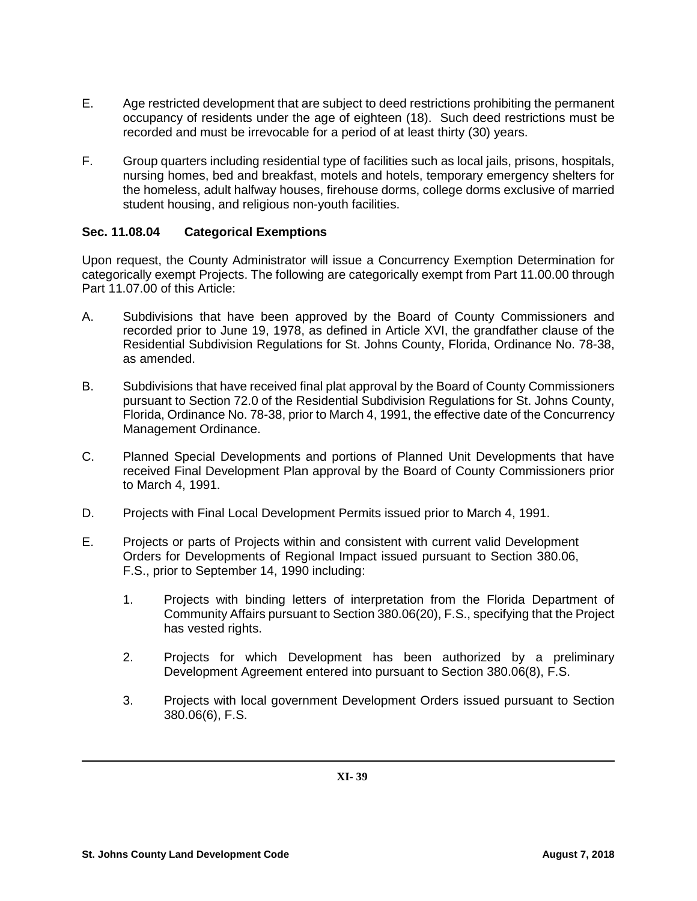E. Age restricted development that are subject to deed restrictions prohibiting the permanent occupancy of residents under the age of eighteen (18). Such deed restrictions must be recorded and must be irrevocable for a period of at least thirty (30) years.

F. Group quarters including residential type of facilities such as local jails, prisons, hospitals, nursing homes, bed and breakfast, motels and hotels, temporary emergency shelters for the homeless, adult halfway houses, firehouse dorms, college dorms exclusive of married student housing, and religious non-youth facilities.

### Sec. 11.08.04 Categorical Exemptions

Upon request, the County Administrator will issue a Concurrency Exemption Determination for categorically exempt Projects. The following are categorically exempt from Part 11.00.00 through Part 11.07.00 of this Article:

A. Subdivisions that have been approved by the Board of County Commissioners and recorded prior to June 19, 1978, as defined in Article XVI, the grandfather clause of the Residential Subdivision Regulations for St. Johns County, Florida, Ordinance No. 78-38, as amended.

B. Subdivisions that have received final plat approval by the Board of County Commissioners pursuant to Section 72.0 of the Residential Subdivision Regulations for St. Johns County, Florida, Ordinance No. 78-38, prior to March 4, 1991, the effective date of the Concurrency Management Ordinance.

C. Planned Special Developments and portions of Planned Unit Developments that have received Final Development Plan approval by the Board of County Commissioners prior to March 4, 1991.

D. Projects with Final Local Development Permits issued prior to March 4, 1991.

E. Projects or parts of Projects within and consistent with current valid Development Orders for Developments of Regional Impact issued pursuant to Section 380.06, F.S., prior to September 14, 1990 including:

   1. Projects with binding letters of interpretation from the Florida Department of Community Affairs pursuant to Section 380.06(20), F.S., specifying that the Project has vested rights.

   2. Projects for which Development has been authorized by a preliminary Development Agreement entered into pursuant to Section 380.06(8), F.S.

   3. Projects with local government Development Orders issued pursuant to Section 380.06(6), F.S.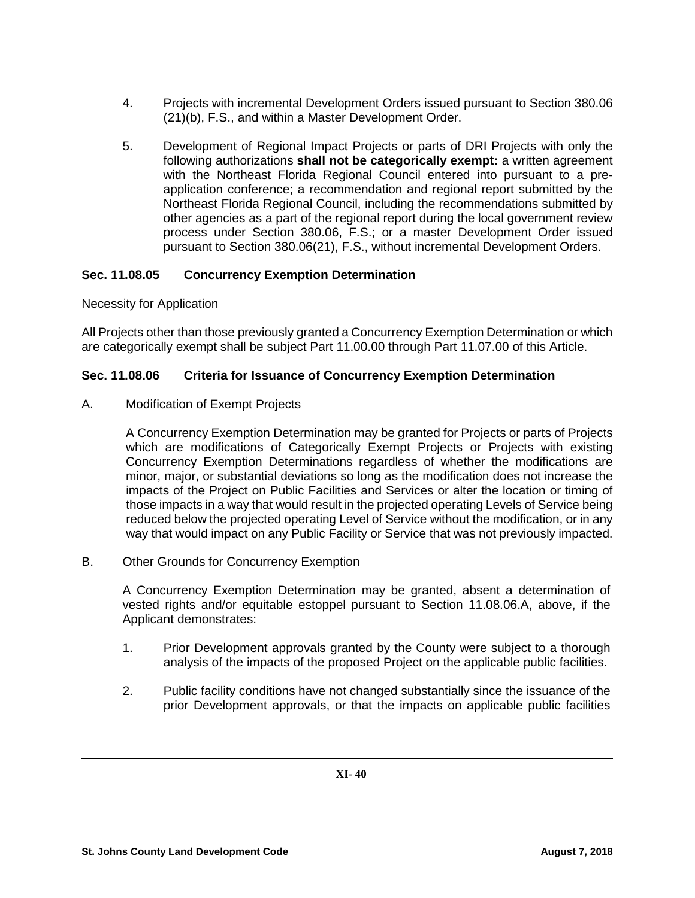4. Projects with incremental Development Orders issued pursuant to Section 380.06 (21)(b), F.S., and within a Master Development Order.

5. Development of Regional Impact Projects or parts of DRI Projects with only the following authorizations **shall not be categorically exempt:** a written agreement with the Northeast Florida Regional Council entered into pursuant to a pre-application conference; a recommendation and regional report submitted by the Northeast Florida Regional Council, including the recommendations submitted by other agencies as a part of the regional report during the local government review process under Section 380.06, F.S.; or a master Development Order issued pursuant to Section 380.06(21), F.S., without incremental Development Orders.

### Sec. 11.08.05 Concurrency Exemption Determination

Necessity for Application

All Projects other than those previously granted a Concurrency Exemption Determination or which are categorically exempt shall be subject Part 11.00.00 through Part 11.07.00 of this Article.

### Sec. 11.08.06 Criteria for Issuance of Concurrency Exemption Determination

A. Modification of Exempt Projects

A Concurrency Exemption Determination may be granted for Projects or parts of Projects which are modifications of Categorically Exempt Projects or Projects with existing Concurrency Exemption Determinations regardless of whether the modifications are minor, major, or substantial deviations so long as the modification does not increase the impacts of the Project on Public Facilities and Services or alter the location or timing of those impacts in a way that would result in the projected operating Levels of Service being reduced below the projected operating Level of Service without the modification, or in any way that would impact on any Public Facility or Service that was not previously impacted.

B. Other Grounds for Concurrency Exemption

A Concurrency Exemption Determination may be granted, absent a determination of vested rights and/or equitable estoppel pursuant to Section 11.08.06.A, above, if the Applicant demonstrates:

1. Prior Development approvals granted by the County were subject to a thorough analysis of the impacts of the proposed Project on the applicable public facilities.

2. Public facility conditions have not changed substantially since the issuance of the prior Development approvals, or that the impacts on applicable public facilities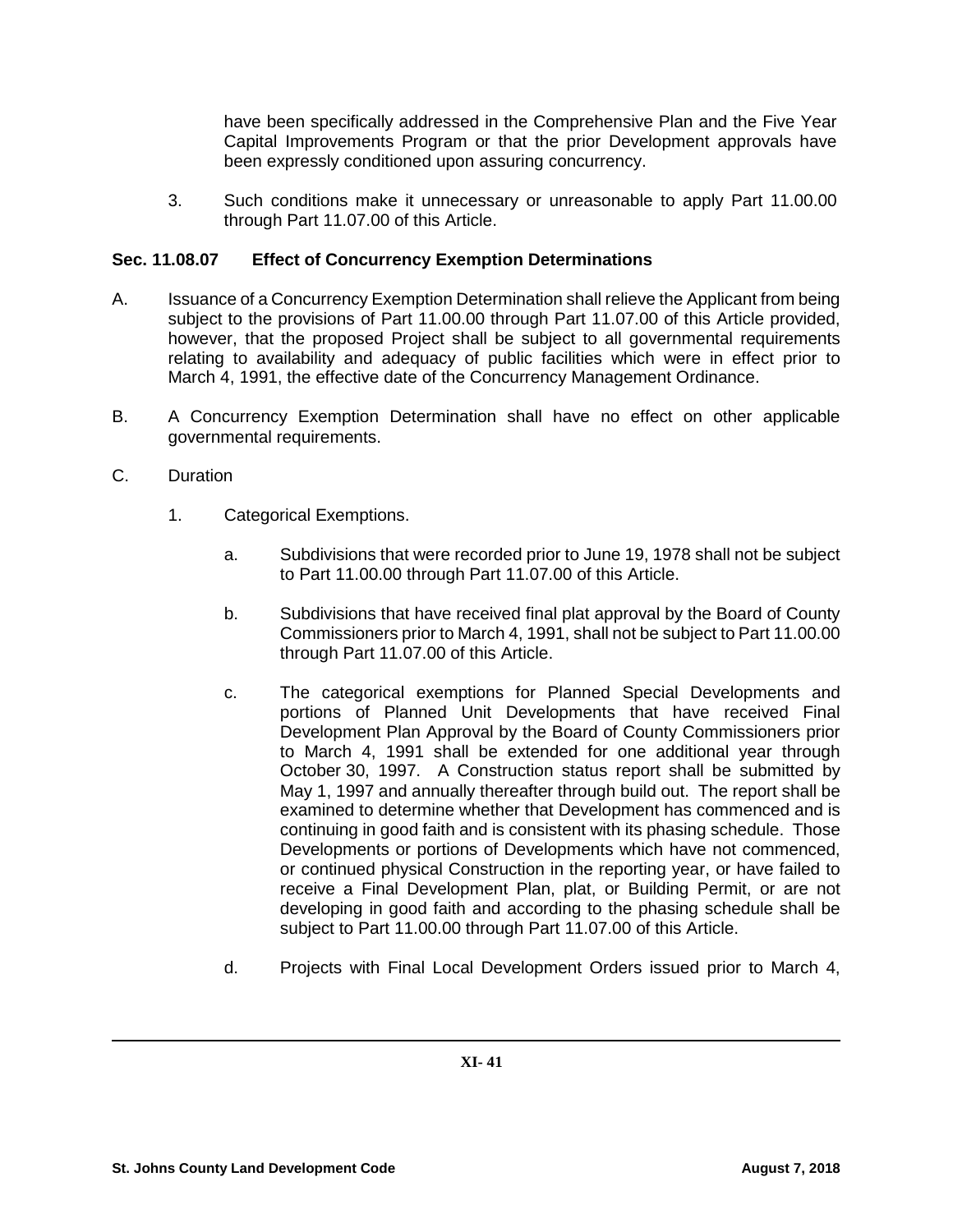have been specifically addressed in the Comprehensive Plan and the Five Year Capital Improvements Program or that the prior Development approvals have been expressly conditioned upon assuring concurrency.

3. Such conditions make it unnecessary or unreasonable to apply Part 11.00.00 through Part 11.07.00 of this Article.

### Sec. 11.08.07 Effect of Concurrency Exemption Determinations

A. Issuance of a Concurrency Exemption Determination shall relieve the Applicant from being subject to the provisions of Part 11.00.00 through Part 11.07.00 of this Article provided, however, that the proposed Project shall be subject to all governmental requirements relating to availability and adequacy of public facilities which were in effect prior to March 4, 1991, the effective date of the Concurrency Management Ordinance.

B. A Concurrency Exemption Determination shall have no effect on other applicable governmental requirements.

C. Duration

1. Categorical Exemptions.

   a. Subdivisions that were recorded prior to June 19, 1978 shall not be subject to Part 11.00.00 through Part 11.07.00 of this Article.

   b. Subdivisions that have received final plat approval by the Board of County Commissioners prior to March 4, 1991, shall not be subject to Part 11.00.00 through Part 11.07.00 of this Article.

   c. The categorical exemptions for Planned Special Developments and portions of Planned Unit Developments that have received Final Development Plan Approval by the Board of County Commissioners prior to March 4, 1991 shall be extended for one additional year through October 30, 1997. A Construction status report shall be submitted by May 1, 1997 and annually thereafter through build out. The report shall be examined to determine whether that Development has commenced and is continuing in good faith and is consistent with its phasing schedule. Those Developments or portions of Developments which have not commenced, or continued physical Construction in the reporting year, or have failed to receive a Final Development Plan, plat, or Building Permit, or are not developing in good faith and according to the phasing schedule shall be subject to Part 11.00.00 through Part 11.07.00 of this Article.

   d. Projects with Final Local Development Orders issued prior to March 4,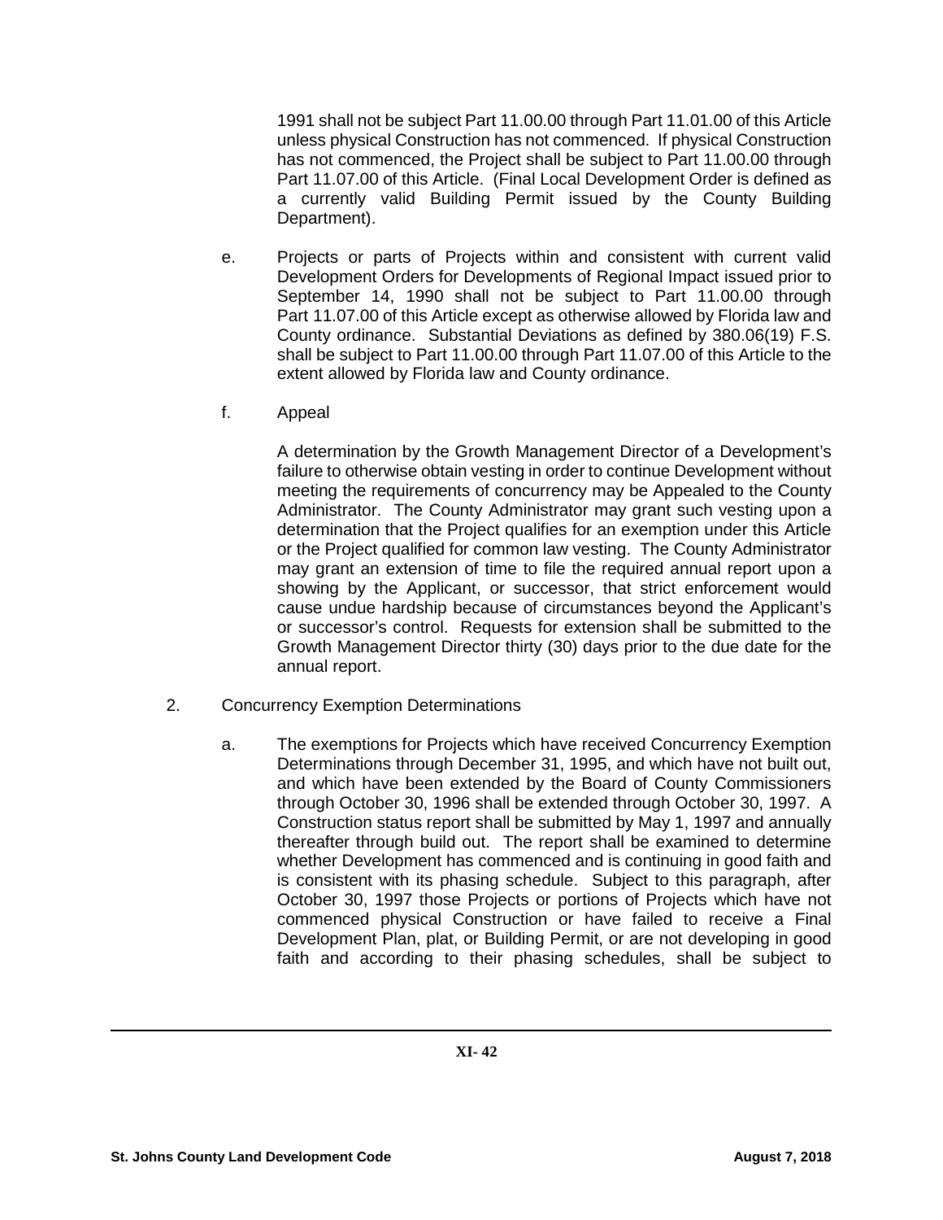1991 shall not be subject Part 11.00.00 through Part 11.01.00 of this Article unless physical Construction has not commenced. If physical Construction has not commenced, the Project shall be subject to Part 11.00.00 through Part 11.07.00 of this Article. (Final Local Development Order is defined as a currently valid Building Permit issued by the County Building Department).

e. Projects or parts of Projects within and consistent with current valid Development Orders for Developments of Regional Impact issued prior to September 14, 1990 shall not be subject to Part 11.00.00 through Part 11.07.00 of this Article except as otherwise allowed by Florida law and County ordinance. Substantial Deviations as defined by 380.06(19) F.S. shall be subject to Part 11.00.00 through Part 11.07.00 of this Article to the extent allowed by Florida law and County ordinance.

f. Appeal

A determination by the Growth Management Director of a Development's failure to otherwise obtain vesting in order to continue Development without meeting the requirements of concurrency may be Appealed to the County Administrator. The County Administrator may grant such vesting upon a determination that the Project qualifies for an exemption under this Article or the Project qualified for common law vesting. The County Administrator may grant an extension of time to file the required annual report upon a showing by the Applicant, or successor, that strict enforcement would cause undue hardship because of circumstances beyond the Applicant's or successor's control. Requests for extension shall be submitted to the Growth Management Director thirty (30) days prior to the due date for the annual report.

2. Concurrency Exemption Determinations

a. The exemptions for Projects which have received Concurrency Exemption Determinations through December 31, 1995, and which have not built out, and which have been extended by the Board of County Commissioners through October 30, 1996 shall be extended through October 30, 1997. A Construction status report shall be submitted by May 1, 1997 and annually thereafter through build out. The report shall be examined to determine whether Development has commenced and is continuing in good faith and is consistent with its phasing schedule. Subject to this paragraph, after October 30, 1997 those Projects or portions of Projects which have not commenced physical Construction or have failed to receive a Final Development Plan, plat, or Building Permit, or are not developing in good faith and according to their phasing schedules, shall be subject to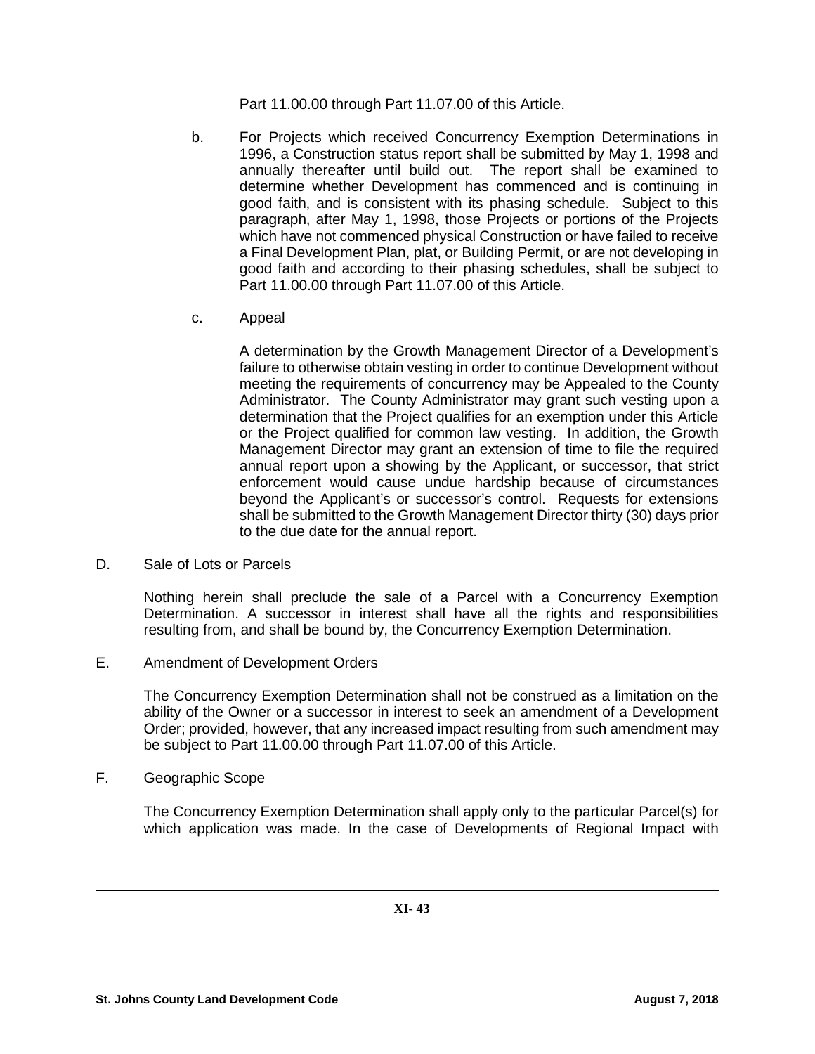Part 11.00.00 through Part 11.07.00 of this Article.

b. For Projects which received Concurrency Exemption Determinations in 1996, a Construction status report shall be submitted by May 1, 1998 and annually thereafter until build out. The report shall be examined to determine whether Development has commenced and is continuing in good faith, and is consistent with its phasing schedule. Subject to this paragraph, after May 1, 1998, those Projects or portions of the Projects which have not commenced physical Construction or have failed to receive a Final Development Plan, plat, or Building Permit, or are not developing in good faith and according to their phasing schedules, shall be subject to Part 11.00.00 through Part 11.07.00 of this Article.

c. Appeal

A determination by the Growth Management Director of a Development's failure to otherwise obtain vesting in order to continue Development without meeting the requirements of concurrency may be Appealed to the County Administrator. The County Administrator may grant such vesting upon a determination that the Project qualifies for an exemption under this Article or the Project qualified for common law vesting. In addition, the Growth Management Director may grant an extension of time to file the required annual report upon a showing by the Applicant, or successor, that strict enforcement would cause undue hardship because of circumstances beyond the Applicant's or successor's control. Requests for extensions shall be submitted to the Growth Management Director thirty (30) days prior to the due date for the annual report.

D. Sale of Lots or Parcels

Nothing herein shall preclude the sale of a Parcel with a Concurrency Exemption Determination. A successor in interest shall have all the rights and responsibilities resulting from, and shall be bound by, the Concurrency Exemption Determination.

E. Amendment of Development Orders

The Concurrency Exemption Determination shall not be construed as a limitation on the ability of the Owner or a successor in interest to seek an amendment of a Development Order; provided, however, that any increased impact resulting from such amendment may be subject to Part 11.00.00 through Part 11.07.00 of this Article.

F. Geographic Scope

The Concurrency Exemption Determination shall apply only to the particular Parcel(s) for which application was made. In the case of Developments of Regional Impact with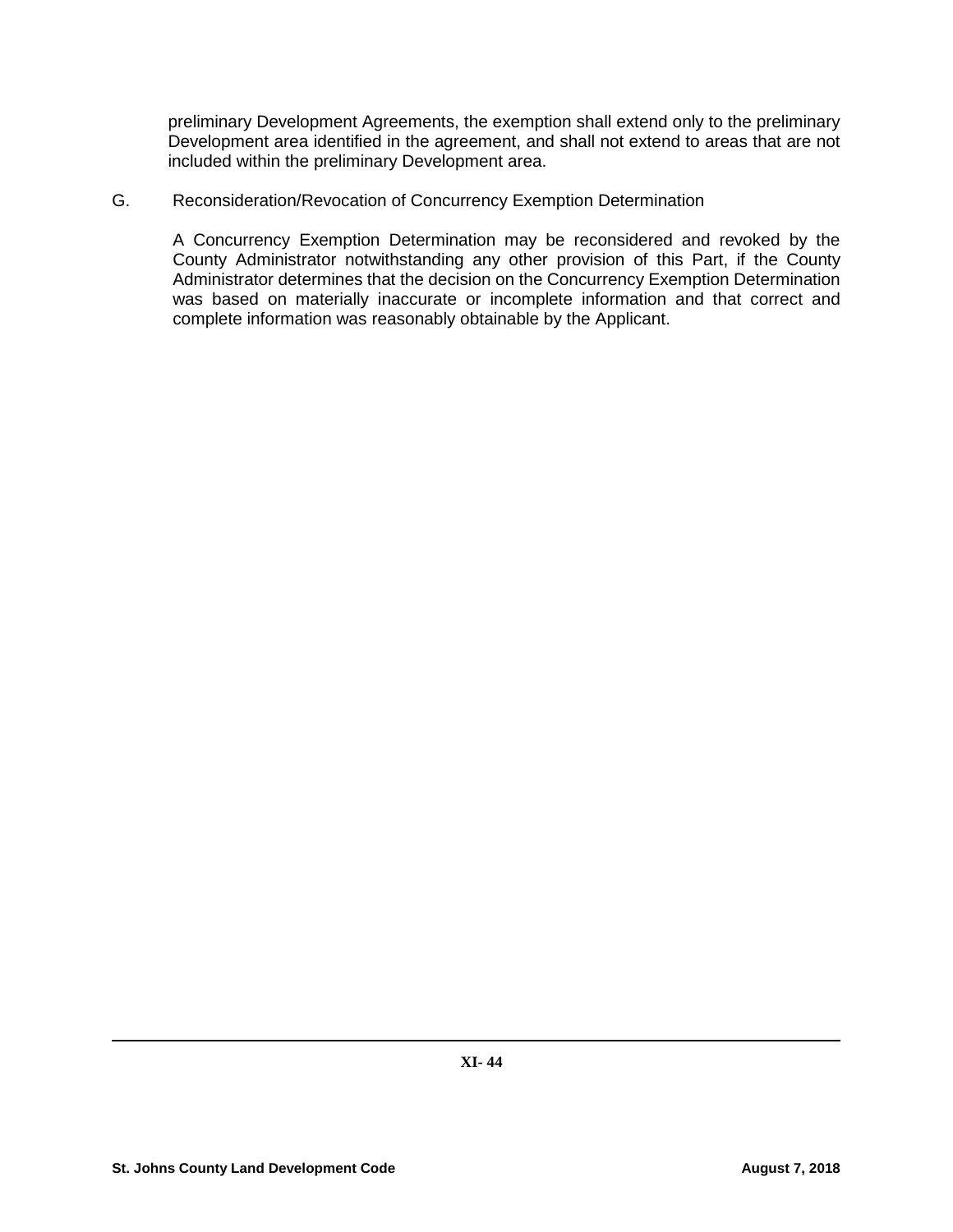preliminary Development Agreements, the exemption shall extend only to the preliminary Development area identified in the agreement, and shall not extend to areas that are not included within the preliminary Development area.

G. Reconsideration/Revocation of Concurrency Exemption Determination

A Concurrency Exemption Determination may be reconsidered and revoked by the County Administrator notwithstanding any other provision of this Part, if the County Administrator determines that the decision on the Concurrency Exemption Determination was based on materially inaccurate or incomplete information and that correct and complete information was reasonably obtainable by the Applicant.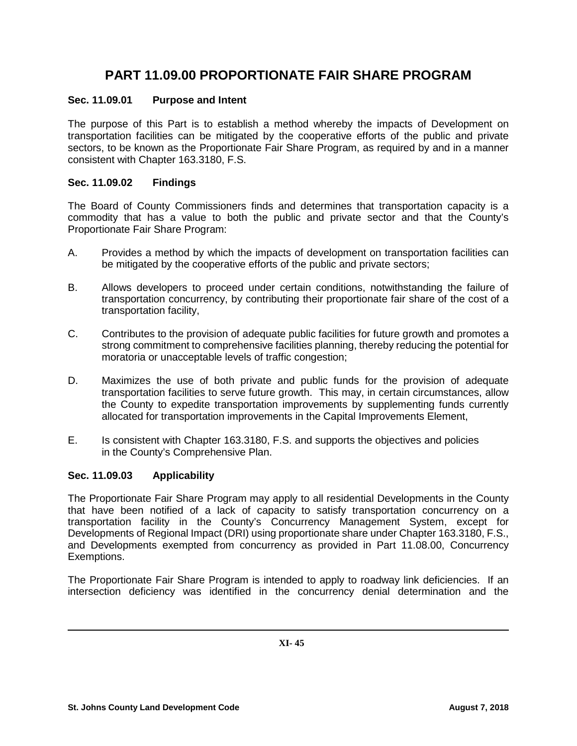# PART 11.09.00 PROPORTIONATE FAIR SHARE PROGRAM

### Sec. 11.09.01 Purpose and Intent

The purpose of this Part is to establish a method whereby the impacts of Development on transportation facilities can be mitigated by the cooperative efforts of the public and private sectors, to be known as the Proportionate Fair Share Program, as required by and in a manner consistent with Chapter 163.3180, F.S.

### Sec. 11.09.02 Findings

The Board of County Commissioners finds and determines that transportation capacity is a commodity that has a value to both the public and private sector and that the County's Proportionate Fair Share Program:

A. Provides a method by which the impacts of development on transportation facilities can be mitigated by the cooperative efforts of the public and private sectors;

B. Allows developers to proceed under certain conditions, notwithstanding the failure of transportation concurrency, by contributing their proportionate fair share of the cost of a transportation facility,

C. Contributes to the provision of adequate public facilities for future growth and promotes a strong commitment to comprehensive facilities planning, thereby reducing the potential for moratoria or unacceptable levels of traffic congestion;

D. Maximizes the use of both private and public funds for the provision of adequate transportation facilities to serve future growth. This may, in certain circumstances, allow the County to expedite transportation improvements by supplementing funds currently allocated for transportation improvements in the Capital Improvements Element,

E. Is consistent with Chapter 163.3180, F.S. and supports the objectives and policies in the County's Comprehensive Plan.

### Sec. 11.09.03 Applicability

The Proportionate Fair Share Program may apply to all residential Developments in the County that have been notified of a lack of capacity to satisfy transportation concurrency on a transportation facility in the County's Concurrency Management System, except for Developments of Regional Impact (DRI) using proportionate share under Chapter 163.3180, F.S., and Developments exempted from concurrency as provided in Part 11.08.00, Concurrency Exemptions.

The Proportionate Fair Share Program is intended to apply to roadway link deficiencies. If an intersection deficiency was identified in the concurrency denial determination and the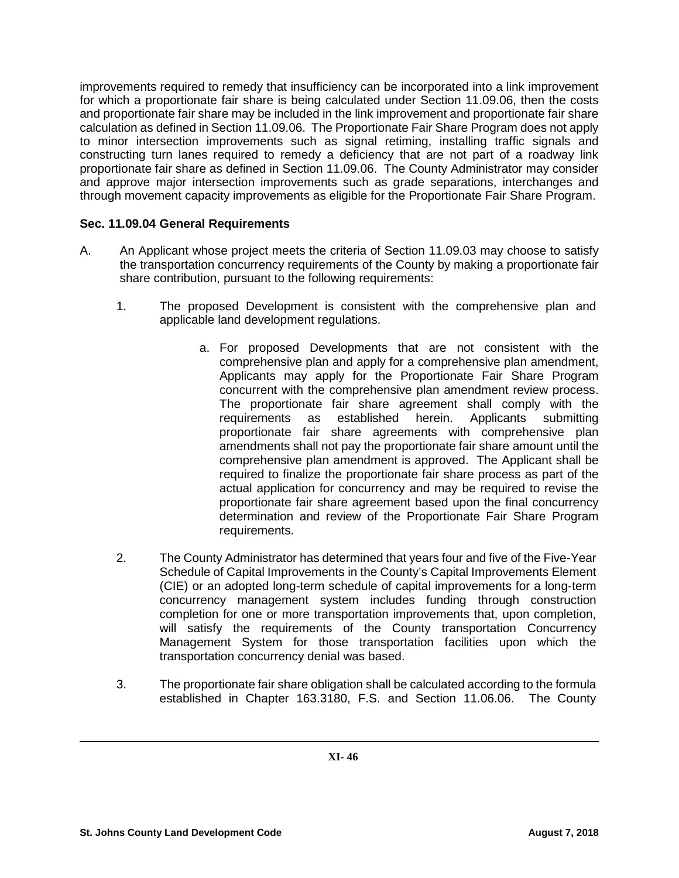improvements required to remedy that insufficiency can be incorporated into a link improvement for which a proportionate fair share is being calculated under Section 11.09.06, then the costs and proportionate fair share may be included in the link improvement and proportionate fair share calculation as defined in Section 11.09.06. The Proportionate Fair Share Program does not apply to minor intersection improvements such as signal retiming, installing traffic signals and constructing turn lanes required to remedy a deficiency that are not part of a roadway link proportionate fair share as defined in Section 11.09.06. The County Administrator may consider and approve major intersection improvements such as grade separations, interchanges and through movement capacity improvements as eligible for the Proportionate Fair Share Program.

**Sec. 11.09.04 General Requirements**

A. An Applicant whose project meets the criteria of Section 11.09.03 may choose to satisfy the transportation concurrency requirements of the County by making a proportionate fair share contribution, pursuant to the following requirements:

1. The proposed Development is consistent with the comprehensive plan and applicable land development regulations.

    a. For proposed Developments that are not consistent with the comprehensive plan and apply for a comprehensive plan amendment, Applicants may apply for the Proportionate Fair Share Program concurrent with the comprehensive plan amendment review process. The proportionate fair share agreement shall comply with the requirements as established herein. Applicants submitting proportionate fair share agreements with comprehensive plan amendments shall not pay the proportionate fair share amount until the comprehensive plan amendment is approved. The Applicant shall be required to finalize the proportionate fair share process as part of the actual application for concurrency and may be required to revise the proportionate fair share agreement based upon the final concurrency determination and review of the Proportionate Fair Share Program requirements.

2. The County Administrator has determined that years four and five of the Five-Year Schedule of Capital Improvements in the County's Capital Improvements Element (CIE) or an adopted long-term schedule of capital improvements for a long-term concurrency management system includes funding through construction completion for one or more transportation improvements that, upon completion, will satisfy the requirements of the County transportation Concurrency Management System for those transportation facilities upon which the transportation concurrency denial was based.

3. The proportionate fair share obligation shall be calculated according to the formula established in Chapter 163.3180, F.S. and Section 11.06.06. The County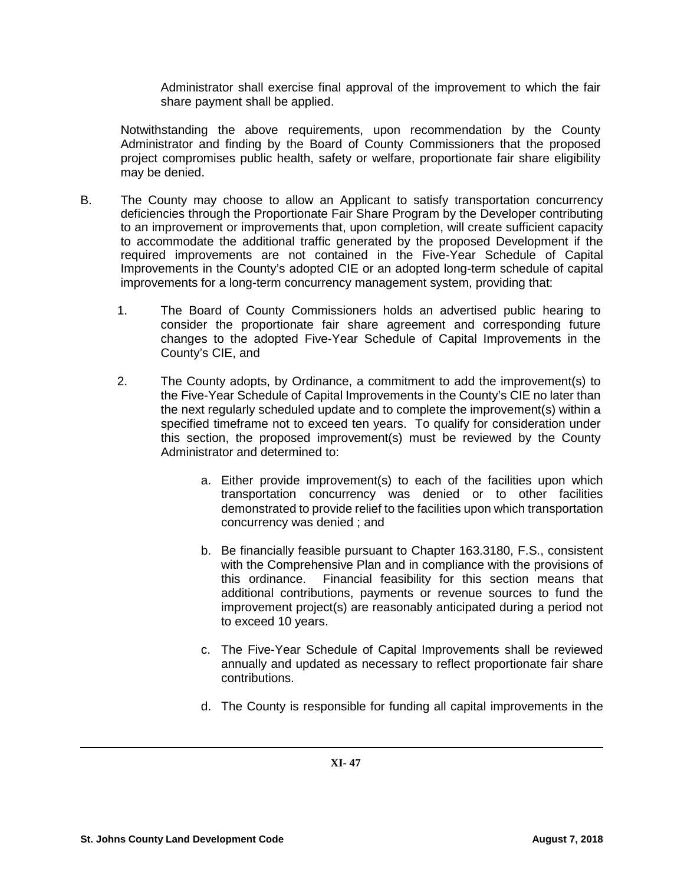Administrator shall exercise final approval of the improvement to which the fair share payment shall be applied.

Notwithstanding the above requirements, upon recommendation by the County Administrator and finding by the Board of County Commissioners that the proposed project compromises public health, safety or welfare, proportionate fair share eligibility may be denied.

B. The County may choose to allow an Applicant to satisfy transportation concurrency deficiencies through the Proportionate Fair Share Program by the Developer contributing to an improvement or improvements that, upon completion, will create sufficient capacity to accommodate the additional traffic generated by the proposed Development if the required improvements are not contained in the Five-Year Schedule of Capital Improvements in the County's adopted CIE or an adopted long-term schedule of capital improvements for a long-term concurrency management system, providing that:

   1. The Board of County Commissioners holds an advertised public hearing to consider the proportionate fair share agreement and corresponding future changes to the adopted Five-Year Schedule of Capital Improvements in the County's CIE, and

   2. The County adopts, by Ordinance, a commitment to add the improvement(s) to the Five-Year Schedule of Capital Improvements in the County's CIE no later than the next regularly scheduled update and to complete the improvement(s) within a specified timeframe not to exceed ten years. To qualify for consideration under this section, the proposed improvement(s) must be reviewed by the County Administrator and determined to:

      a. Either provide improvement(s) to each of the facilities upon which transportation concurrency was denied or to other facilities demonstrated to provide relief to the facilities upon which transportation concurrency was denied ; and

      b. Be financially feasible pursuant to Chapter 163.3180, F.S., consistent with the Comprehensive Plan and in compliance with the provisions of this ordinance. Financial feasibility for this section means that additional contributions, payments or revenue sources to fund the improvement project(s) are reasonably anticipated during a period not to exceed 10 years.

      c. The Five-Year Schedule of Capital Improvements shall be reviewed annually and updated as necessary to reflect proportionate fair share contributions.

      d. The County is responsible for funding all capital improvements in the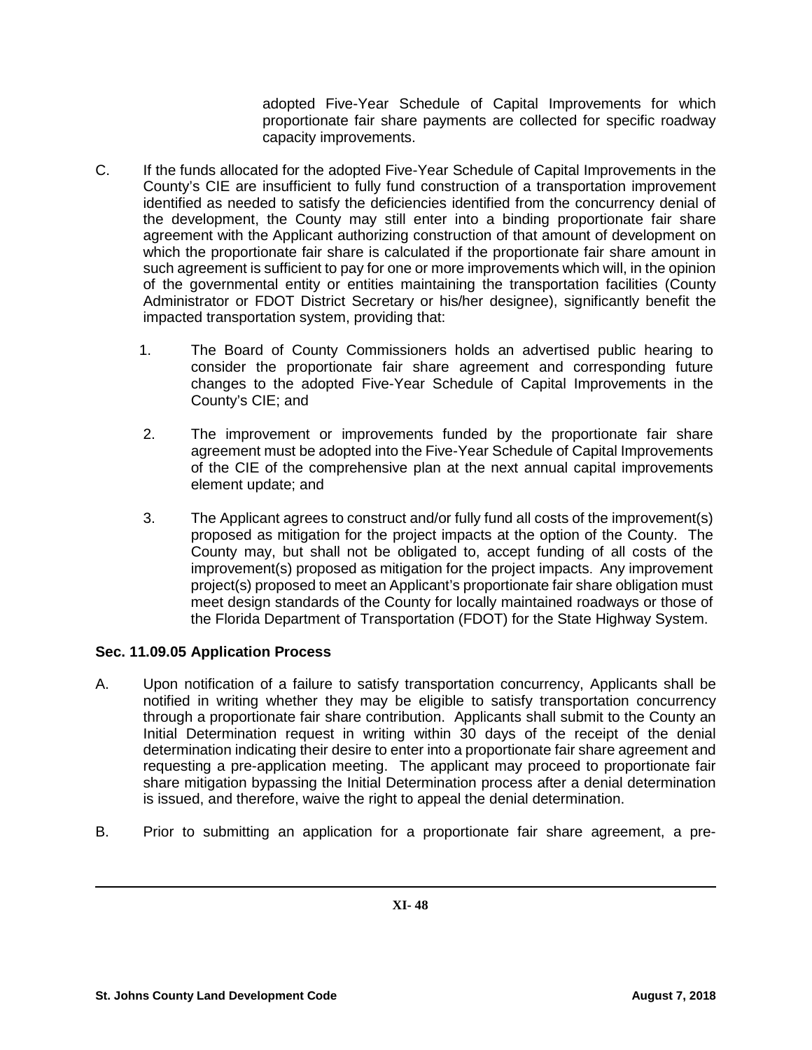adopted Five-Year Schedule of Capital Improvements for which proportionate fair share payments are collected for specific roadway capacity improvements.

C. If the funds allocated for the adopted Five-Year Schedule of Capital Improvements in the County's CIE are insufficient to fully fund construction of a transportation improvement identified as needed to satisfy the deficiencies identified from the concurrency denial of the development, the County may still enter into a binding proportionate fair share agreement with the Applicant authorizing construction of that amount of development on which the proportionate fair share is calculated if the proportionate fair share amount in such agreement is sufficient to pay for one or more improvements which will, in the opinion of the governmental entity or entities maintaining the transportation facilities (County Administrator or FDOT District Secretary or his/her designee), significantly benefit the impacted transportation system, providing that:

   1. The Board of County Commissioners holds an advertised public hearing to consider the proportionate fair share agreement and corresponding future changes to the adopted Five-Year Schedule of Capital Improvements in the County's CIE; and

   2. The improvement or improvements funded by the proportionate fair share agreement must be adopted into the Five-Year Schedule of Capital Improvements of the CIE of the comprehensive plan at the next annual capital improvements element update; and

   3. The Applicant agrees to construct and/or fully fund all costs of the improvement(s) proposed as mitigation for the project impacts at the option of the County. The County may, but shall not be obligated to, accept funding of all costs of the improvement(s) proposed as mitigation for the project impacts. Any improvement project(s) proposed to meet an Applicant's proportionate fair share obligation must meet design standards of the County for locally maintained roadways or those of the Florida Department of Transportation (FDOT) for the State Highway System.

**Sec. 11.09.05 Application Process**

A. Upon notification of a failure to satisfy transportation concurrency, Applicants shall be notified in writing whether they may be eligible to satisfy transportation concurrency through a proportionate fair share contribution. Applicants shall submit to the County an Initial Determination request in writing within 30 days of the receipt of the denial determination indicating their desire to enter into a proportionate fair share agreement and requesting a pre-application meeting. The applicant may proceed to proportionate fair share mitigation bypassing the Initial Determination process after a denial determination is issued, and therefore, waive the right to appeal the denial determination.

B. Prior to submitting an application for a proportionate fair share agreement, a pre-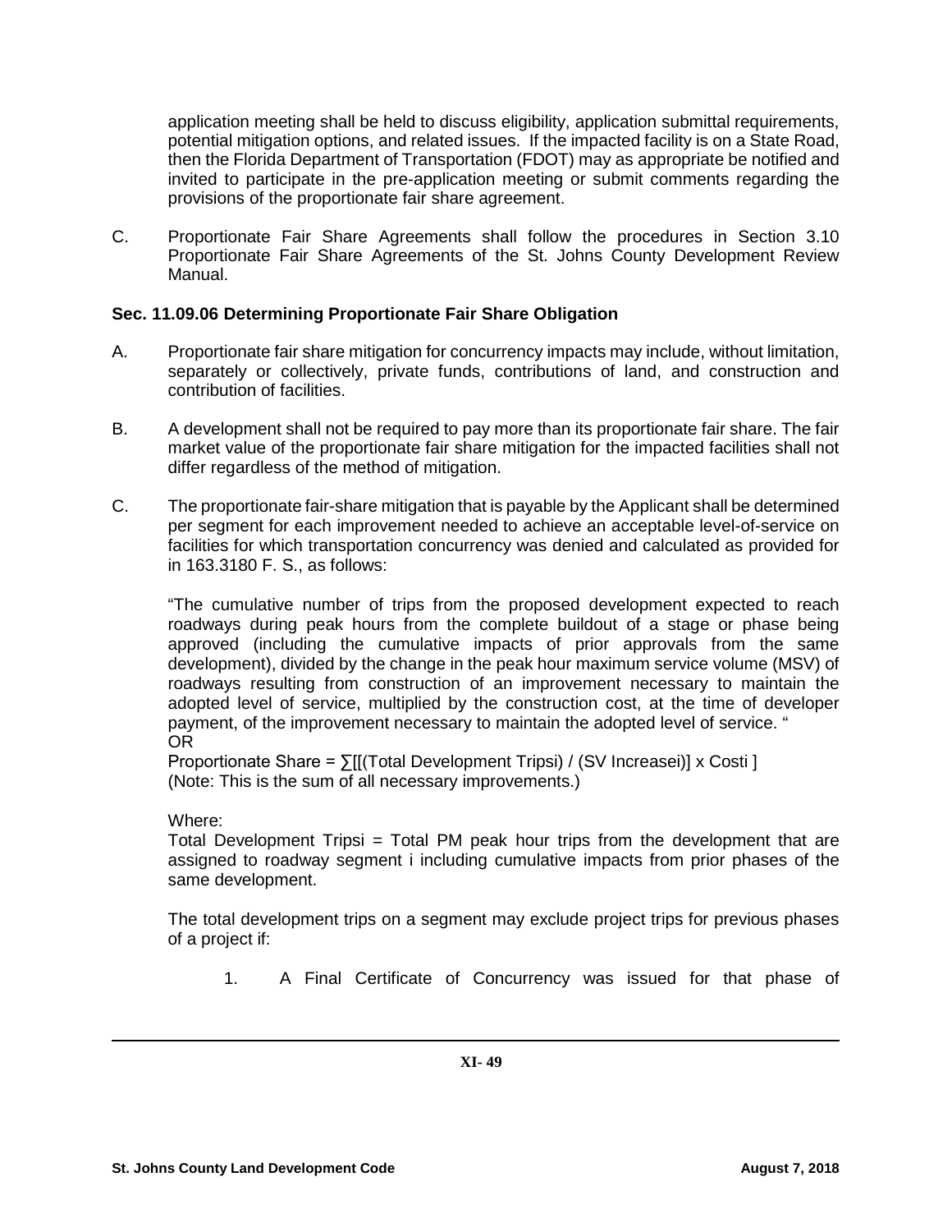application meeting shall be held to discuss eligibility, application submittal requirements, potential mitigation options, and related issues. If the impacted facility is on a State Road, then the Florida Department of Transportation (FDOT) may as appropriate be notified and invited to participate in the pre-application meeting or submit comments regarding the provisions of the proportionate fair share agreement.

C. Proportionate Fair Share Agreements shall follow the procedures in Section 3.10 Proportionate Fair Share Agreements of the St. Johns County Development Review Manual.

### Sec. 11.09.06 Determining Proportionate Fair Share Obligation

A. Proportionate fair share mitigation for concurrency impacts may include, without limitation, separately or collectively, private funds, contributions of land, and construction and contribution of facilities.

B. A development shall not be required to pay more than its proportionate fair share. The fair market value of the proportionate fair share mitigation for the impacted facilities shall not differ regardless of the method of mitigation.

C. The proportionate fair-share mitigation that is payable by the Applicant shall be determined per segment for each improvement needed to achieve an acceptable level-of-service on facilities for which transportation concurrency was denied and calculated as provided for in 163.3180 F. S., as follows:

"The cumulative number of trips from the proposed development expected to reach roadways during peak hours from the complete buildout of a stage or phase being approved (including the cumulative impacts of prior approvals from the same development), divided by the change in the peak hour maximum service volume (MSV) of roadways resulting from construction of an improvement necessary to maintain the adopted level of service, multiplied by the construction cost, at the time of developer payment, of the improvement necessary to maintain the adopted level of service. "
OR

Proportionate Share = $\sum[[(\text{Total Development Trips}_i) / (\text{SV Increase}_i)] \times \text{Cost}_i]$
(Note: This is the sum of all necessary improvements.)

Where:
Total Development $\text{Trips}_i$ = Total PM peak hour trips from the development that are assigned to roadway segment i including cumulative impacts from prior phases of the same development.

The total development trips on a segment may exclude project trips for previous phases of a project if:

1. A Final Certificate of Concurrency was issued for that phase of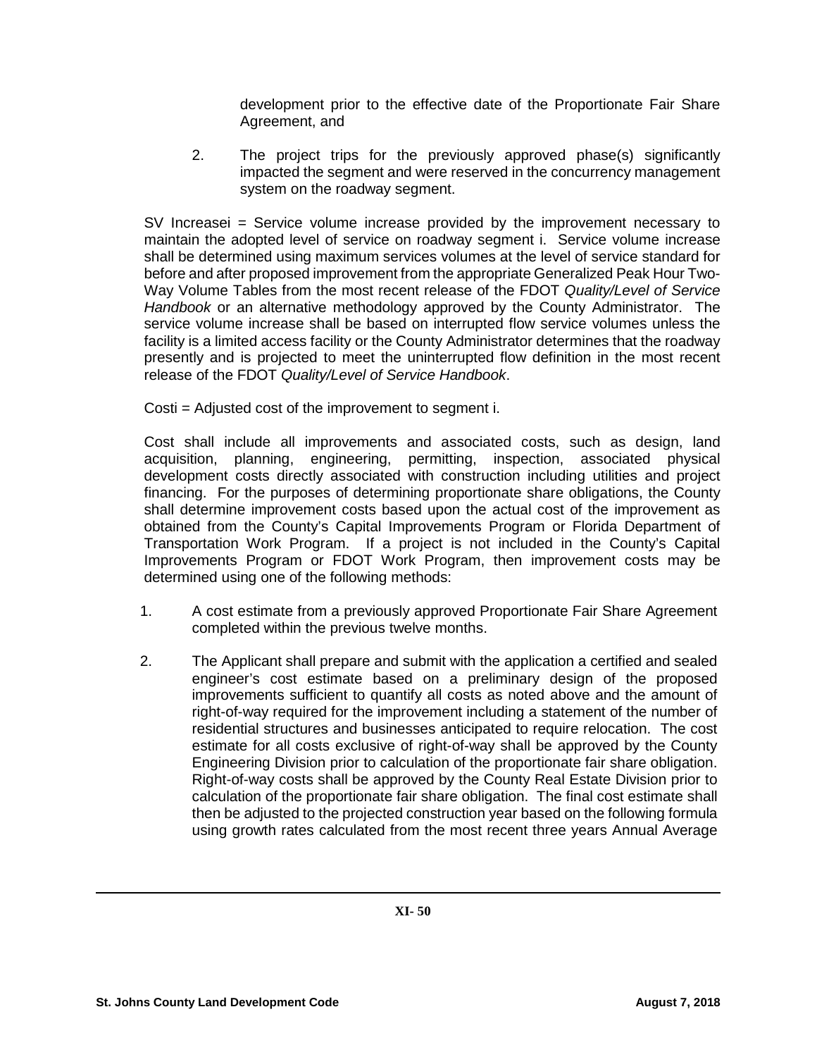development prior to the effective date of the Proportionate Fair Share Agreement, and

2. The project trips for the previously approved phase(s) significantly impacted the segment and were reserved in the concurrency management system on the roadway segment.

SV Increasei = Service volume increase provided by the improvement necessary to maintain the adopted level of service on roadway segment i. Service volume increase shall be determined using maximum services volumes at the level of service standard for before and after proposed improvement from the appropriate Generalized Peak Hour Two-Way Volume Tables from the most recent release of the FDOT *Quality/Level of Service Handbook* or an alternative methodology approved by the County Administrator. The service volume increase shall be based on interrupted flow service volumes unless the facility is a limited access facility or the County Administrator determines that the roadway presently and is projected to meet the uninterrupted flow definition in the most recent release of the FDOT *Quality/Level of Service Handbook*.

Costi = Adjusted cost of the improvement to segment i.

Cost shall include all improvements and associated costs, such as design, land acquisition, planning, engineering, permitting, inspection, associated physical development costs directly associated with construction including utilities and project financing. For the purposes of determining proportionate share obligations, the County shall determine improvement costs based upon the actual cost of the improvement as obtained from the County's Capital Improvements Program or Florida Department of Transportation Work Program. If a project is not included in the County's Capital Improvements Program or FDOT Work Program, then improvement costs may be determined using one of the following methods:

1. A cost estimate from a previously approved Proportionate Fair Share Agreement completed within the previous twelve months.

2. The Applicant shall prepare and submit with the application a certified and sealed engineer's cost estimate based on a preliminary design of the proposed improvements sufficient to quantify all costs as noted above and the amount of right-of-way required for the improvement including a statement of the number of residential structures and businesses anticipated to require relocation. The cost estimate for all costs exclusive of right-of-way shall be approved by the County Engineering Division prior to calculation of the proportionate fair share obligation. Right-of-way costs shall be approved by the County Real Estate Division prior to calculation of the proportionate fair share obligation. The final cost estimate shall then be adjusted to the projected construction year based on the following formula using growth rates calculated from the most recent three years Annual Average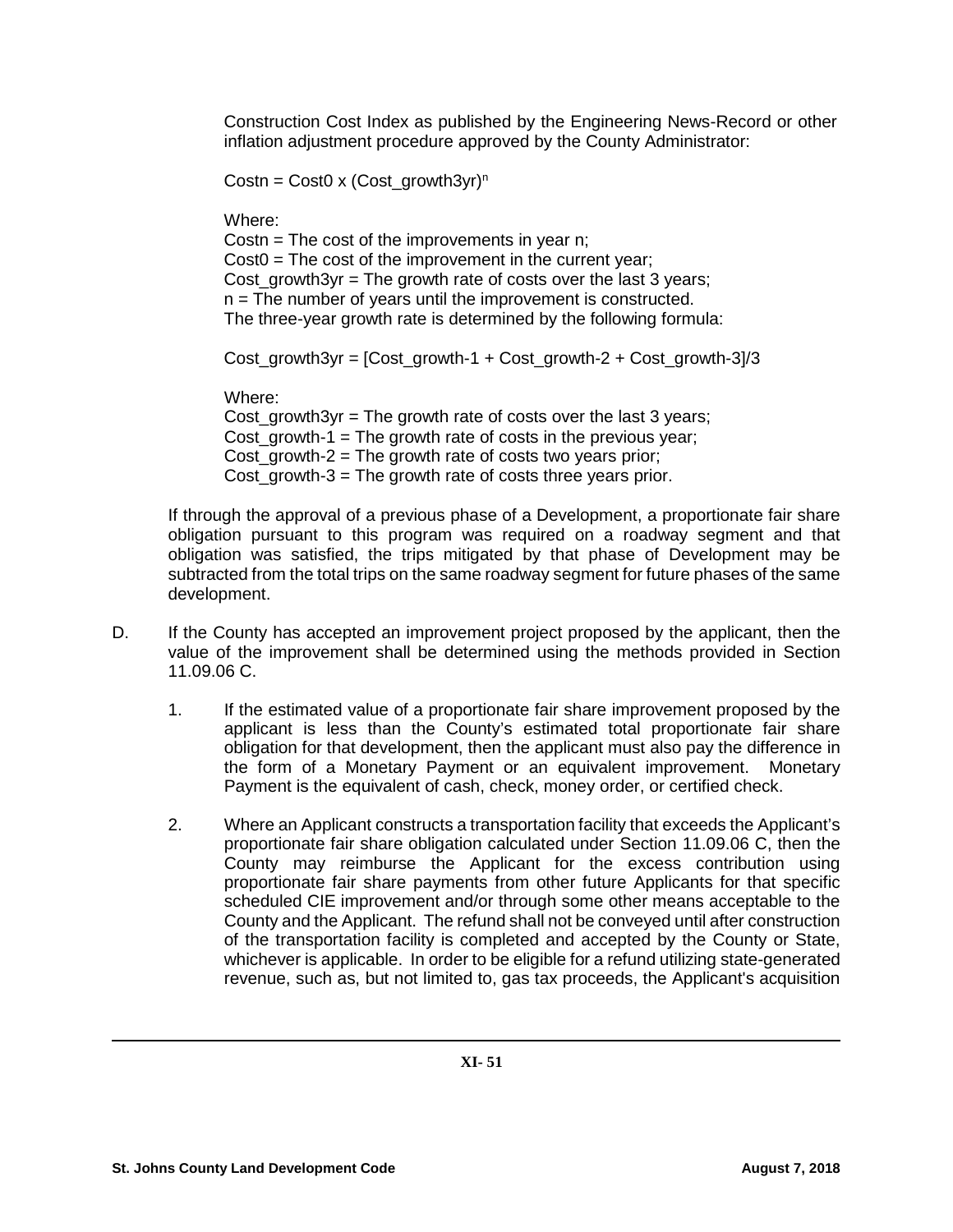Construction Cost Index as published by the Engineering News-Record or other inflation adjustment procedure approved by the County Administrator:

$$Cost_n = Cost_0 \times (Cost\_growth3yr)^n$$

Where:
$Cost_n$ = The cost of the improvements in year n;
$Cost_0$ = The cost of the improvement in the current year;
Cost_growth3yr = The growth rate of costs over the last 3 years;
n = The number of years until the improvement is constructed.
The three-year growth rate is determined by the following formula:

$$Cost\_growth3yr = [Cost\_growth{-1} + Cost\_growth{-2} + Cost\_growth{-3}]/3$$

Where:
Cost_growth3yr = The growth rate of costs over the last 3 years;
Cost_growth-1 = The growth rate of costs in the previous year;
Cost_growth-2 = The growth rate of costs two years prior;
Cost_growth-3 = The growth rate of costs three years prior.

If through the approval of a previous phase of a Development, a proportionate fair share obligation pursuant to this program was required on a roadway segment and that obligation was satisfied, the trips mitigated by that phase of Development may be subtracted from the total trips on the same roadway segment for future phases of the same development.

D. If the County has accepted an improvement project proposed by the applicant, then the value of the improvement shall be determined using the methods provided in Section 11.09.06 C.

1. If the estimated value of a proportionate fair share improvement proposed by the applicant is less than the County's estimated total proportionate fair share obligation for that development, then the applicant must also pay the difference in the form of a Monetary Payment or an equivalent improvement. Monetary Payment is the equivalent of cash, check, money order, or certified check.

2. Where an Applicant constructs a transportation facility that exceeds the Applicant's proportionate fair share obligation calculated under Section 11.09.06 C, then the County may reimburse the Applicant for the excess contribution using proportionate fair share payments from other future Applicants for that specific scheduled CIE improvement and/or through some other means acceptable to the County and the Applicant. The refund shall not be conveyed until after construction of the transportation facility is completed and accepted by the County or State, whichever is applicable. In order to be eligible for a refund utilizing state-generated revenue, such as, but not limited to, gas tax proceeds, the Applicant's acquisition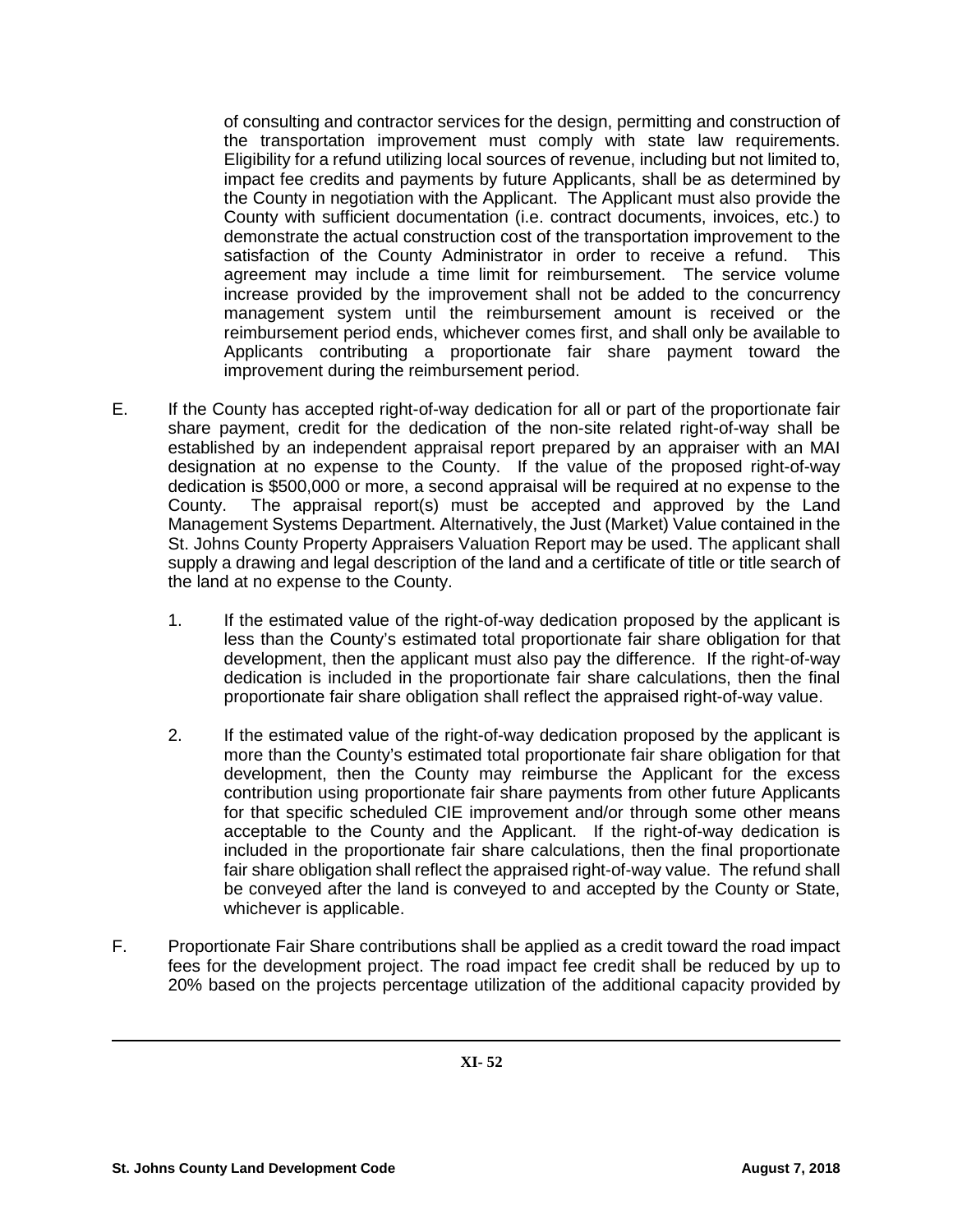of consulting and contractor services for the design, permitting and construction of the transportation improvement must comply with state law requirements. Eligibility for a refund utilizing local sources of revenue, including but not limited to, impact fee credits and payments by future Applicants, shall be as determined by the County in negotiation with the Applicant. The Applicant must also provide the County with sufficient documentation (i.e. contract documents, invoices, etc.) to demonstrate the actual construction cost of the transportation improvement to the satisfaction of the County Administrator in order to receive a refund. This agreement may include a time limit for reimbursement. The service volume increase provided by the improvement shall not be added to the concurrency management system until the reimbursement amount is received or the reimbursement period ends, whichever comes first, and shall only be available to Applicants contributing a proportionate fair share payment toward the improvement during the reimbursement period.

E. If the County has accepted right-of-way dedication for all or part of the proportionate fair share payment, credit for the dedication of the non-site related right-of-way shall be established by an independent appraisal report prepared by an appraiser with an MAI designation at no expense to the County. If the value of the proposed right-of-way dedication is $500,000 or more, a second appraisal will be required at no expense to the County. The appraisal report(s) must be accepted and approved by the Land Management Systems Department. Alternatively, the Just (Market) Value contained in the St. Johns County Property Appraisers Valuation Report may be used. The applicant shall supply a drawing and legal description of the land and a certificate of title or title search of the land at no expense to the County.

   1. If the estimated value of the right-of-way dedication proposed by the applicant is less than the County's estimated total proportionate fair share obligation for that development, then the applicant must also pay the difference. If the right-of-way dedication is included in the proportionate fair share calculations, then the final proportionate fair share obligation shall reflect the appraised right-of-way value.

   2. If the estimated value of the right-of-way dedication proposed by the applicant is more than the County's estimated total proportionate fair share obligation for that development, then the County may reimburse the Applicant for the excess contribution using proportionate fair share payments from other future Applicants for that specific scheduled CIE improvement and/or through some other means acceptable to the County and the Applicant. If the right-of-way dedication is included in the proportionate fair share calculations, then the final proportionate fair share obligation shall reflect the appraised right-of-way value. The refund shall be conveyed after the land is conveyed to and accepted by the County or State, whichever is applicable.

F. Proportionate Fair Share contributions shall be applied as a credit toward the road impact fees for the development project. The road impact fee credit shall be reduced by up to 20% based on the projects percentage utilization of the additional capacity provided by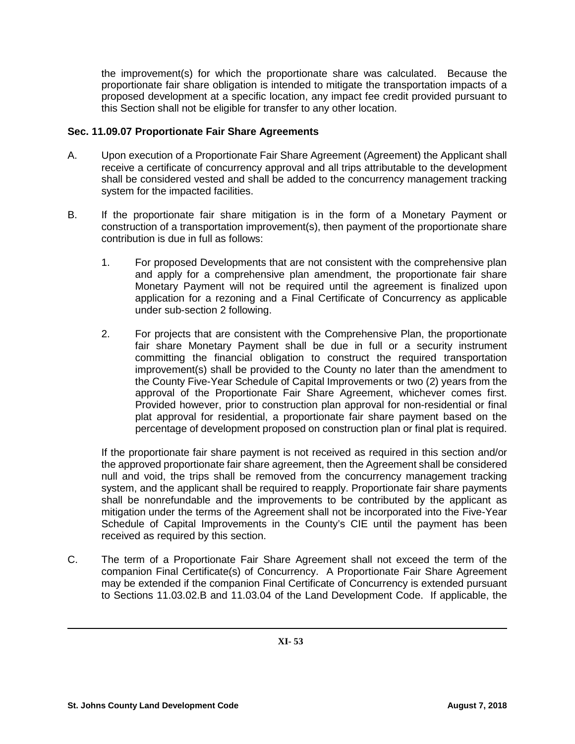the improvement(s) for which the proportionate share was calculated. Because the proportionate fair share obligation is intended to mitigate the transportation impacts of a proposed development at a specific location, any impact fee credit provided pursuant to this Section shall not be eligible for transfer to any other location.

### Sec. 11.09.07 Proportionate Fair Share Agreements

A. Upon execution of a Proportionate Fair Share Agreement (Agreement) the Applicant shall receive a certificate of concurrency approval and all trips attributable to the development shall be considered vested and shall be added to the concurrency management tracking system for the impacted facilities.

B. If the proportionate fair share mitigation is in the form of a Monetary Payment or construction of a transportation improvement(s), then payment of the proportionate share contribution is due in full as follows:

   1. For proposed Developments that are not consistent with the comprehensive plan and apply for a comprehensive plan amendment, the proportionate fair share Monetary Payment will not be required until the agreement is finalized upon application for a rezoning and a Final Certificate of Concurrency as applicable under sub-section 2 following.

   2. For projects that are consistent with the Comprehensive Plan, the proportionate fair share Monetary Payment shall be due in full or a security instrument committing the financial obligation to construct the required transportation improvement(s) shall be provided to the County no later than the amendment to the County Five-Year Schedule of Capital Improvements or two (2) years from the approval of the Proportionate Fair Share Agreement, whichever comes first. Provided however, prior to construction plan approval for non-residential or final plat approval for residential, a proportionate fair share payment based on the percentage of development proposed on construction plan or final plat is required.

   If the proportionate fair share payment is not received as required in this section and/or the approved proportionate fair share agreement, then the Agreement shall be considered null and void, the trips shall be removed from the concurrency management tracking system, and the applicant shall be required to reapply. Proportionate fair share payments shall be nonrefundable and the improvements to be contributed by the applicant as mitigation under the terms of the Agreement shall not be incorporated into the Five-Year Schedule of Capital Improvements in the County's CIE until the payment has been received as required by this section.

C. The term of a Proportionate Fair Share Agreement shall not exceed the term of the companion Final Certificate(s) of Concurrency. A Proportionate Fair Share Agreement may be extended if the companion Final Certificate of Concurrency is extended pursuant to Sections 11.03.02.B and 11.03.04 of the Land Development Code. If applicable, the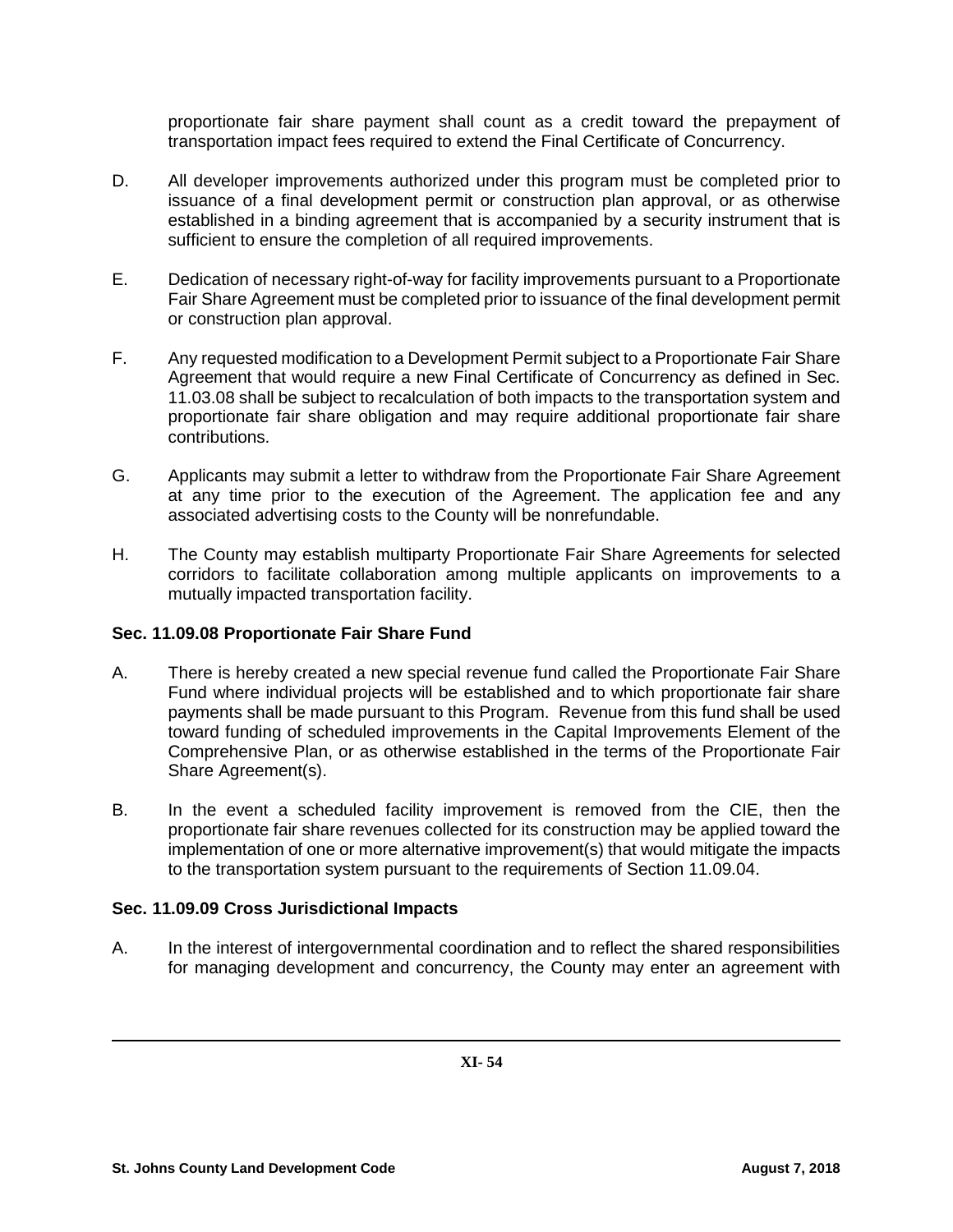proportionate fair share payment shall count as a credit toward the prepayment of transportation impact fees required to extend the Final Certificate of Concurrency.

D. All developer improvements authorized under this program must be completed prior to issuance of a final development permit or construction plan approval, or as otherwise established in a binding agreement that is accompanied by a security instrument that is sufficient to ensure the completion of all required improvements.

E. Dedication of necessary right-of-way for facility improvements pursuant to a Proportionate Fair Share Agreement must be completed prior to issuance of the final development permit or construction plan approval.

F. Any requested modification to a Development Permit subject to a Proportionate Fair Share Agreement that would require a new Final Certificate of Concurrency as defined in Sec. 11.03.08 shall be subject to recalculation of both impacts to the transportation system and proportionate fair share obligation and may require additional proportionate fair share contributions.

G. Applicants may submit a letter to withdraw from the Proportionate Fair Share Agreement at any time prior to the execution of the Agreement. The application fee and any associated advertising costs to the County will be nonrefundable.

H. The County may establish multiparty Proportionate Fair Share Agreements for selected corridors to facilitate collaboration among multiple applicants on improvements to a mutually impacted transportation facility.

### Sec. 11.09.08 Proportionate Fair Share Fund

A. There is hereby created a new special revenue fund called the Proportionate Fair Share Fund where individual projects will be established and to which proportionate fair share payments shall be made pursuant to this Program. Revenue from this fund shall be used toward funding of scheduled improvements in the Capital Improvements Element of the Comprehensive Plan, or as otherwise established in the terms of the Proportionate Fair Share Agreement(s).

B. In the event a scheduled facility improvement is removed from the CIE, then the proportionate fair share revenues collected for its construction may be applied toward the implementation of one or more alternative improvement(s) that would mitigate the impacts to the transportation system pursuant to the requirements of Section 11.09.04.

### Sec. 11.09.09 Cross Jurisdictional Impacts

A. In the interest of intergovernmental coordination and to reflect the shared responsibilities for managing development and concurrency, the County may enter an agreement with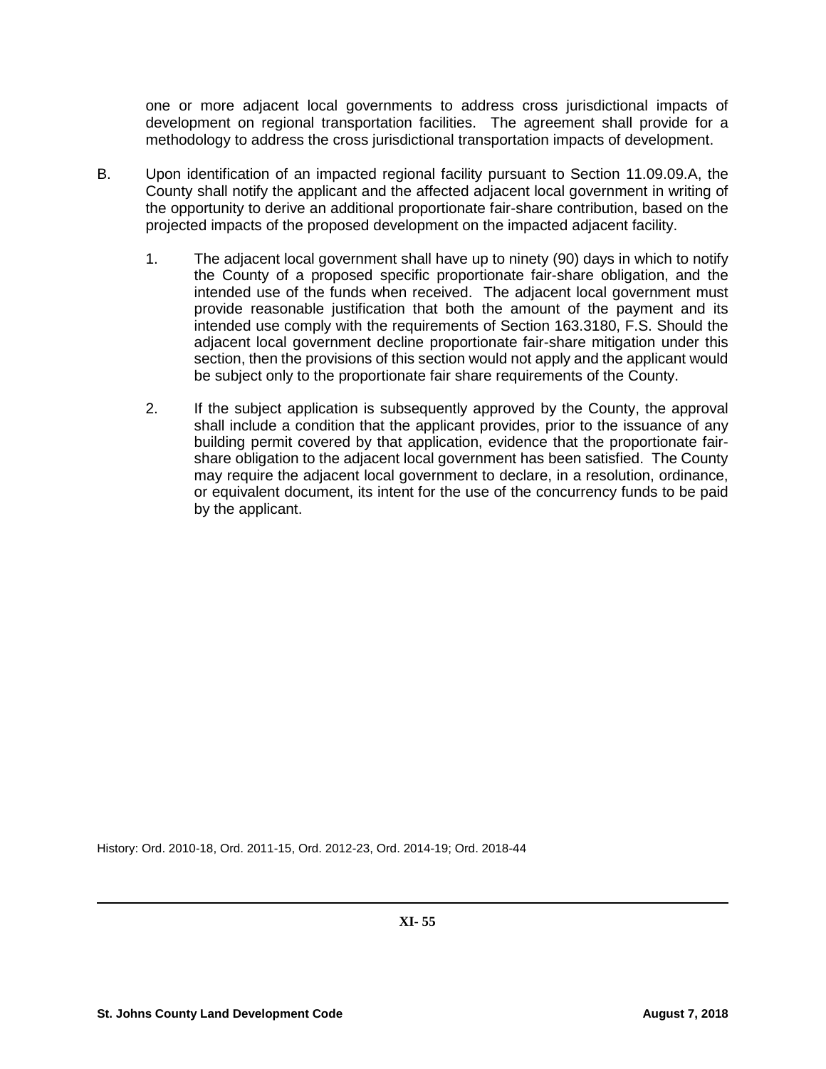one or more adjacent local governments to address cross jurisdictional impacts of development on regional transportation facilities. The agreement shall provide for a methodology to address the cross jurisdictional transportation impacts of development.

B. Upon identification of an impacted regional facility pursuant to Section 11.09.09.A, the County shall notify the applicant and the affected adjacent local government in writing of the opportunity to derive an additional proportionate fair-share contribution, based on the projected impacts of the proposed development on the impacted adjacent facility.

   1. The adjacent local government shall have up to ninety (90) days in which to notify the County of a proposed specific proportionate fair-share obligation, and the intended use of the funds when received. The adjacent local government must provide reasonable justification that both the amount of the payment and its intended use comply with the requirements of Section 163.3180, F.S. Should the adjacent local government decline proportionate fair-share mitigation under this section, then the provisions of this section would not apply and the applicant would be subject only to the proportionate fair share requirements of the County.

   2. If the subject application is subsequently approved by the County, the approval shall include a condition that the applicant provides, prior to the issuance of any building permit covered by that application, evidence that the proportionate fair-share obligation to the adjacent local government has been satisfied. The County may require the adjacent local government to declare, in a resolution, ordinance, or equivalent document, its intent for the use of the concurrency funds to be paid by the applicant.

History: Ord. 2010-18, Ord. 2011-15, Ord. 2012-23, Ord. 2014-19; Ord. 2018-44